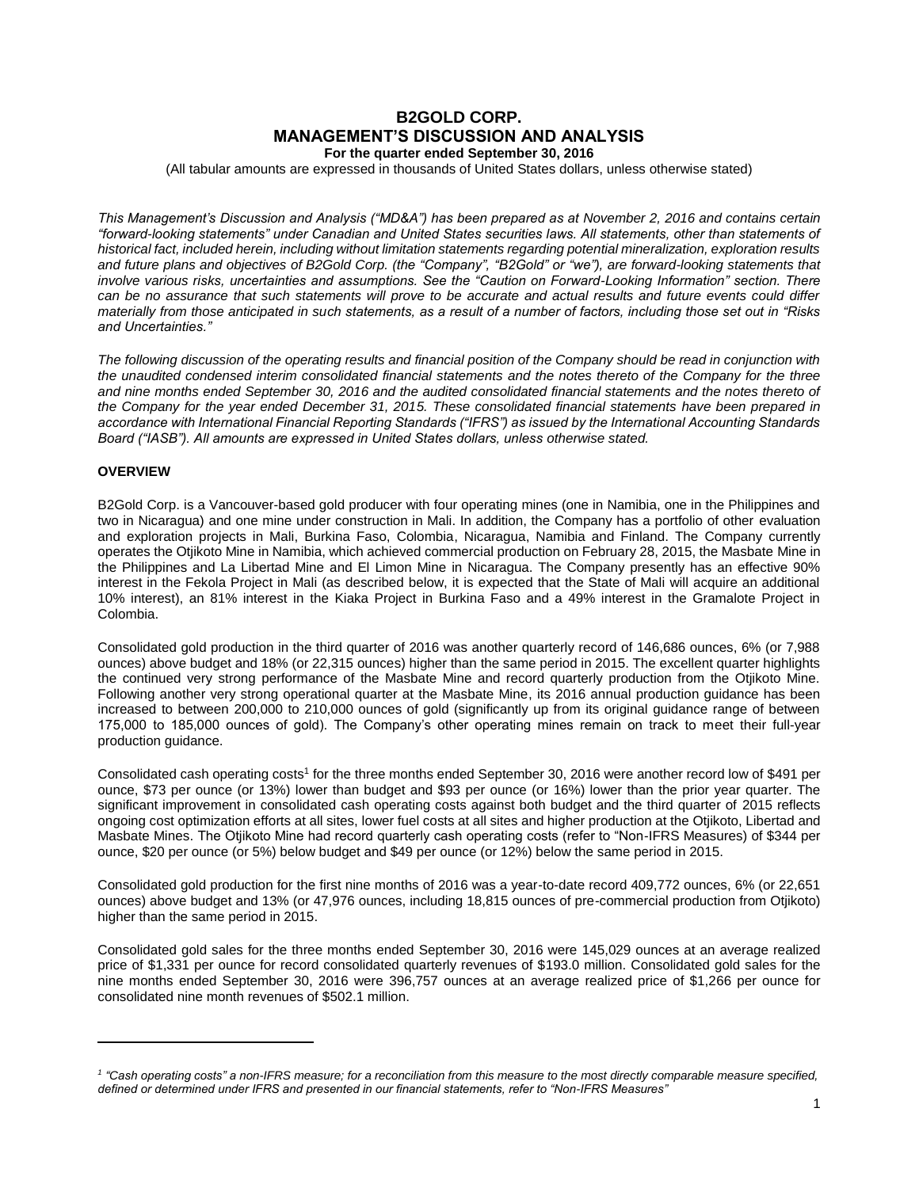# B2GOLD CORP.
# MANAGEMENT'S DISCUSSION AND ANALYSIS

**For the quarter ended September 30, 2016**

(All tabular amounts are expressed in thousands of United States dollars, unless otherwise stated)

*This Management's Discussion and Analysis ("MD&A") has been prepared as at November 2, 2016 and contains certain "forward-looking statements" under Canadian and United States securities laws. All statements, other than statements of historical fact, included herein, including without limitation statements regarding potential mineralization, exploration results and future plans and objectives of B2Gold Corp. (the "Company", "B2Gold" or "we"), are forward-looking statements that involve various risks, uncertainties and assumptions. See the "Caution on Forward-Looking Information" section. There can be no assurance that such statements will prove to be accurate and actual results and future events could differ materially from those anticipated in such statements, as a result of a number of factors, including those set out in "Risks and Uncertainties."*

*The following discussion of the operating results and financial position of the Company should be read in conjunction with the unaudited condensed interim consolidated financial statements and the notes thereto of the Company for the three and nine months ended September 30, 2016 and the audited consolidated financial statements and the notes thereto of the Company for the year ended December 31, 2015. These consolidated financial statements have been prepared in accordance with International Financial Reporting Standards ("IFRS") as issued by the International Accounting Standards Board ("IASB"). All amounts are expressed in United States dollars, unless otherwise stated.*

## OVERVIEW

B2Gold Corp. is a Vancouver-based gold producer with four operating mines (one in Namibia, one in the Philippines and two in Nicaragua) and one mine under construction in Mali. In addition, the Company has a portfolio of other evaluation and exploration projects in Mali, Burkina Faso, Colombia, Nicaragua, Namibia and Finland. The Company currently operates the Otjikoto Mine in Namibia, which achieved commercial production on February 28, 2015, the Masbate Mine in the Philippines and La Libertad Mine and El Limon Mine in Nicaragua. The Company presently has an effective 90% interest in the Fekola Project in Mali (as described below, it is expected that the State of Mali will acquire an additional 10% interest), an 81% interest in the Kiaka Project in Burkina Faso and a 49% interest in the Gramalote Project in Colombia.

Consolidated gold production in the third quarter of 2016 was another quarterly record of 146,686 ounces, 6% (or 7,988 ounces) above budget and 18% (or 22,315 ounces) higher than the same period in 2015. The excellent quarter highlights the continued very strong performance of the Masbate Mine and record quarterly production from the Otjikoto Mine. Following another very strong operational quarter at the Masbate Mine, its 2016 annual production guidance has been increased to between 200,000 to 210,000 ounces of gold (significantly up from its original guidance range of between 175,000 to 185,000 ounces of gold). The Company's other operating mines remain on track to meet their full-year production guidance.

Consolidated cash operating costs[1] for the three months ended September 30, 2016 were another record low of $491 per ounce, $73 per ounce (or 13%) lower than budget and $93 per ounce (or 16%) lower than the prior year quarter. The significant improvement in consolidated cash operating costs against both budget and the third quarter of 2015 reflects ongoing cost optimization efforts at all sites, lower fuel costs at all sites and higher production at the Otjikoto, Libertad and Masbate Mines. The Otjikoto Mine had record quarterly cash operating costs (refer to "Non-IFRS Measures) of $344 per ounce, $20 per ounce (or 5%) below budget and $49 per ounce (or 12%) below the same period in 2015.

Consolidated gold production for the first nine months of 2016 was a year-to-date record 409,772 ounces, 6% (or 22,651 ounces) above budget and 13% (or 47,976 ounces, including 18,815 ounces of pre-commercial production from Otjikoto) higher than the same period in 2015.

Consolidated gold sales for the three months ended September 30, 2016 were 145,029 ounces at an average realized price of $1,331 per ounce for record consolidated quarterly revenues of $193.0 million. Consolidated gold sales for the nine months ended September 30, 2016 were 396,757 ounces at an average realized price of $1,266 per ounce for consolidated nine month revenues of $502.1 million.

---

*[1] "Cash operating costs" a non-IFRS measure; for a reconciliation from this measure to the most directly comparable measure specified, defined or determined under IFRS and presented in our financial statements, refer to "Non-IFRS Measures"*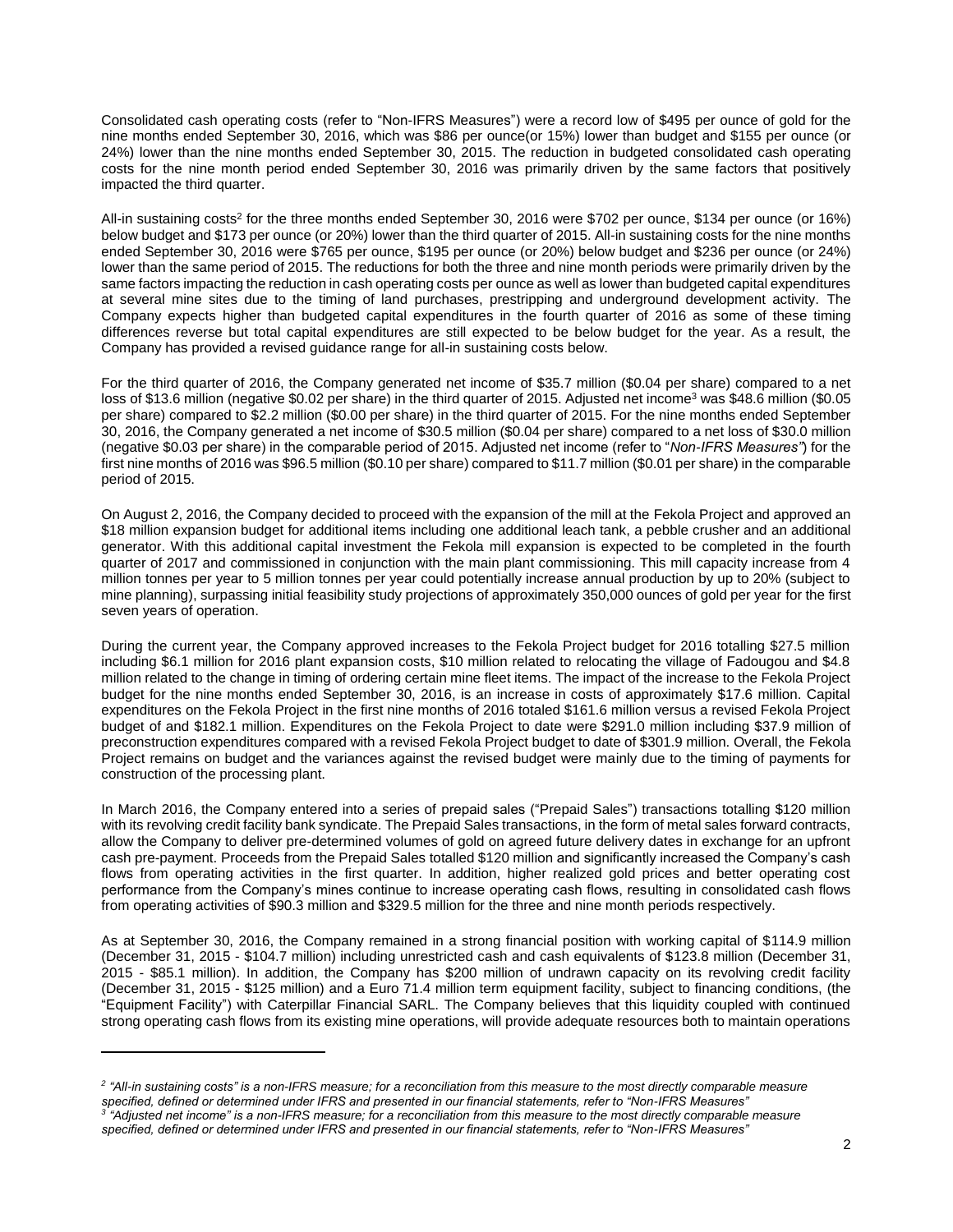Consolidated cash operating costs (refer to "Non-IFRS Measures") were a record low of $495 per ounce of gold for the nine months ended September 30, 2016, which was $86 per ounce(or 15%) lower than budget and $155 per ounce (or 24%) lower than the nine months ended September 30, 2015. The reduction in budgeted consolidated cash operating costs for the nine month period ended September 30, 2016 was primarily driven by the same factors that positively impacted the third quarter.

All-in sustaining costs[2] for the three months ended September 30, 2016 were $702 per ounce, $134 per ounce (or 16%) below budget and $173 per ounce (or 20%) lower than the third quarter of 2015. All-in sustaining costs for the nine months ended September 30, 2016 were $765 per ounce, $195 per ounce (or 20%) below budget and $236 per ounce (or 24%) lower than the same period of 2015. The reductions for both the three and nine month periods were primarily driven by the same factors impacting the reduction in cash operating costs per ounce as well as lower than budgeted capital expenditures at several mine sites due to the timing of land purchases, prestripping and underground development activity. The Company expects higher than budgeted capital expenditures in the fourth quarter of 2016 as some of these timing differences reverse but total capital expenditures are still expected to be below budget for the year. As a result, the Company has provided a revised guidance range for all-in sustaining costs below.

For the third quarter of 2016, the Company generated net income of $35.7 million ($0.04 per share) compared to a net loss of $13.6 million (negative $0.02 per share) in the third quarter of 2015. Adjusted net income[3] was $48.6 million ($0.05 per share) compared to $2.2 million ($0.00 per share) in the third quarter of 2015. For the nine months ended September 30, 2016, the Company generated a net income of $30.5 million ($0.04 per share) compared to a net loss of $30.0 million (negative $0.03 per share) in the comparable period of 2015. Adjusted net income (refer to "*Non-IFRS Measures*") for the first nine months of 2016 was $96.5 million ($0.10 per share) compared to $11.7 million ($0.01 per share) in the comparable period of 2015.

On August 2, 2016, the Company decided to proceed with the expansion of the mill at the Fekola Project and approved an $18 million expansion budget for additional items including one additional leach tank, a pebble crusher and an additional generator. With this additional capital investment the Fekola mill expansion is expected to be completed in the fourth quarter of 2017 and commissioned in conjunction with the main plant commissioning. This mill capacity increase from 4 million tonnes per year to 5 million tonnes per year could potentially increase annual production by up to 20% (subject to mine planning), surpassing initial feasibility study projections of approximately 350,000 ounces of gold per year for the first seven years of operation.

During the current year, the Company approved increases to the Fekola Project budget for 2016 totalling $27.5 million including $6.1 million for 2016 plant expansion costs, $10 million related to relocating the village of Fadougou and $4.8 million related to the change in timing of ordering certain mine fleet items. The impact of the increase to the Fekola Project budget for the nine months ended September 30, 2016, is an increase in costs of approximately $17.6 million. Capital expenditures on the Fekola Project in the first nine months of 2016 totaled $161.6 million versus a revised Fekola Project budget of and $182.1 million. Expenditures on the Fekola Project to date were $291.0 million including $37.9 million of preconstruction expenditures compared with a revised Fekola Project budget to date of $301.9 million. Overall, the Fekola Project remains on budget and the variances against the revised budget were mainly due to the timing of payments for construction of the processing plant.

In March 2016, the Company entered into a series of prepaid sales ("Prepaid Sales") transactions totalling $120 million with its revolving credit facility bank syndicate. The Prepaid Sales transactions, in the form of metal sales forward contracts, allow the Company to deliver pre-determined volumes of gold on agreed future delivery dates in exchange for an upfront cash pre-payment. Proceeds from the Prepaid Sales totalled $120 million and significantly increased the Company's cash flows from operating activities in the first quarter. In addition, higher realized gold prices and better operating cost performance from the Company's mines continue to increase operating cash flows, resulting in consolidated cash flows from operating activities of $90.3 million and $329.5 million for the three and nine month periods respectively.

As at September 30, 2016, the Company remained in a strong financial position with working capital of $114.9 million (December 31, 2015 - $104.7 million) including unrestricted cash and cash equivalents of $123.8 million (December 31, 2015 - $85.1 million). In addition, the Company has $200 million of undrawn capacity on its revolving credit facility (December 31, 2015 - $125 million) and a Euro 71.4 million term equipment facility, subject to financing conditions, (the "Equipment Facility") with Caterpillar Financial SARL. The Company believes that this liquidity coupled with continued strong operating cash flows from its existing mine operations, will provide adequate resources both to maintain operations

---

[2] *"All-in sustaining costs" is a non-IFRS measure; for a reconciliation from this measure to the most directly comparable measure specified, defined or determined under IFRS and presented in our financial statements, refer to "Non-IFRS Measures"*

[3] *"Adjusted net income" is a non-IFRS measure; for a reconciliation from this measure to the most directly comparable measure specified, defined or determined under IFRS and presented in our financial statements, refer to "Non-IFRS Measures"*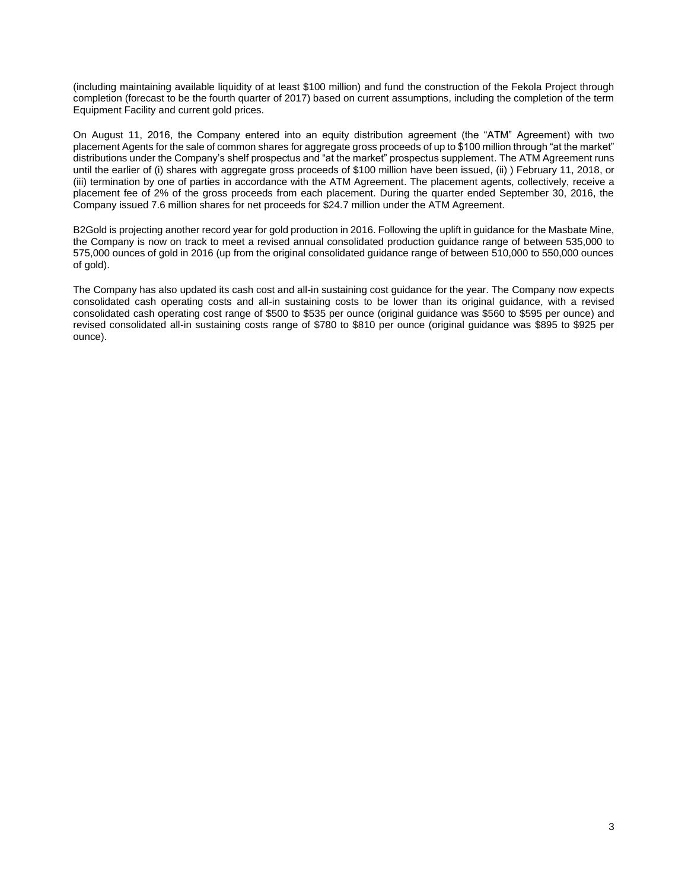(including maintaining available liquidity of at least $100 million) and fund the construction of the Fekola Project through completion (forecast to be the fourth quarter of 2017) based on current assumptions, including the completion of the term Equipment Facility and current gold prices.

On August 11, 2016, the Company entered into an equity distribution agreement (the "ATM" Agreement) with two placement Agents for the sale of common shares for aggregate gross proceeds of up to $100 million through "at the market" distributions under the Company's shelf prospectus and "at the market" prospectus supplement. The ATM Agreement runs until the earlier of (i) shares with aggregate gross proceeds of $100 million have been issued, (ii) ) February 11, 2018, or (iii) termination by one of parties in accordance with the ATM Agreement. The placement agents, collectively, receive a placement fee of 2% of the gross proceeds from each placement. During the quarter ended September 30, 2016, the Company issued 7.6 million shares for net proceeds for $24.7 million under the ATM Agreement.

B2Gold is projecting another record year for gold production in 2016. Following the uplift in guidance for the Masbate Mine, the Company is now on track to meet a revised annual consolidated production guidance range of between 535,000 to 575,000 ounces of gold in 2016 (up from the original consolidated guidance range of between 510,000 to 550,000 ounces of gold).

The Company has also updated its cash cost and all-in sustaining cost guidance for the year. The Company now expects consolidated cash operating costs and all-in sustaining costs to be lower than its original guidance, with a revised consolidated cash operating cost range of $500 to $535 per ounce (original guidance was $560 to $595 per ounce) and revised consolidated all-in sustaining costs range of $780 to $810 per ounce (original guidance was $895 to $925 per ounce).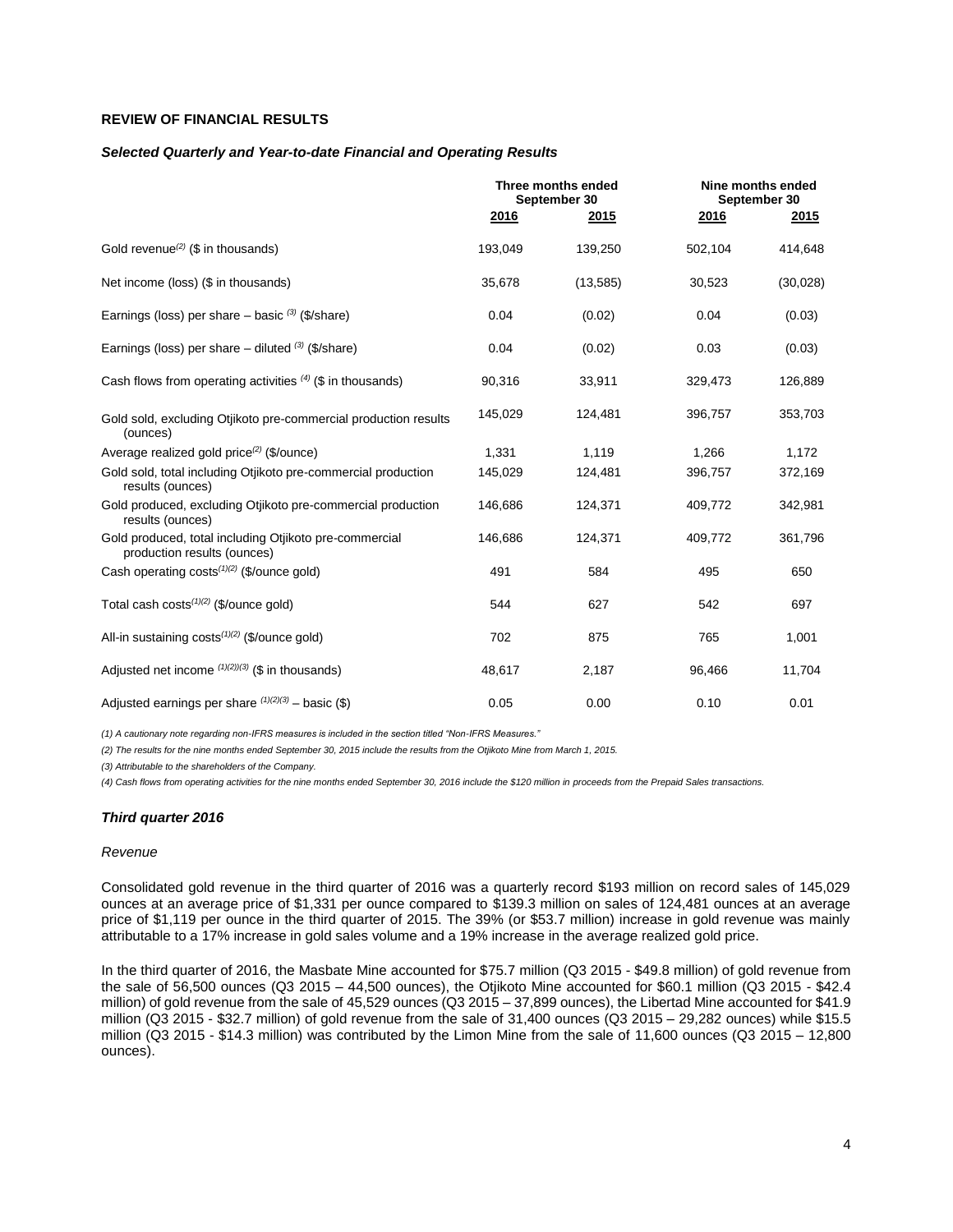**REVIEW OF FINANCIAL RESULTS**

***Selected Quarterly and Year-to-date Financial and Operating Results***

| | Three months ended September 30 | | Nine months ended September 30 | |
|---|---|---|---|---|
| | 2016 | 2015 | 2016 | 2015 |
| Gold revenue[(2)] ($ in thousands) | 193,049 | 139,250 | 502,104 | 414,648 |
| Net income (loss) ($ in thousands) | 35,678 | (13,585) | 30,523 | (30,028) |
| Earnings (loss) per share – basic [(3)] ($/share) | 0.04 | (0.02) | 0.04 | (0.03) |
| Earnings (loss) per share – diluted [(3)] ($/share) | 0.04 | (0.02) | 0.03 | (0.03) |
| Cash flows from operating activities [(4)] ($ in thousands) | 90,316 | 33,911 | 329,473 | 126,889 |
| Gold sold, excluding Otjikoto pre-commercial production results (ounces) | 145,029 | 124,481 | 396,757 | 353,703 |
| Average realized gold price[(2)] ($/ounce) | 1,331 | 1,119 | 1,266 | 1,172 |
| Gold sold, total including Otjikoto pre-commercial production results (ounces) | 145,029 | 124,481 | 396,757 | 372,169 |
| Gold produced, excluding Otjikoto pre-commercial production results (ounces) | 146,686 | 124,371 | 409,772 | 342,981 |
| Gold produced, total including Otjikoto pre-commercial production results (ounces) | 146,686 | 124,371 | 409,772 | 361,796 |
| Cash operating costs[(1)(2)] ($/ounce gold) | 491 | 584 | 495 | 650 |
| Total cash costs[(1)(2)] ($/ounce gold) | 544 | 627 | 542 | 697 |
| All-in sustaining costs[(1)(2)] ($/ounce gold) | 702 | 875 | 765 | 1,001 |
| Adjusted net income [(1)(2)(3)] ($ in thousands) | 48,617 | 2,187 | 96,466 | 11,704 |
| Adjusted earnings per share [(1)(2)(3)] – basic ($) | 0.05 | 0.00 | 0.10 | 0.01 |

*(1) A cautionary note regarding non-IFRS measures is included in the section titled "Non-IFRS Measures."*

*(2) The results for the nine months ended September 30, 2015 include the results from the Otjikoto Mine from March 1, 2015.*

*(3) Attributable to the shareholders of the Company.*

*(4) Cash flows from operating activities for the nine months ended September 30, 2016 include the $120 million in proceeds from the Prepaid Sales transactions.*

***Third quarter 2016***

*Revenue*

Consolidated gold revenue in the third quarter of 2016 was a quarterly record $193 million on record sales of 145,029 ounces at an average price of $1,331 per ounce compared to $139.3 million on sales of 124,481 ounces at an average price of $1,119 per ounce in the third quarter of 2015. The 39% (or $53.7 million) increase in gold revenue was mainly attributable to a 17% increase in gold sales volume and a 19% increase in the average realized gold price.

In the third quarter of 2016, the Masbate Mine accounted for $75.7 million (Q3 2015 - $49.8 million) of gold revenue from the sale of 56,500 ounces (Q3 2015 – 44,500 ounces), the Otjikoto Mine accounted for $60.1 million (Q3 2015 - $42.4 million) of gold revenue from the sale of 45,529 ounces (Q3 2015 – 37,899 ounces), the Libertad Mine accounted for $41.9 million (Q3 2015 - $32.7 million) of gold revenue from the sale of 31,400 ounces (Q3 2015 – 29,282 ounces) while $15.5 million (Q3 2015 - $14.3 million) was contributed by the Limon Mine from the sale of 11,600 ounces (Q3 2015 – 12,800 ounces).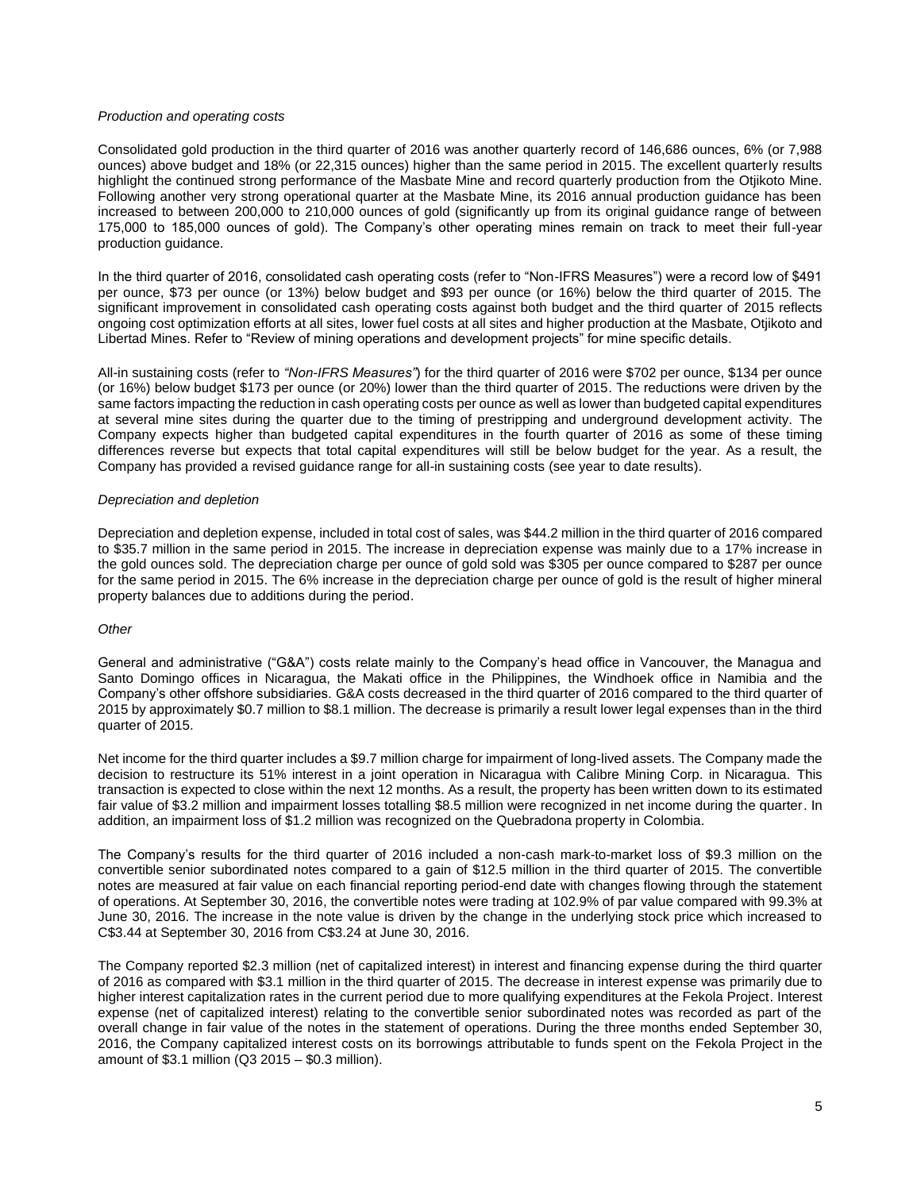*Production and operating costs*

Consolidated gold production in the third quarter of 2016 was another quarterly record of 146,686 ounces, 6% (or 7,988 ounces) above budget and 18% (or 22,315 ounces) higher than the same period in 2015. The excellent quarterly results highlight the continued strong performance of the Masbate Mine and record quarterly production from the Otjikoto Mine. Following another very strong operational quarter at the Masbate Mine, its 2016 annual production guidance has been increased to between 200,000 to 210,000 ounces of gold (significantly up from its original guidance range of between 175,000 to 185,000 ounces of gold). The Company's other operating mines remain on track to meet their full-year production guidance.

In the third quarter of 2016, consolidated cash operating costs (refer to "Non-IFRS Measures") were a record low of $491 per ounce, $73 per ounce (or 13%) below budget and $93 per ounce (or 16%) below the third quarter of 2015. The significant improvement in consolidated cash operating costs against both budget and the third quarter of 2015 reflects ongoing cost optimization efforts at all sites, lower fuel costs at all sites and higher production at the Masbate, Otjikoto and Libertad Mines. Refer to "Review of mining operations and development projects" for mine specific details.

All-in sustaining costs (refer to *"Non-IFRS Measures"*) for the third quarter of 2016 were $702 per ounce, $134 per ounce (or 16%) below budget $173 per ounce (or 20%) lower than the third quarter of 2015. The reductions were driven by the same factors impacting the reduction in cash operating costs per ounce as well as lower than budgeted capital expenditures at several mine sites during the quarter due to the timing of prestripping and underground development activity. The Company expects higher than budgeted capital expenditures in the fourth quarter of 2016 as some of these timing differences reverse but expects that total capital expenditures will still be below budget for the year. As a result, the Company has provided a revised guidance range for all-in sustaining costs (see year to date results).

*Depreciation and depletion*

Depreciation and depletion expense, included in total cost of sales, was $44.2 million in the third quarter of 2016 compared to $35.7 million in the same period in 2015. The increase in depreciation expense was mainly due to a 17% increase in the gold ounces sold. The depreciation charge per ounce of gold sold was $305 per ounce compared to $287 per ounce for the same period in 2015. The 6% increase in the depreciation charge per ounce of gold is the result of higher mineral property balances due to additions during the period.

*Other*

General and administrative ("G&A") costs relate mainly to the Company's head office in Vancouver, the Managua and Santo Domingo offices in Nicaragua, the Makati office in the Philippines, the Windhoek office in Namibia and the Company's other offshore subsidiaries. G&A costs decreased in the third quarter of 2016 compared to the third quarter of 2015 by approximately $0.7 million to $8.1 million. The decrease is primarily a result lower legal expenses than in the third quarter of 2015.

Net income for the third quarter includes a $9.7 million charge for impairment of long-lived assets. The Company made the decision to restructure its 51% interest in a joint operation in Nicaragua with Calibre Mining Corp. in Nicaragua. This transaction is expected to close within the next 12 months. As a result, the property has been written down to its estimated fair value of $3.2 million and impairment losses totalling $8.5 million were recognized in net income during the quarter. In addition, an impairment loss of $1.2 million was recognized on the Quebradona property in Colombia.

The Company's results for the third quarter of 2016 included a non-cash mark-to-market loss of $9.3 million on the convertible senior subordinated notes compared to a gain of $12.5 million in the third quarter of 2015. The convertible notes are measured at fair value on each financial reporting period-end date with changes flowing through the statement of operations. At September 30, 2016, the convertible notes were trading at 102.9% of par value compared with 99.3% at June 30, 2016. The increase in the note value is driven by the change in the underlying stock price which increased to C$3.44 at September 30, 2016 from C$3.24 at June 30, 2016.

The Company reported $2.3 million (net of capitalized interest) in interest and financing expense during the third quarter of 2016 as compared with $3.1 million in the third quarter of 2015. The decrease in interest expense was primarily due to higher interest capitalization rates in the current period due to more qualifying expenditures at the Fekola Project. Interest expense (net of capitalized interest) relating to the convertible senior subordinated notes was recorded as part of the overall change in fair value of the notes in the statement of operations. During the three months ended September 30, 2016, the Company capitalized interest costs on its borrowings attributable to funds spent on the Fekola Project in the amount of $3.1 million (Q3 2015 – $0.3 million).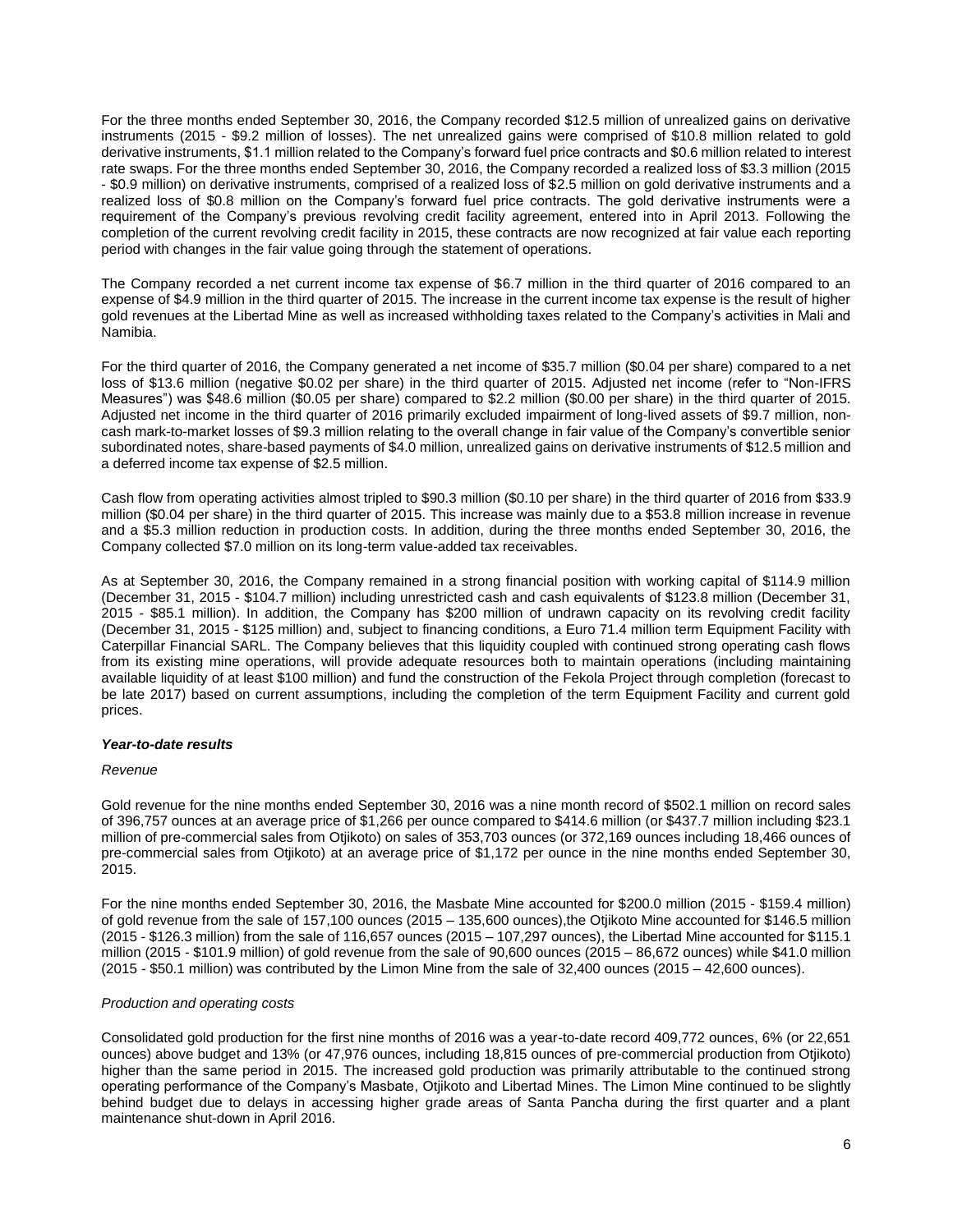For the three months ended September 30, 2016, the Company recorded $12.5 million of unrealized gains on derivative instruments (2015 - $9.2 million of losses). The net unrealized gains were comprised of $10.8 million related to gold derivative instruments, $1.1 million related to the Company's forward fuel price contracts and $0.6 million related to interest rate swaps. For the three months ended September 30, 2016, the Company recorded a realized loss of $3.3 million (2015 - $0.9 million) on derivative instruments, comprised of a realized loss of $2.5 million on gold derivative instruments and a realized loss of $0.8 million on the Company's forward fuel price contracts. The gold derivative instruments were a requirement of the Company's previous revolving credit facility agreement, entered into in April 2013. Following the completion of the current revolving credit facility in 2015, these contracts are now recognized at fair value each reporting period with changes in the fair value going through the statement of operations.

The Company recorded a net current income tax expense of $6.7 million in the third quarter of 2016 compared to an expense of $4.9 million in the third quarter of 2015. The increase in the current income tax expense is the result of higher gold revenues at the Libertad Mine as well as increased withholding taxes related to the Company's activities in Mali and Namibia.

For the third quarter of 2016, the Company generated a net income of $35.7 million ($0.04 per share) compared to a net loss of $13.6 million (negative $0.02 per share) in the third quarter of 2015. Adjusted net income (refer to "Non-IFRS Measures") was $48.6 million ($0.05 per share) compared to $2.2 million ($0.00 per share) in the third quarter of 2015. Adjusted net income in the third quarter of 2016 primarily excluded impairment of long-lived assets of $9.7 million, non-cash mark-to-market losses of $9.3 million relating to the overall change in fair value of the Company's convertible senior subordinated notes, share-based payments of $4.0 million, unrealized gains on derivative instruments of $12.5 million and a deferred income tax expense of $2.5 million.

Cash flow from operating activities almost tripled to $90.3 million ($0.10 per share) in the third quarter of 2016 from $33.9 million ($0.04 per share) in the third quarter of 2015. This increase was mainly due to a $53.8 million increase in revenue and a $5.3 million reduction in production costs. In addition, during the three months ended September 30, 2016, the Company collected $7.0 million on its long-term value-added tax receivables.

As at September 30, 2016, the Company remained in a strong financial position with working capital of $114.9 million (December 31, 2015 - $104.7 million) including unrestricted cash and cash equivalents of $123.8 million (December 31, 2015 - $85.1 million). In addition, the Company has $200 million of undrawn capacity on its revolving credit facility (December 31, 2015 - $125 million) and, subject to financing conditions, a Euro 71.4 million term Equipment Facility with Caterpillar Financial SARL. The Company believes that this liquidity coupled with continued strong operating cash flows from its existing mine operations, will provide adequate resources both to maintain operations (including maintaining available liquidity of at least $100 million) and fund the construction of the Fekola Project through completion (forecast to be late 2017) based on current assumptions, including the completion of the term Equipment Facility and current gold prices.

***Year-to-date results***

*Revenue*

Gold revenue for the nine months ended September 30, 2016 was a nine month record of $502.1 million on record sales of 396,757 ounces at an average price of $1,266 per ounce compared to $414.6 million (or $437.7 million including $23.1 million of pre-commercial sales from Otjikoto) on sales of 353,703 ounces (or 372,169 ounces including 18,466 ounces of pre-commercial sales from Otjikoto) at an average price of $1,172 per ounce in the nine months ended September 30, 2015.

For the nine months ended September 30, 2016, the Masbate Mine accounted for $200.0 million (2015 - $159.4 million) of gold revenue from the sale of 157,100 ounces (2015 – 135,600 ounces),the Otjikoto Mine accounted for $146.5 million (2015 - $126.3 million) from the sale of 116,657 ounces (2015 – 107,297 ounces), the Libertad Mine accounted for $115.1 million (2015 - $101.9 million) of gold revenue from the sale of 90,600 ounces (2015 – 86,672 ounces) while $41.0 million (2015 - $50.1 million) was contributed by the Limon Mine from the sale of 32,400 ounces (2015 – 42,600 ounces).

*Production and operating costs*

Consolidated gold production for the first nine months of 2016 was a year-to-date record 409,772 ounces, 6% (or 22,651 ounces) above budget and 13% (or 47,976 ounces, including 18,815 ounces of pre-commercial production from Otjikoto) higher than the same period in 2015. The increased gold production was primarily attributable to the continued strong operating performance of the Company's Masbate, Otjikoto and Libertad Mines. The Limon Mine continued to be slightly behind budget due to delays in accessing higher grade areas of Santa Pancha during the first quarter and a plant maintenance shut-down in April 2016.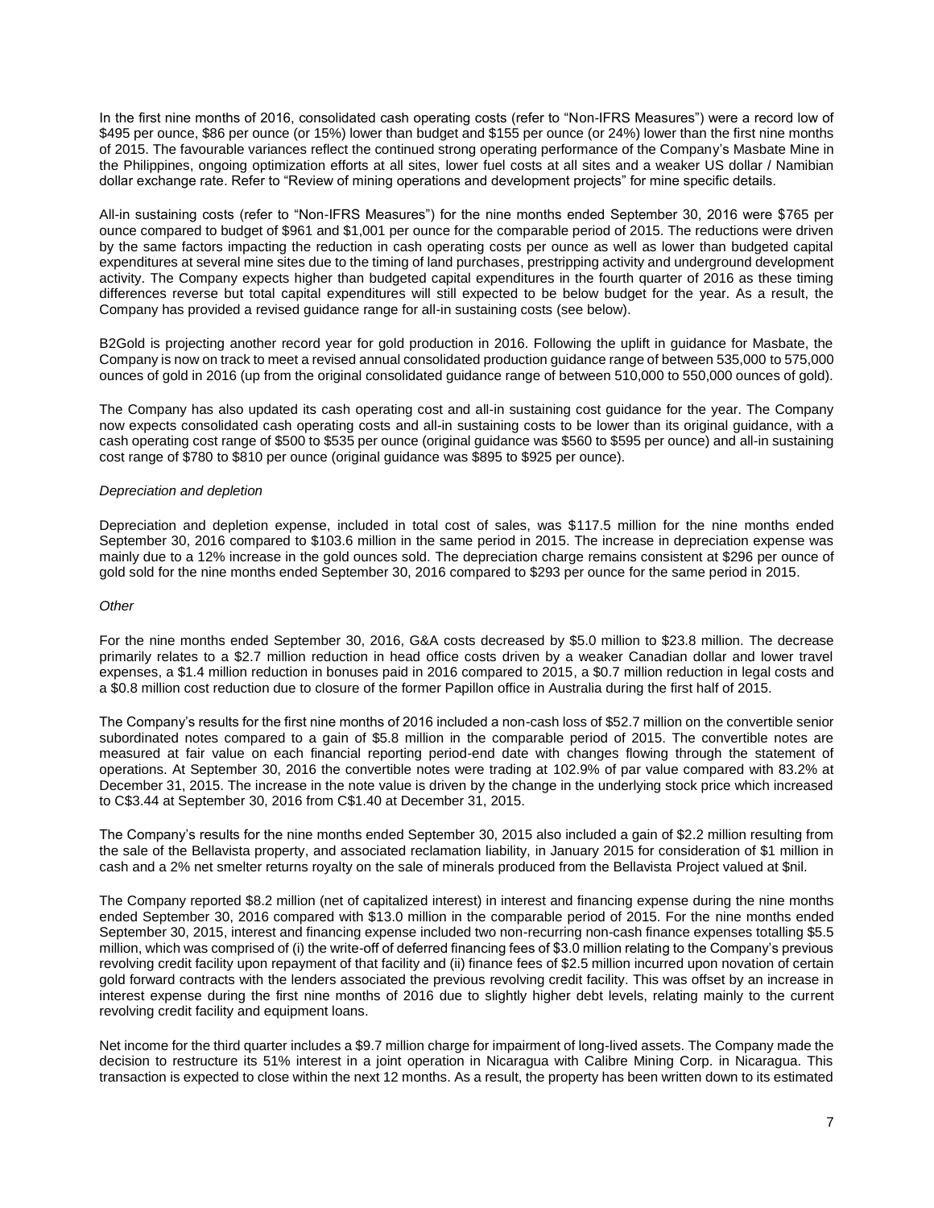In the first nine months of 2016, consolidated cash operating costs (refer to "Non-IFRS Measures") were a record low of $495 per ounce, $86 per ounce (or 15%) lower than budget and $155 per ounce (or 24%) lower than the first nine months of 2015. The favourable variances reflect the continued strong operating performance of the Company's Masbate Mine in the Philippines, ongoing optimization efforts at all sites, lower fuel costs at all sites and a weaker US dollar / Namibian dollar exchange rate. Refer to "Review of mining operations and development projects" for mine specific details.

All-in sustaining costs (refer to "Non-IFRS Measures") for the nine months ended September 30, 2016 were $765 per ounce compared to budget of $961 and $1,001 per ounce for the comparable period of 2015. The reductions were driven by the same factors impacting the reduction in cash operating costs per ounce as well as lower than budgeted capital expenditures at several mine sites due to the timing of land purchases, prestripping activity and underground development activity. The Company expects higher than budgeted capital expenditures in the fourth quarter of 2016 as these timing differences reverse but total capital expenditures will still expected to be below budget for the year. As a result, the Company has provided a revised guidance range for all-in sustaining costs (see below).

B2Gold is projecting another record year for gold production in 2016. Following the uplift in guidance for Masbate, the Company is now on track to meet a revised annual consolidated production guidance range of between 535,000 to 575,000 ounces of gold in 2016 (up from the original consolidated guidance range of between 510,000 to 550,000 ounces of gold).

The Company has also updated its cash operating cost and all-in sustaining cost guidance for the year. The Company now expects consolidated cash operating costs and all-in sustaining costs to be lower than its original guidance, with a cash operating cost range of $500 to $535 per ounce (original guidance was $560 to $595 per ounce) and all-in sustaining cost range of $780 to $810 per ounce (original guidance was $895 to $925 per ounce).

*Depreciation and depletion*

Depreciation and depletion expense, included in total cost of sales, was $117.5 million for the nine months ended September 30, 2016 compared to $103.6 million in the same period in 2015. The increase in depreciation expense was mainly due to a 12% increase in the gold ounces sold. The depreciation charge remains consistent at $296 per ounce of gold sold for the nine months ended September 30, 2016 compared to $293 per ounce for the same period in 2015.

*Other*

For the nine months ended September 30, 2016, G&A costs decreased by $5.0 million to $23.8 million. The decrease primarily relates to a $2.7 million reduction in head office costs driven by a weaker Canadian dollar and lower travel expenses, a $1.4 million reduction in bonuses paid in 2016 compared to 2015, a $0.7 million reduction in legal costs and a $0.8 million cost reduction due to closure of the former Papillon office in Australia during the first half of 2015.

The Company's results for the first nine months of 2016 included a non-cash loss of $52.7 million on the convertible senior subordinated notes compared to a gain of $5.8 million in the comparable period of 2015. The convertible notes are measured at fair value on each financial reporting period-end date with changes flowing through the statement of operations. At September 30, 2016 the convertible notes were trading at 102.9% of par value compared with 83.2% at December 31, 2015. The increase in the note value is driven by the change in the underlying stock price which increased to C$3.44 at September 30, 2016 from C$1.40 at December 31, 2015.

The Company's results for the nine months ended September 30, 2015 also included a gain of $2.2 million resulting from the sale of the Bellavista property, and associated reclamation liability, in January 2015 for consideration of $1 million in cash and a 2% net smelter returns royalty on the sale of minerals produced from the Bellavista Project valued at $nil.

The Company reported $8.2 million (net of capitalized interest) in interest and financing expense during the nine months ended September 30, 2016 compared with $13.0 million in the comparable period of 2015. For the nine months ended September 30, 2015, interest and finance expense included two non-recurring non-cash finance expenses totalling $5.5 million, which was comprised of (i) the write-off of deferred financing fees of $3.0 million relating to the Company's previous revolving credit facility upon repayment of that facility and (ii) finance fees of $2.5 million incurred upon novation of certain gold forward contracts with the lenders associated the previous revolving credit facility. This was offset by an increase in interest expense during the first nine months of 2016 due to slightly higher debt levels, relating mainly to the current revolving credit facility and equipment loans.

Net income for the third quarter includes a $9.7 million charge for impairment of long-lived assets. The Company made the decision to restructure its 51% interest in a joint operation in Nicaragua with Calibre Mining Corp. in Nicaragua. This transaction is expected to close within the next 12 months. As a result, the property has been written down to its estimated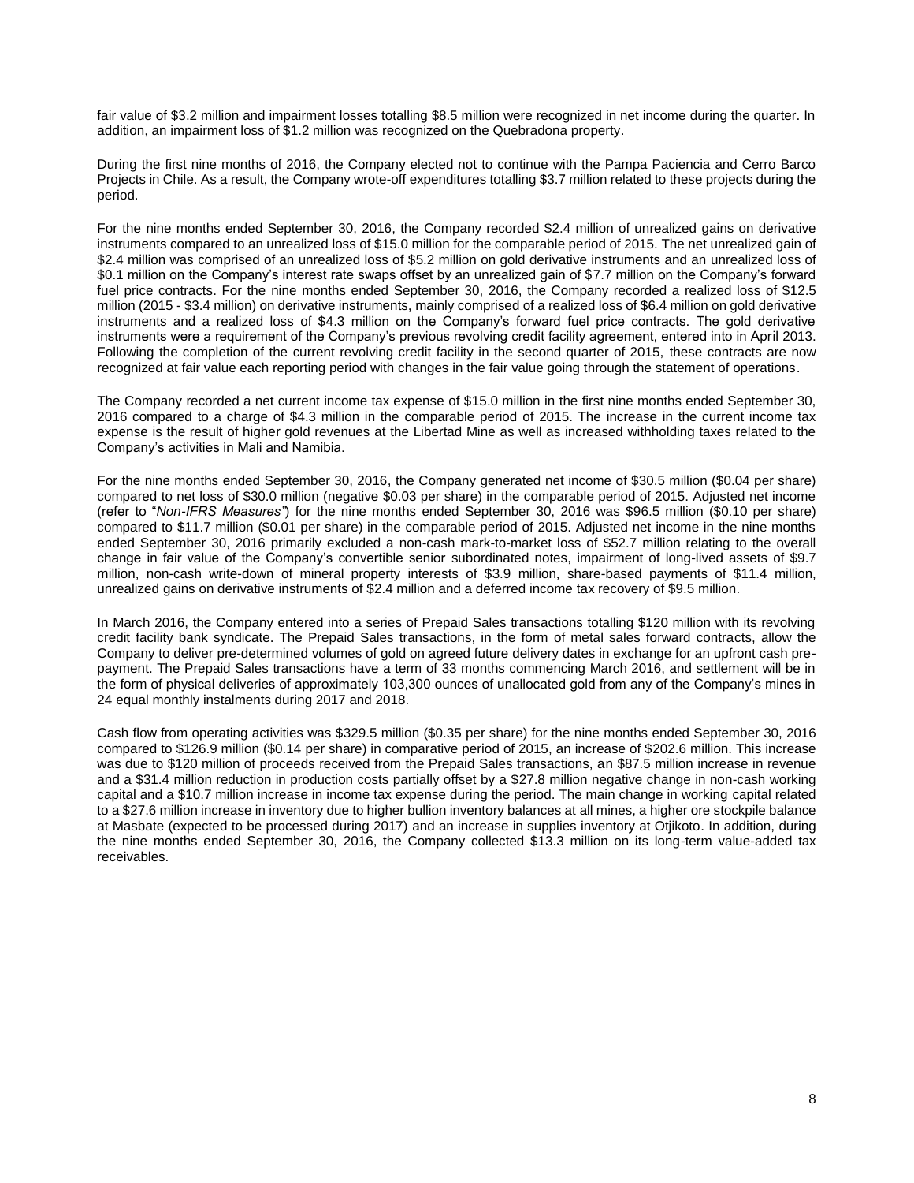fair value of $3.2 million and impairment losses totalling $8.5 million were recognized in net income during the quarter. In addition, an impairment loss of $1.2 million was recognized on the Quebradona property.

During the first nine months of 2016, the Company elected not to continue with the Pampa Paciencia and Cerro Barco Projects in Chile. As a result, the Company wrote-off expenditures totalling $3.7 million related to these projects during the period.

For the nine months ended September 30, 2016, the Company recorded $2.4 million of unrealized gains on derivative instruments compared to an unrealized loss of $15.0 million for the comparable period of 2015. The net unrealized gain of $2.4 million was comprised of an unrealized loss of $5.2 million on gold derivative instruments and an unrealized loss of $0.1 million on the Company's interest rate swaps offset by an unrealized gain of $7.7 million on the Company's forward fuel price contracts. For the nine months ended September 30, 2016, the Company recorded a realized loss of $12.5 million (2015 - $3.4 million) on derivative instruments, mainly comprised of a realized loss of $6.4 million on gold derivative instruments and a realized loss of $4.3 million on the Company's forward fuel price contracts. The gold derivative instruments were a requirement of the Company's previous revolving credit facility agreement, entered into in April 2013. Following the completion of the current revolving credit facility in the second quarter of 2015, these contracts are now recognized at fair value each reporting period with changes in the fair value going through the statement of operations.

The Company recorded a net current income tax expense of $15.0 million in the first nine months ended September 30, 2016 compared to a charge of $4.3 million in the comparable period of 2015. The increase in the current income tax expense is the result of higher gold revenues at the Libertad Mine as well as increased withholding taxes related to the Company's activities in Mali and Namibia.

For the nine months ended September 30, 2016, the Company generated net income of $30.5 million ($0.04 per share) compared to net loss of $30.0 million (negative $0.03 per share) in the comparable period of 2015. Adjusted net income (refer to "*Non-IFRS Measures"*) for the nine months ended September 30, 2016 was $96.5 million ($0.10 per share) compared to $11.7 million ($0.01 per share) in the comparable period of 2015. Adjusted net income in the nine months ended September 30, 2016 primarily excluded a non-cash mark-to-market loss of $52.7 million relating to the overall change in fair value of the Company's convertible senior subordinated notes, impairment of long-lived assets of $9.7 million, non-cash write-down of mineral property interests of $3.9 million, share-based payments of $11.4 million, unrealized gains on derivative instruments of $2.4 million and a deferred income tax recovery of $9.5 million.

In March 2016, the Company entered into a series of Prepaid Sales transactions totalling $120 million with its revolving credit facility bank syndicate. The Prepaid Sales transactions, in the form of metal sales forward contracts, allow the Company to deliver pre-determined volumes of gold on agreed future delivery dates in exchange for an upfront cash pre-payment. The Prepaid Sales transactions have a term of 33 months commencing March 2016, and settlement will be in the form of physical deliveries of approximately 103,300 ounces of unallocated gold from any of the Company's mines in 24 equal monthly instalments during 2017 and 2018.

Cash flow from operating activities was $329.5 million ($0.35 per share) for the nine months ended September 30, 2016 compared to $126.9 million ($0.14 per share) in comparative period of 2015, an increase of $202.6 million. This increase was due to $120 million of proceeds received from the Prepaid Sales transactions, an $87.5 million increase in revenue and a $31.4 million reduction in production costs partially offset by a $27.8 million negative change in non-cash working capital and a $10.7 million increase in income tax expense during the period. The main change in working capital related to a $27.6 million increase in inventory due to higher bullion inventory balances at all mines, a higher ore stockpile balance at Masbate (expected to be processed during 2017) and an increase in supplies inventory at Otjikoto. In addition, during the nine months ended September 30, 2016, the Company collected $13.3 million on its long-term value-added tax receivables.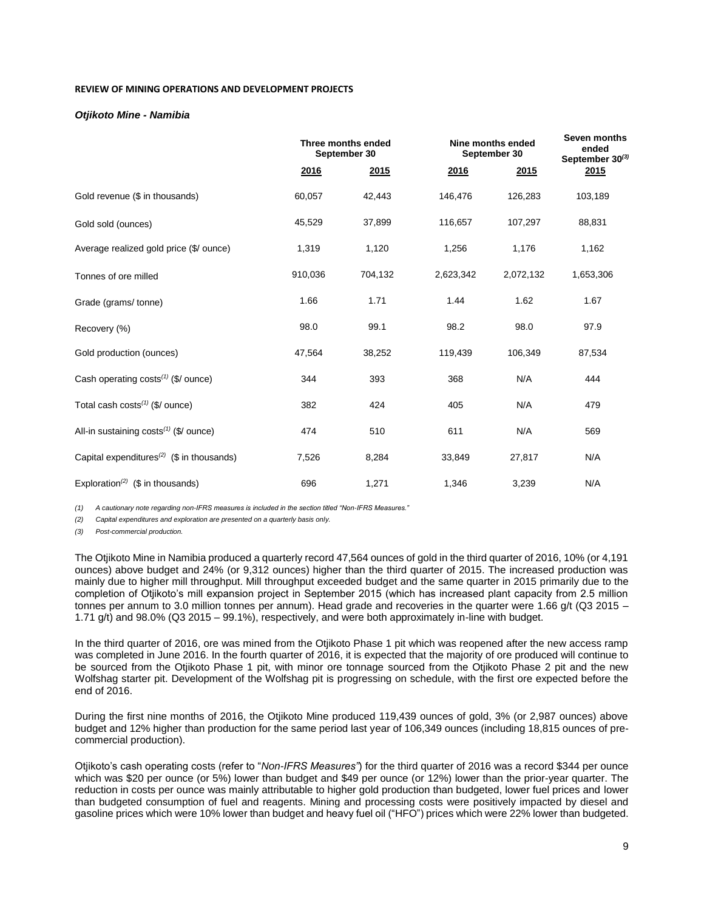**REVIEW OF MINING OPERATIONS AND DEVELOPMENT PROJECTS**

***Otjikoto Mine - Namibia***

| | Three months ended September 30 | | Nine months ended September 30 | | Seven months ended September 30[(3)] |
|---|---|---|---|---|---|
| | 2016 | 2015 | 2016 | 2015 | 2015 |
| Gold revenue ($ in thousands) | 60,057 | 42,443 | 146,476 | 126,283 | 103,189 |
| Gold sold (ounces) | 45,529 | 37,899 | 116,657 | 107,297 | 88,831 |
| Average realized gold price ($/ ounce) | 1,319 | 1,120 | 1,256 | 1,176 | 1,162 |
| Tonnes of ore milled | 910,036 | 704,132 | 2,623,342 | 2,072,132 | 1,653,306 |
| Grade (grams/ tonne) | 1.66 | 1.71 | 1.44 | 1.62 | 1.67 |
| Recovery (%) | 98.0 | 99.1 | 98.2 | 98.0 | 97.9 |
| Gold production (ounces) | 47,564 | 38,252 | 119,439 | 106,349 | 87,534 |
| Cash operating costs[(1)] ($/ ounce) | 344 | 393 | 368 | N/A | 444 |
| Total cash costs[(1)] ($/ ounce) | 382 | 424 | 405 | N/A | 479 |
| All-in sustaining costs[(1)] ($/ ounce) | 474 | 510 | 611 | N/A | 569 |
| Capital expenditures[(2)] ($ in thousands) | 7,526 | 8,284 | 33,849 | 27,817 | N/A |
| Exploration[(2)] ($ in thousands) | 696 | 1,271 | 1,346 | 3,239 | N/A |

*(1) A cautionary note regarding non-IFRS measures is included in the section titled "Non-IFRS Measures."*

*(2) Capital expenditures and exploration are presented on a quarterly basis only.*

*(3) Post-commercial production.*

The Otjikoto Mine in Namibia produced a quarterly record 47,564 ounces of gold in the third quarter of 2016, 10% (or 4,191 ounces) above budget and 24% (or 9,312 ounces) higher than the third quarter of 2015. The increased production was mainly due to higher mill throughput. Mill throughput exceeded budget and the same quarter in 2015 primarily due to the completion of Otjikoto's mill expansion project in September 2015 (which has increased plant capacity from 2.5 million tonnes per annum to 3.0 million tonnes per annum). Head grade and recoveries in the quarter were 1.66 g/t (Q3 2015 – 1.71 g/t) and 98.0% (Q3 2015 – 99.1%), respectively, and were both approximately in-line with budget.

In the third quarter of 2016, ore was mined from the Otjikoto Phase 1 pit which was reopened after the new access ramp was completed in June 2016. In the fourth quarter of 2016, it is expected that the majority of ore produced will continue to be sourced from the Otjikoto Phase 1 pit, with minor ore tonnage sourced from the Otjikoto Phase 2 pit and the new Wolfshag starter pit. Development of the Wolfshag pit is progressing on schedule, with the first ore expected before the end of 2016.

During the first nine months of 2016, the Otjikoto Mine produced 119,439 ounces of gold, 3% (or 2,987 ounces) above budget and 12% higher than production for the same period last year of 106,349 ounces (including 18,815 ounces of pre-commercial production).

Otjikoto's cash operating costs (refer to "*Non-IFRS Measures*") for the third quarter of 2016 was a record $344 per ounce which was $20 per ounce (or 5%) lower than budget and $49 per ounce (or 12%) lower than the prior-year quarter. The reduction in costs per ounce was mainly attributable to higher gold production than budgeted, lower fuel prices and lower than budgeted consumption of fuel and reagents. Mining and processing costs were positively impacted by diesel and gasoline prices which were 10% lower than budget and heavy fuel oil ("HFO") prices which were 22% lower than budgeted.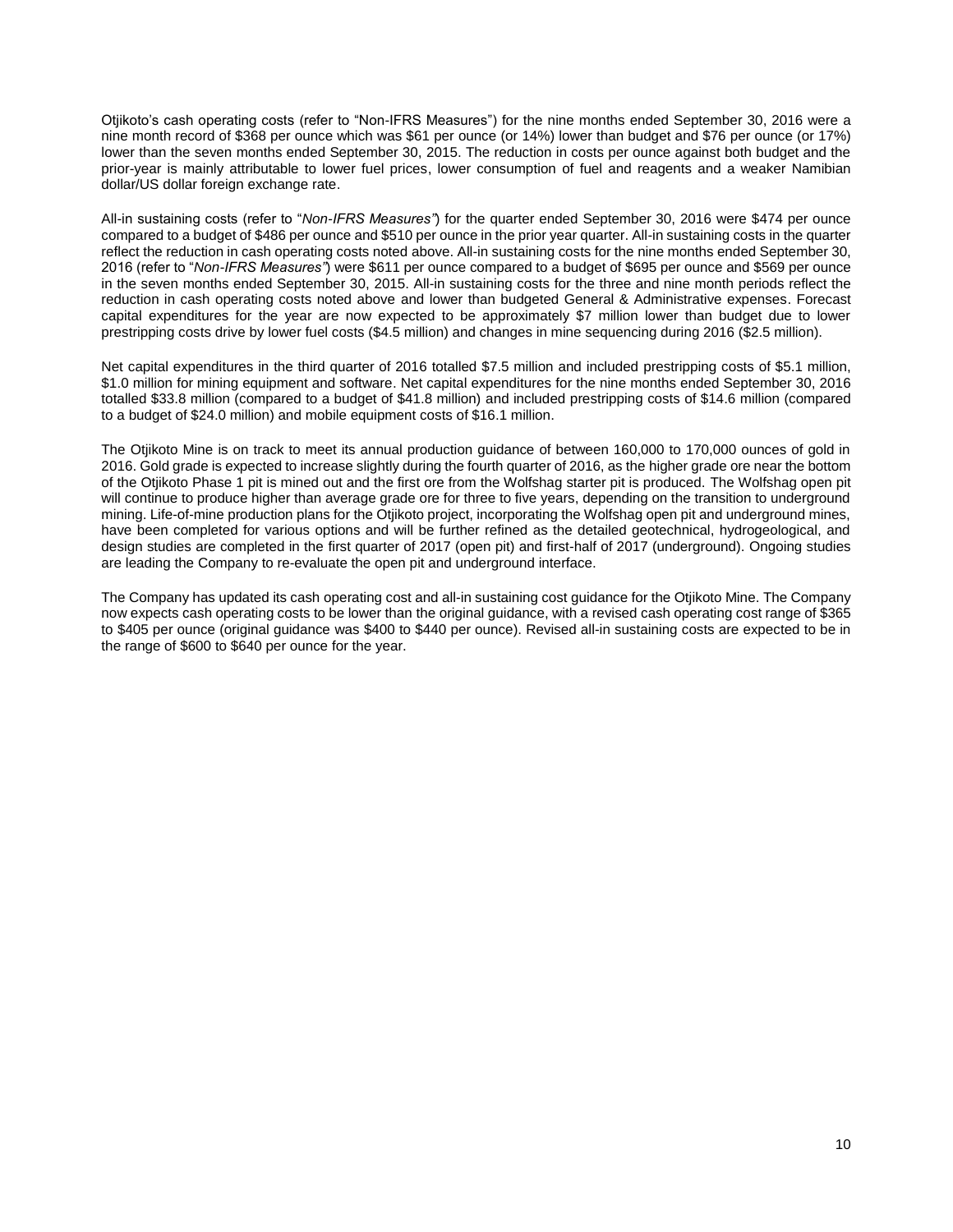Otjikoto's cash operating costs (refer to "Non-IFRS Measures") for the nine months ended September 30, 2016 were a nine month record of $368 per ounce which was $61 per ounce (or 14%) lower than budget and $76 per ounce (or 17%) lower than the seven months ended September 30, 2015. The reduction in costs per ounce against both budget and the prior-year is mainly attributable to lower fuel prices, lower consumption of fuel and reagents and a weaker Namibian dollar/US dollar foreign exchange rate.

All-in sustaining costs (refer to "*Non-IFRS Measures"*) for the quarter ended September 30, 2016 were $474 per ounce compared to a budget of $486 per ounce and $510 per ounce in the prior year quarter. All-in sustaining costs in the quarter reflect the reduction in cash operating costs noted above. All-in sustaining costs for the nine months ended September 30, 2016 (refer to "*Non-IFRS Measures"*) were $611 per ounce compared to a budget of $695 per ounce and $569 per ounce in the seven months ended September 30, 2015. All-in sustaining costs for the three and nine month periods reflect the reduction in cash operating costs noted above and lower than budgeted General & Administrative expenses. Forecast capital expenditures for the year are now expected to be approximately $7 million lower than budget due to lower prestripping costs drive by lower fuel costs ($4.5 million) and changes in mine sequencing during 2016 ($2.5 million).

Net capital expenditures in the third quarter of 2016 totalled $7.5 million and included prestripping costs of $5.1 million, $1.0 million for mining equipment and software. Net capital expenditures for the nine months ended September 30, 2016 totalled $33.8 million (compared to a budget of $41.8 million) and included prestripping costs of $14.6 million (compared to a budget of $24.0 million) and mobile equipment costs of $16.1 million.

The Otjikoto Mine is on track to meet its annual production guidance of between 160,000 to 170,000 ounces of gold in 2016. Gold grade is expected to increase slightly during the fourth quarter of 2016, as the higher grade ore near the bottom of the Otjikoto Phase 1 pit is mined out and the first ore from the Wolfshag starter pit is produced. The Wolfshag open pit will continue to produce higher than average grade ore for three to five years, depending on the transition to underground mining. Life-of-mine production plans for the Otjikoto project, incorporating the Wolfshag open pit and underground mines, have been completed for various options and will be further refined as the detailed geotechnical, hydrogeological, and design studies are completed in the first quarter of 2017 (open pit) and first-half of 2017 (underground). Ongoing studies are leading the Company to re-evaluate the open pit and underground interface.

The Company has updated its cash operating cost and all-in sustaining cost guidance for the Otjikoto Mine. The Company now expects cash operating costs to be lower than the original guidance, with a revised cash operating cost range of $365 to $405 per ounce (original guidance was $400 to $440 per ounce). Revised all-in sustaining costs are expected to be in the range of $600 to $640 per ounce for the year.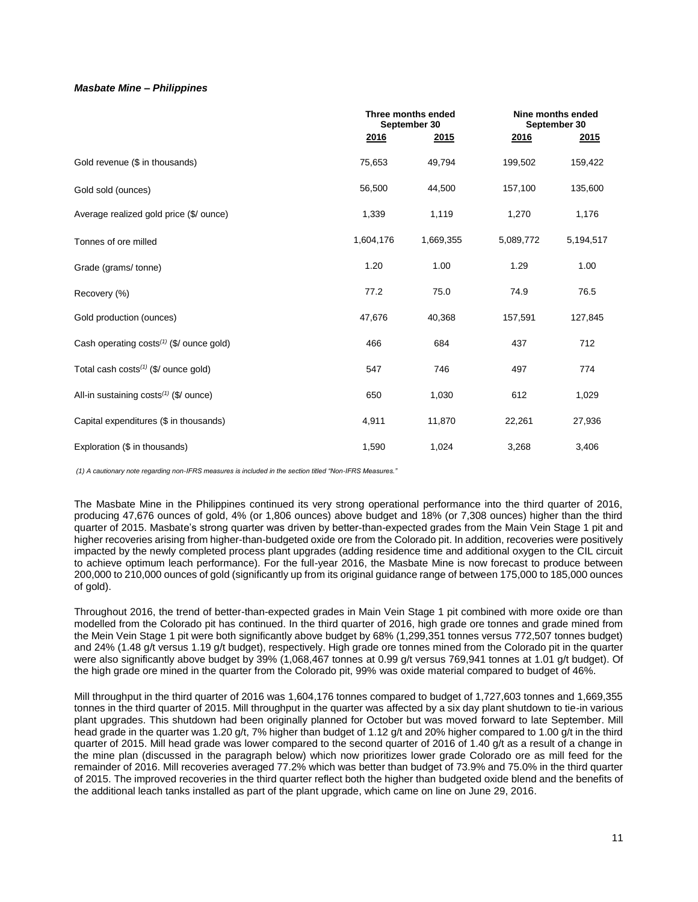***Masbate Mine – Philippines***

| | Three months ended September 30 | | Nine months ended September 30 | |
|---|---|---|---|---|
| | **2016** | **2015** | **2016** | **2015** |
| Gold revenue ($ in thousands) | 75,653 | 49,794 | 199,502 | 159,422 |
| Gold sold (ounces) | 56,500 | 44,500 | 157,100 | 135,600 |
| Average realized gold price ($/ ounce) | 1,339 | 1,119 | 1,270 | 1,176 |
| Tonnes of ore milled | 1,604,176 | 1,669,355 | 5,089,772 | 5,194,517 |
| Grade (grams/ tonne) | 1.20 | 1.00 | 1.29 | 1.00 |
| Recovery (%) | 77.2 | 75.0 | 74.9 | 76.5 |
| Gold production (ounces) | 47,676 | 40,368 | 157,591 | 127,845 |
| Cash operating costs(1) ($/ ounce gold) | 466 | 684 | 437 | 712 |
| Total cash costs(1) ($/ ounce gold) | 547 | 746 | 497 | 774 |
| All-in sustaining costs(1) ($/ ounce) | 650 | 1,030 | 612 | 1,029 |
| Capital expenditures ($ in thousands) | 4,911 | 11,870 | 22,261 | 27,936 |
| Exploration ($ in thousands) | 1,590 | 1,024 | 3,268 | 3,406 |

*(1) A cautionary note regarding non-IFRS measures is included in the section titled "Non-IFRS Measures."*

The Masbate Mine in the Philippines continued its very strong operational performance into the third quarter of 2016, producing 47,676 ounces of gold, 4% (or 1,806 ounces) above budget and 18% (or 7,308 ounces) higher than the third quarter of 2015. Masbate's strong quarter was driven by better-than-expected grades from the Main Vein Stage 1 pit and higher recoveries arising from higher-than-budgeted oxide ore from the Colorado pit. In addition, recoveries were positively impacted by the newly completed process plant upgrades (adding residence time and additional oxygen to the CIL circuit to achieve optimum leach performance). For the full-year 2016, the Masbate Mine is now forecast to produce between 200,000 to 210,000 ounces of gold (significantly up from its original guidance range of between 175,000 to 185,000 ounces of gold).

Throughout 2016, the trend of better-than-expected grades in Main Vein Stage 1 pit combined with more oxide ore than modelled from the Colorado pit has continued. In the third quarter of 2016, high grade ore tonnes and grade mined from the Mein Vein Stage 1 pit were both significantly above budget by 68% (1,299,351 tonnes versus 772,507 tonnes budget) and 24% (1.48 g/t versus 1.19 g/t budget), respectively. High grade ore tonnes mined from the Colorado pit in the quarter were also significantly above budget by 39% (1,068,467 tonnes at 0.99 g/t versus 769,941 tonnes at 1.01 g/t budget). Of the high grade ore mined in the quarter from the Colorado pit, 99% was oxide material compared to budget of 46%.

Mill throughput in the third quarter of 2016 was 1,604,176 tonnes compared to budget of 1,727,603 tonnes and 1,669,355 tonnes in the third quarter of 2015. Mill throughput in the quarter was affected by a six day plant shutdown to tie-in various plant upgrades. This shutdown had been originally planned for October but was moved forward to late September. Mill head grade in the quarter was 1.20 g/t, 7% higher than budget of 1.12 g/t and 20% higher compared to 1.00 g/t in the third quarter of 2015. Mill head grade was lower compared to the second quarter of 2016 of 1.40 g/t as a result of a change in the mine plan (discussed in the paragraph below) which now prioritizes lower grade Colorado ore as mill feed for the remainder of 2016. Mill recoveries averaged 77.2% which was better than budget of 73.9% and 75.0% in the third quarter of 2015. The improved recoveries in the third quarter reflect both the higher than budgeted oxide blend and the benefits of the additional leach tanks installed as part of the plant upgrade, which came on line on June 29, 2016.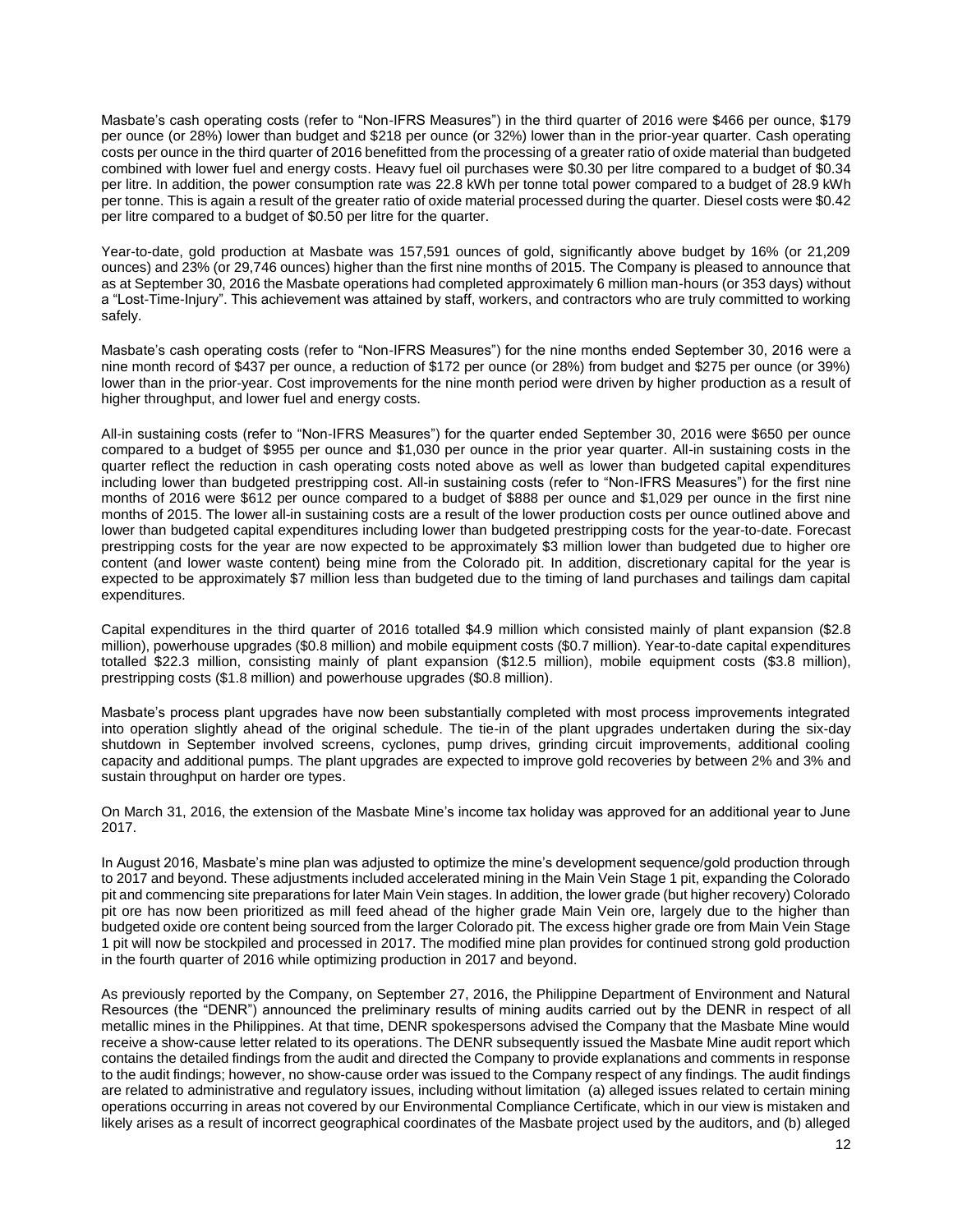Masbate's cash operating costs (refer to "Non-IFRS Measures") in the third quarter of 2016 were $466 per ounce, $179 per ounce (or 28%) lower than budget and $218 per ounce (or 32%) lower than in the prior-year quarter. Cash operating costs per ounce in the third quarter of 2016 benefitted from the processing of a greater ratio of oxide material than budgeted combined with lower fuel and energy costs. Heavy fuel oil purchases were $0.30 per litre compared to a budget of $0.34 per litre. In addition, the power consumption rate was 22.8 kWh per tonne total power compared to a budget of 28.9 kWh per tonne. This is again a result of the greater ratio of oxide material processed during the quarter. Diesel costs were $0.42 per litre compared to a budget of $0.50 per litre for the quarter.

Year-to-date, gold production at Masbate was 157,591 ounces of gold, significantly above budget by 16% (or 21,209 ounces) and 23% (or 29,746 ounces) higher than the first nine months of 2015. The Company is pleased to announce that as at September 30, 2016 the Masbate operations had completed approximately 6 million man-hours (or 353 days) without a "Lost-Time-Injury". This achievement was attained by staff, workers, and contractors who are truly committed to working safely.

Masbate's cash operating costs (refer to "Non-IFRS Measures") for the nine months ended September 30, 2016 were a nine month record of $437 per ounce, a reduction of $172 per ounce (or 28%) from budget and $275 per ounce (or 39%) lower than in the prior-year. Cost improvements for the nine month period were driven by higher production as a result of higher throughput, and lower fuel and energy costs.

All-in sustaining costs (refer to "Non-IFRS Measures") for the quarter ended September 30, 2016 were $650 per ounce compared to a budget of $955 per ounce and $1,030 per ounce in the prior year quarter. All-in sustaining costs in the quarter reflect the reduction in cash operating costs noted above as well as lower than budgeted capital expenditures including lower than budgeted prestripping cost. All-in sustaining costs (refer to "Non-IFRS Measures") for the first nine months of 2016 were $612 per ounce compared to a budget of $888 per ounce and $1,029 per ounce in the first nine months of 2015. The lower all-in sustaining costs are a result of the lower production costs per ounce outlined above and lower than budgeted capital expenditures including lower than budgeted prestripping costs for the year-to-date. Forecast prestripping costs for the year are now expected to be approximately $3 million lower than budgeted due to higher ore content (and lower waste content) being mine from the Colorado pit. In addition, discretionary capital for the year is expected to be approximately $7 million less than budgeted due to the timing of land purchases and tailings dam capital expenditures.

Capital expenditures in the third quarter of 2016 totalled $4.9 million which consisted mainly of plant expansion ($2.8 million), powerhouse upgrades ($0.8 million) and mobile equipment costs ($0.7 million). Year-to-date capital expenditures totalled $22.3 million, consisting mainly of plant expansion ($12.5 million), mobile equipment costs ($3.8 million), prestripping costs ($1.8 million) and powerhouse upgrades ($0.8 million).

Masbate's process plant upgrades have now been substantially completed with most process improvements integrated into operation slightly ahead of the original schedule. The tie-in of the plant upgrades undertaken during the six-day shutdown in September involved screens, cyclones, pump drives, grinding circuit improvements, additional cooling capacity and additional pumps. The plant upgrades are expected to improve gold recoveries by between 2% and 3% and sustain throughput on harder ore types.

On March 31, 2016, the extension of the Masbate Mine's income tax holiday was approved for an additional year to June 2017.

In August 2016, Masbate's mine plan was adjusted to optimize the mine's development sequence/gold production through to 2017 and beyond. These adjustments included accelerated mining in the Main Vein Stage 1 pit, expanding the Colorado pit and commencing site preparations for later Main Vein stages. In addition, the lower grade (but higher recovery) Colorado pit ore has now been prioritized as mill feed ahead of the higher grade Main Vein ore, largely due to the higher than budgeted oxide ore content being sourced from the larger Colorado pit. The excess higher grade ore from Main Vein Stage 1 pit will now be stockpiled and processed in 2017. The modified mine plan provides for continued strong gold production in the fourth quarter of 2016 while optimizing production in 2017 and beyond.

As previously reported by the Company, on September 27, 2016, the Philippine Department of Environment and Natural Resources (the "DENR") announced the preliminary results of mining audits carried out by the DENR in respect of all metallic mines in the Philippines. At that time, DENR spokespersons advised the Company that the Masbate Mine would receive a show-cause letter related to its operations. The DENR subsequently issued the Masbate Mine audit report which contains the detailed findings from the audit and directed the Company to provide explanations and comments in response to the audit findings; however, no show-cause order was issued to the Company respect of any findings. The audit findings are related to administrative and regulatory issues, including without limitation (a) alleged issues related to certain mining operations occurring in areas not covered by our Environmental Compliance Certificate, which in our view is mistaken and likely arises as a result of incorrect geographical coordinates of the Masbate project used by the auditors, and (b) alleged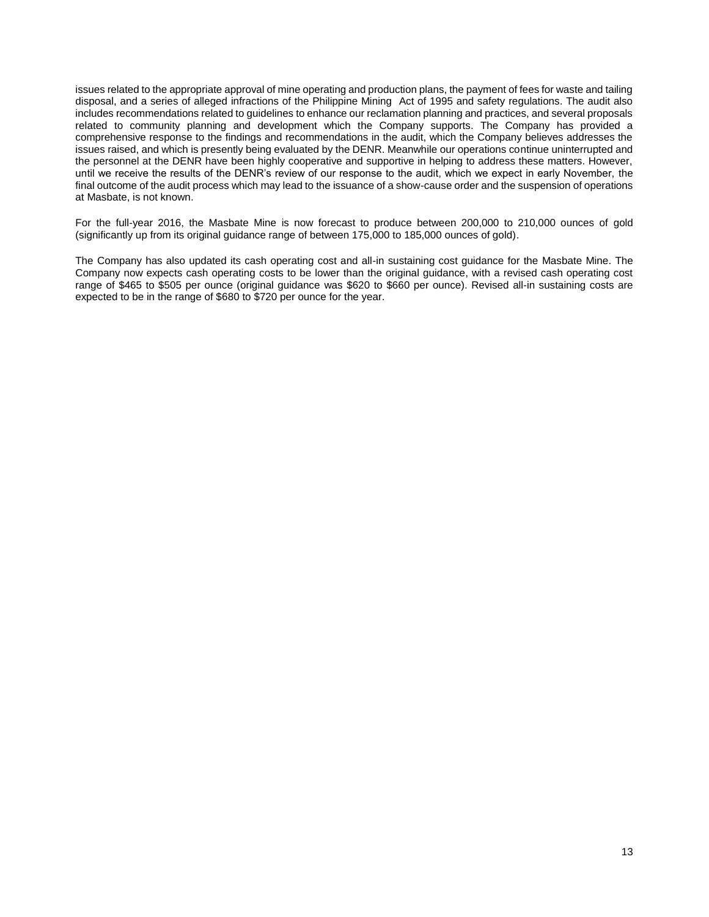issues related to the appropriate approval of mine operating and production plans, the payment of fees for waste and tailing disposal, and a series of alleged infractions of the Philippine Mining Act of 1995 and safety regulations. The audit also includes recommendations related to guidelines to enhance our reclamation planning and practices, and several proposals related to community planning and development which the Company supports. The Company has provided a comprehensive response to the findings and recommendations in the audit, which the Company believes addresses the issues raised, and which is presently being evaluated by the DENR. Meanwhile our operations continue uninterrupted and the personnel at the DENR have been highly cooperative and supportive in helping to address these matters. However, until we receive the results of the DENR's review of our response to the audit, which we expect in early November, the final outcome of the audit process which may lead to the issuance of a show-cause order and the suspension of operations at Masbate, is not known.

For the full-year 2016, the Masbate Mine is now forecast to produce between 200,000 to 210,000 ounces of gold (significantly up from its original guidance range of between 175,000 to 185,000 ounces of gold).

The Company has also updated its cash operating cost and all-in sustaining cost guidance for the Masbate Mine. The Company now expects cash operating costs to be lower than the original guidance, with a revised cash operating cost range of $465 to $505 per ounce (original guidance was $620 to $660 per ounce). Revised all-in sustaining costs are expected to be in the range of $680 to $720 per ounce for the year.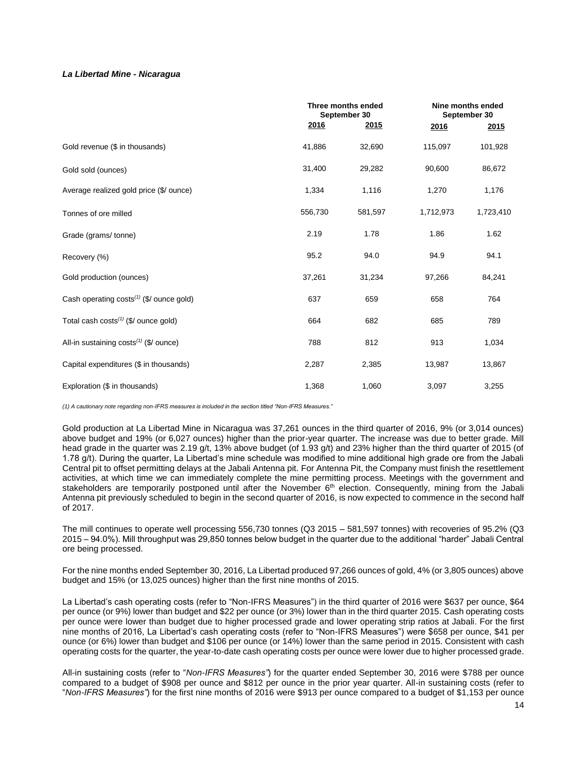### *La Libertad Mine - Nicaragua*

| | Three months ended September 30 | | Nine months ended September 30 | |
|---|---|---|---|---|
| | 2016 | 2015 | 2016 | 2015 |
| Gold revenue ($ in thousands) | 41,886 | 32,690 | 115,097 | 101,928 |
| Gold sold (ounces) | 31,400 | 29,282 | 90,600 | 86,672 |
| Average realized gold price ($/ ounce) | 1,334 | 1,116 | 1,270 | 1,176 |
| Tonnes of ore milled | 556,730 | 581,597 | 1,712,973 | 1,723,410 |
| Grade (grams/ tonne) | 2.19 | 1.78 | 1.86 | 1.62 |
| Recovery (%) | 95.2 | 94.0 | 94.9 | 94.1 |
| Gold production (ounces) | 37,261 | 31,234 | 97,266 | 84,241 |
| Cash operating costs(1) ($/ ounce gold) | 637 | 659 | 658 | 764 |
| Total cash costs(1) ($/ ounce gold) | 664 | 682 | 685 | 789 |
| All-in sustaining costs(1) ($/ ounce) | 788 | 812 | 913 | 1,034 |
| Capital expenditures ($ in thousands) | 2,287 | 2,385 | 13,987 | 13,867 |
| Exploration ($ in thousands) | 1,368 | 1,060 | 3,097 | 3,255 |

*(1) A cautionary note regarding non-IFRS measures is included in the section titled "Non-IFRS Measures."*

Gold production at La Libertad Mine in Nicaragua was 37,261 ounces in the third quarter of 2016, 9% (or 3,014 ounces) above budget and 19% (or 6,027 ounces) higher than the prior-year quarter. The increase was due to better grade. Mill head grade in the quarter was 2.19 g/t, 13% above budget (of 1.93 g/t) and 23% higher than the third quarter of 2015 (of 1.78 g/t). During the quarter, La Libertad's mine schedule was modified to mine additional high grade ore from the Jabali Central pit to offset permitting delays at the Jabali Antenna pit. For Antenna Pit, the Company must finish the resettlement activities, at which time we can immediately complete the mine permitting process. Meetings with the government and stakeholders are temporarily postponed until after the November 6th election. Consequently, mining from the Jabali Antenna pit previously scheduled to begin in the second quarter of 2016, is now expected to commence in the second half of 2017.

The mill continues to operate well processing 556,730 tonnes (Q3 2015 – 581,597 tonnes) with recoveries of 95.2% (Q3 2015 – 94.0%). Mill throughput was 29,850 tonnes below budget in the quarter due to the additional "harder" Jabali Central ore being processed.

For the nine months ended September 30, 2016, La Libertad produced 97,266 ounces of gold, 4% (or 3,805 ounces) above budget and 15% (or 13,025 ounces) higher than the first nine months of 2015.

La Libertad's cash operating costs (refer to "Non-IFRS Measures") in the third quarter of 2016 were $637 per ounce, $64 per ounce (or 9%) lower than budget and $22 per ounce (or 3%) lower than in the third quarter 2015. Cash operating costs per ounce were lower than budget due to higher processed grade and lower operating strip ratios at Jabali. For the first nine months of 2016, La Libertad's cash operating costs (refer to "Non-IFRS Measures") were $658 per ounce, $41 per ounce (or 6%) lower than budget and $106 per ounce (or 14%) lower than the same period in 2015. Consistent with cash operating costs for the quarter, the year-to-date cash operating costs per ounce were lower due to higher processed grade.

All-in sustaining costs (refer to "*Non-IFRS Measures*") for the quarter ended September 30, 2016 were $788 per ounce compared to a budget of $908 per ounce and $812 per ounce in the prior year quarter. All-in sustaining costs (refer to "*Non-IFRS Measures*") for the first nine months of 2016 were $913 per ounce compared to a budget of $1,153 per ounce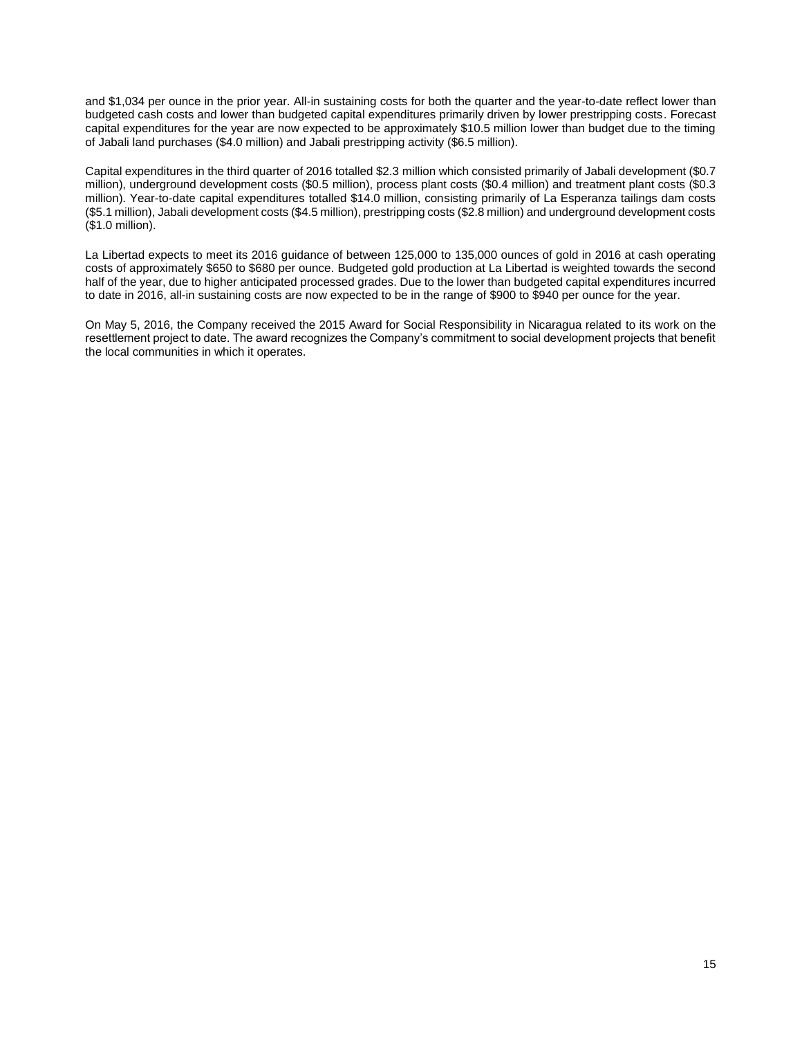and $1,034 per ounce in the prior year. All-in sustaining costs for both the quarter and the year-to-date reflect lower than budgeted cash costs and lower than budgeted capital expenditures primarily driven by lower prestripping costs. Forecast capital expenditures for the year are now expected to be approximately $10.5 million lower than budget due to the timing of Jabali land purchases ($4.0 million) and Jabali prestripping activity ($6.5 million).

Capital expenditures in the third quarter of 2016 totalled $2.3 million which consisted primarily of Jabali development ($0.7 million), underground development costs ($0.5 million), process plant costs ($0.4 million) and treatment plant costs ($0.3 million). Year-to-date capital expenditures totalled $14.0 million, consisting primarily of La Esperanza tailings dam costs ($5.1 million), Jabali development costs ($4.5 million), prestripping costs ($2.8 million) and underground development costs ($1.0 million).

La Libertad expects to meet its 2016 guidance of between 125,000 to 135,000 ounces of gold in 2016 at cash operating costs of approximately $650 to $680 per ounce. Budgeted gold production at La Libertad is weighted towards the second half of the year, due to higher anticipated processed grades. Due to the lower than budgeted capital expenditures incurred to date in 2016, all-in sustaining costs are now expected to be in the range of $900 to $940 per ounce for the year.

On May 5, 2016, the Company received the 2015 Award for Social Responsibility in Nicaragua related to its work on the resettlement project to date. The award recognizes the Company's commitment to social development projects that benefit the local communities in which it operates.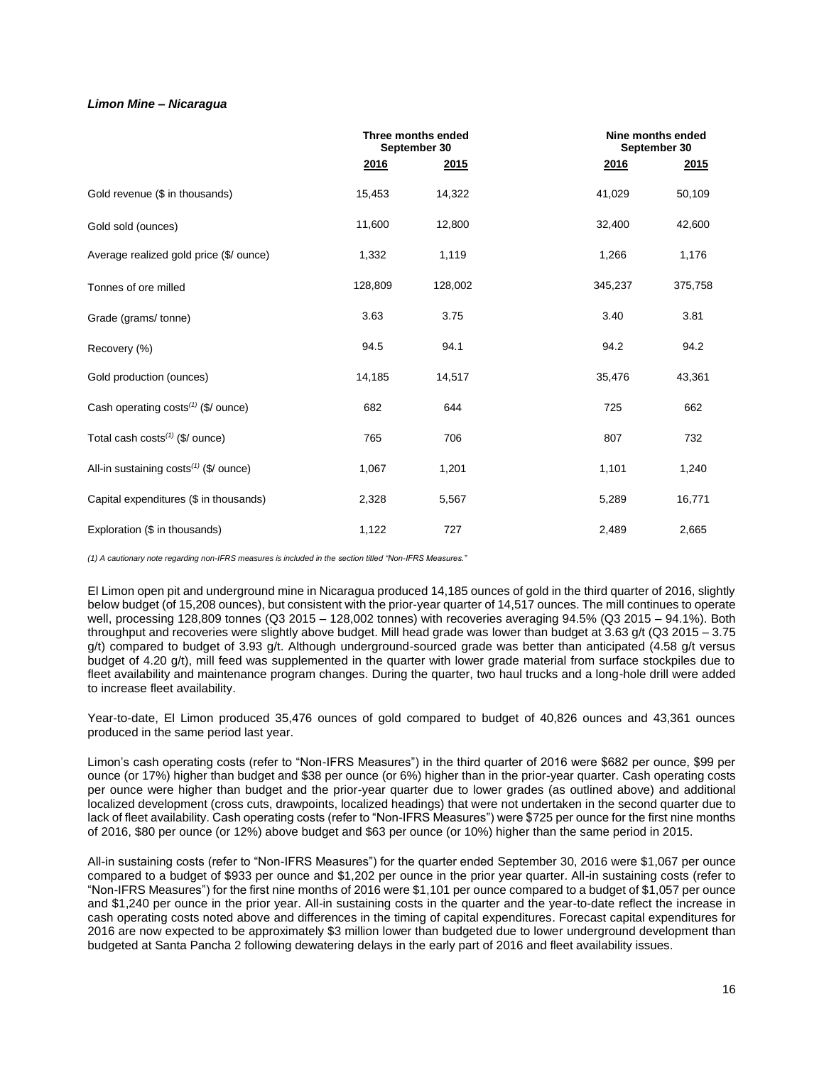***Limon Mine – Nicaragua***

| | Three months ended September 30 | | Nine months ended September 30 | |
|---|---|---|---|---|
| | **2016** | **2015** | **2016** | **2015** |
| Gold revenue ($ in thousands) | 15,453 | 14,322 | 41,029 | 50,109 |
| Gold sold (ounces) | 11,600 | 12,800 | 32,400 | 42,600 |
| Average realized gold price ($/ ounce) | 1,332 | 1,119 | 1,266 | 1,176 |
| Tonnes of ore milled | 128,809 | 128,002 | 345,237 | 375,758 |
| Grade (grams/ tonne) | 3.63 | 3.75 | 3.40 | 3.81 |
| Recovery (%) | 94.5 | 94.1 | 94.2 | 94.2 |
| Gold production (ounces) | 14,185 | 14,517 | 35,476 | 43,361 |
| Cash operating costs[(1)] ($/ ounce) | 682 | 644 | 725 | 662 |
| Total cash costs[(1)] ($/ ounce) | 765 | 706 | 807 | 732 |
| All-in sustaining costs[(1)] ($/ ounce) | 1,067 | 1,201 | 1,101 | 1,240 |
| Capital expenditures ($ in thousands) | 2,328 | 5,567 | 5,289 | 16,771 |
| Exploration ($ in thousands) | 1,122 | 727 | 2,489 | 2,665 |

*(1) A cautionary note regarding non-IFRS measures is included in the section titled "Non-IFRS Measures."*

El Limon open pit and underground mine in Nicaragua produced 14,185 ounces of gold in the third quarter of 2016, slightly below budget (of 15,208 ounces), but consistent with the prior-year quarter of 14,517 ounces. The mill continues to operate well, processing 128,809 tonnes (Q3 2015 – 128,002 tonnes) with recoveries averaging 94.5% (Q3 2015 – 94.1%). Both throughput and recoveries were slightly above budget. Mill head grade was lower than budget at 3.63 g/t (Q3 2015 – 3.75 g/t) compared to budget of 3.93 g/t. Although underground-sourced grade was better than anticipated (4.58 g/t versus budget of 4.20 g/t), mill feed was supplemented in the quarter with lower grade material from surface stockpiles due to fleet availability and maintenance program changes. During the quarter, two haul trucks and a long-hole drill were added to increase fleet availability.

Year-to-date, El Limon produced 35,476 ounces of gold compared to budget of 40,826 ounces and 43,361 ounces produced in the same period last year.

Limon's cash operating costs (refer to "Non-IFRS Measures") in the third quarter of 2016 were $682 per ounce, $99 per ounce (or 17%) higher than budget and $38 per ounce (or 6%) higher than in the prior-year quarter. Cash operating costs per ounce were higher than budget and the prior-year quarter due to lower grades (as outlined above) and additional localized development (cross cuts, drawpoints, localized headings) that were not undertaken in the second quarter due to lack of fleet availability. Cash operating costs (refer to "Non-IFRS Measures") were $725 per ounce for the first nine months of 2016, $80 per ounce (or 12%) above budget and $63 per ounce (or 10%) higher than the same period in 2015.

All-in sustaining costs (refer to "Non-IFRS Measures") for the quarter ended September 30, 2016 were $1,067 per ounce compared to a budget of $933 per ounce and $1,202 per ounce in the prior year quarter. All-in sustaining costs (refer to "Non-IFRS Measures") for the first nine months of 2016 were $1,101 per ounce compared to a budget of $1,057 per ounce and $1,240 per ounce in the prior year. All-in sustaining costs in the quarter and the year-to-date reflect the increase in cash operating costs noted above and differences in the timing of capital expenditures. Forecast capital expenditures for 2016 are now expected to be approximately $3 million lower than budgeted due to lower underground development than budgeted at Santa Pancha 2 following dewatering delays in the early part of 2016 and fleet availability issues.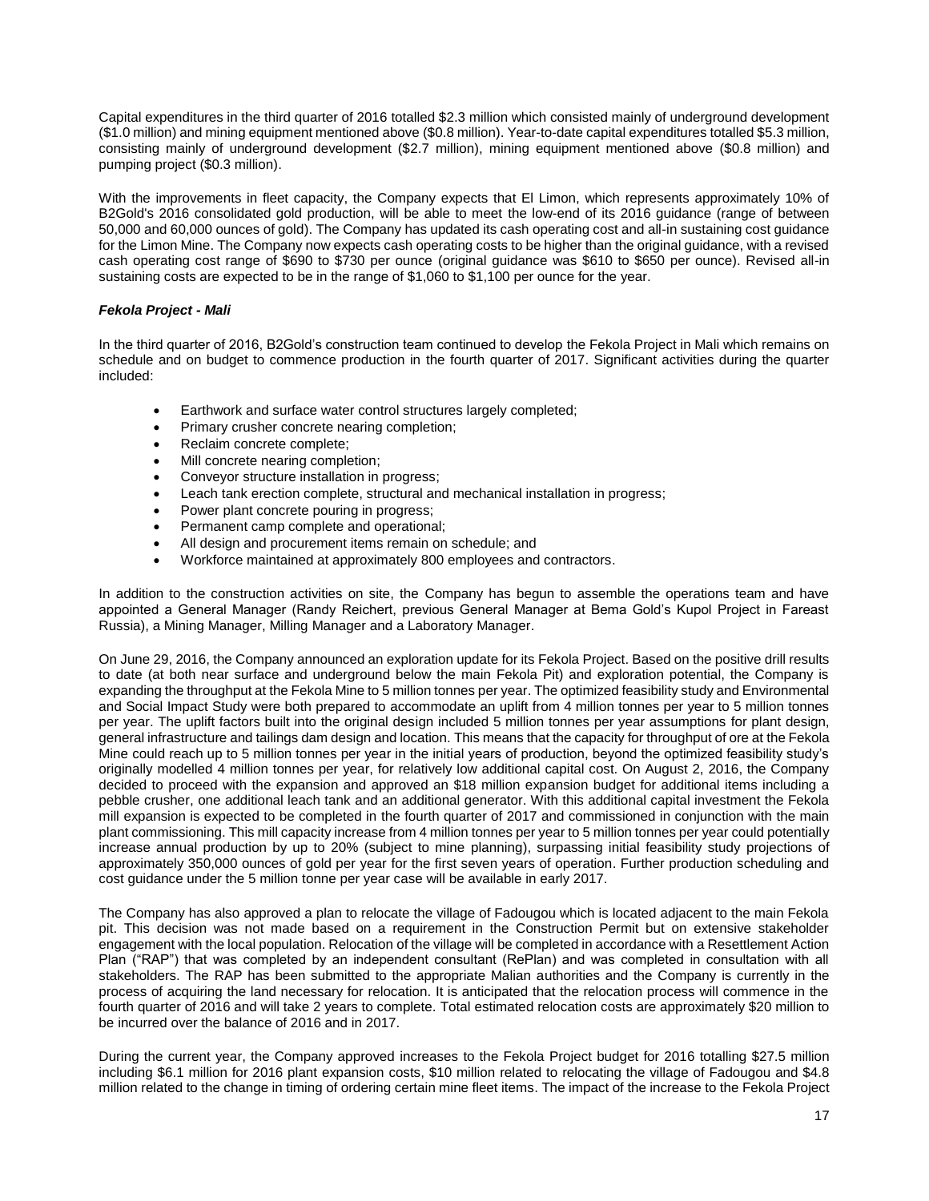Capital expenditures in the third quarter of 2016 totalled $2.3 million which consisted mainly of underground development ($1.0 million) and mining equipment mentioned above ($0.8 million). Year-to-date capital expenditures totalled $5.3 million, consisting mainly of underground development ($2.7 million), mining equipment mentioned above ($0.8 million) and pumping project ($0.3 million).

With the improvements in fleet capacity, the Company expects that El Limon, which represents approximately 10% of B2Gold's 2016 consolidated gold production, will be able to meet the low-end of its 2016 guidance (range of between 50,000 and 60,000 ounces of gold). The Company has updated its cash operating cost and all-in sustaining cost guidance for the Limon Mine. The Company now expects cash operating costs to be higher than the original guidance, with a revised cash operating cost range of $690 to $730 per ounce (original guidance was $610 to $650 per ounce). Revised all-in sustaining costs are expected to be in the range of $1,060 to $1,100 per ounce for the year.

### *Fekola Project - Mali*

In the third quarter of 2016, B2Gold's construction team continued to develop the Fekola Project in Mali which remains on schedule and on budget to commence production in the fourth quarter of 2017. Significant activities during the quarter included:

- Earthwork and surface water control structures largely completed;
- Primary crusher concrete nearing completion;
- Reclaim concrete complete;
- Mill concrete nearing completion;
- Conveyor structure installation in progress;
- Leach tank erection complete, structural and mechanical installation in progress;
- Power plant concrete pouring in progress;
- Permanent camp complete and operational;
- All design and procurement items remain on schedule; and
- Workforce maintained at approximately 800 employees and contractors.

In addition to the construction activities on site, the Company has begun to assemble the operations team and have appointed a General Manager (Randy Reichert, previous General Manager at Bema Gold's Kupol Project in Fareast Russia), a Mining Manager, Milling Manager and a Laboratory Manager.

On June 29, 2016, the Company announced an exploration update for its Fekola Project. Based on the positive drill results to date (at both near surface and underground below the main Fekola Pit) and exploration potential, the Company is expanding the throughput at the Fekola Mine to 5 million tonnes per year. The optimized feasibility study and Environmental and Social Impact Study were both prepared to accommodate an uplift from 4 million tonnes per year to 5 million tonnes per year. The uplift factors built into the original design included 5 million tonnes per year assumptions for plant design, general infrastructure and tailings dam design and location. This means that the capacity for throughput of ore at the Fekola Mine could reach up to 5 million tonnes per year in the initial years of production, beyond the optimized feasibility study's originally modelled 4 million tonnes per year, for relatively low additional capital cost. On August 2, 2016, the Company decided to proceed with the expansion and approved an $18 million expansion budget for additional items including a pebble crusher, one additional leach tank and an additional generator. With this additional capital investment the Fekola mill expansion is expected to be completed in the fourth quarter of 2017 and commissioned in conjunction with the main plant commissioning. This mill capacity increase from 4 million tonnes per year to 5 million tonnes per year could potentially increase annual production by up to 20% (subject to mine planning), surpassing initial feasibility study projections of approximately 350,000 ounces of gold per year for the first seven years of operation. Further production scheduling and cost guidance under the 5 million tonne per year case will be available in early 2017.

The Company has also approved a plan to relocate the village of Fadougou which is located adjacent to the main Fekola pit. This decision was not made based on a requirement in the Construction Permit but on extensive stakeholder engagement with the local population. Relocation of the village will be completed in accordance with a Resettlement Action Plan ("RAP") that was completed by an independent consultant (RePlan) and was completed in consultation with all stakeholders. The RAP has been submitted to the appropriate Malian authorities and the Company is currently in the process of acquiring the land necessary for relocation. It is anticipated that the relocation process will commence in the fourth quarter of 2016 and will take 2 years to complete. Total estimated relocation costs are approximately $20 million to be incurred over the balance of 2016 and in 2017.

During the current year, the Company approved increases to the Fekola Project budget for 2016 totalling $27.5 million including $6.1 million for 2016 plant expansion costs, $10 million related to relocating the village of Fadougou and $4.8 million related to the change in timing of ordering certain mine fleet items. The impact of the increase to the Fekola Project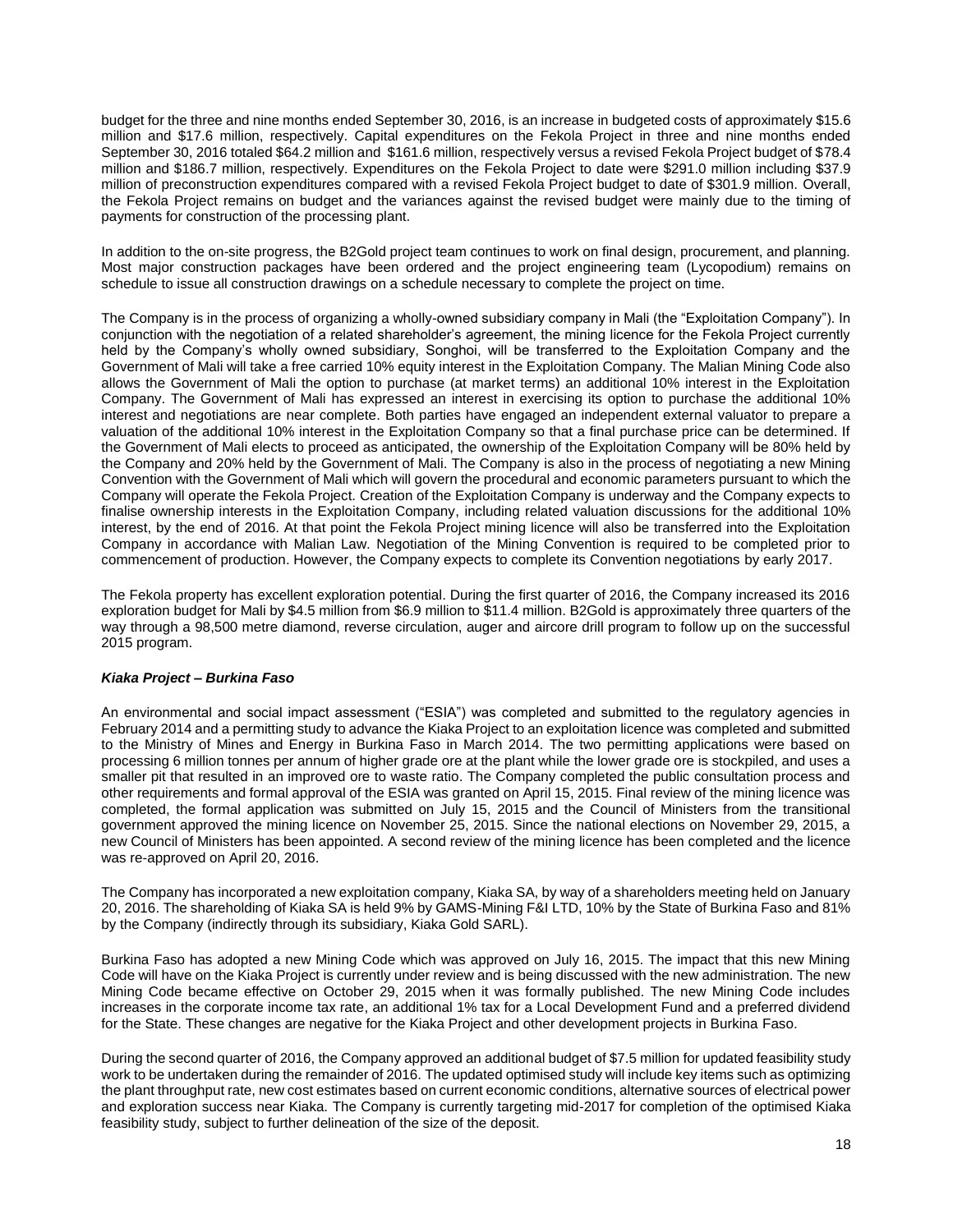budget for the three and nine months ended September 30, 2016, is an increase in budgeted costs of approximately $15.6 million and $17.6 million, respectively. Capital expenditures on the Fekola Project in three and nine months ended September 30, 2016 totaled $64.2 million and $161.6 million, respectively versus a revised Fekola Project budget of $78.4 million and $186.7 million, respectively. Expenditures on the Fekola Project to date were $291.0 million including $37.9 million of preconstruction expenditures compared with a revised Fekola Project budget to date of $301.9 million. Overall, the Fekola Project remains on budget and the variances against the revised budget were mainly due to the timing of payments for construction of the processing plant.

In addition to the on-site progress, the B2Gold project team continues to work on final design, procurement, and planning. Most major construction packages have been ordered and the project engineering team (Lycopodium) remains on schedule to issue all construction drawings on a schedule necessary to complete the project on time.

The Company is in the process of organizing a wholly-owned subsidiary company in Mali (the "Exploitation Company"). In conjunction with the negotiation of a related shareholder's agreement, the mining licence for the Fekola Project currently held by the Company's wholly owned subsidiary, Songhoi, will be transferred to the Exploitation Company and the Government of Mali will take a free carried 10% equity interest in the Exploitation Company. The Malian Mining Code also allows the Government of Mali the option to purchase (at market terms) an additional 10% interest in the Exploitation Company. The Government of Mali has expressed an interest in exercising its option to purchase the additional 10% interest and negotiations are near complete. Both parties have engaged an independent external valuator to prepare a valuation of the additional 10% interest in the Exploitation Company so that a final purchase price can be determined. If the Government of Mali elects to proceed as anticipated, the ownership of the Exploitation Company will be 80% held by the Company and 20% held by the Government of Mali. The Company is also in the process of negotiating a new Mining Convention with the Government of Mali which will govern the procedural and economic parameters pursuant to which the Company will operate the Fekola Project. Creation of the Exploitation Company is underway and the Company expects to finalise ownership interests in the Exploitation Company, including related valuation discussions for the additional 10% interest, by the end of 2016. At that point the Fekola Project mining licence will also be transferred into the Exploitation Company in accordance with Malian Law. Negotiation of the Mining Convention is required to be completed prior to commencement of production. However, the Company expects to complete its Convention negotiations by early 2017.

The Fekola property has excellent exploration potential. During the first quarter of 2016, the Company increased its 2016 exploration budget for Mali by $4.5 million from $6.9 million to $11.4 million. B2Gold is approximately three quarters of the way through a 98,500 metre diamond, reverse circulation, auger and aircore drill program to follow up on the successful 2015 program.

### *Kiaka Project – Burkina Faso*

An environmental and social impact assessment ("ESIA") was completed and submitted to the regulatory agencies in February 2014 and a permitting study to advance the Kiaka Project to an exploitation licence was completed and submitted to the Ministry of Mines and Energy in Burkina Faso in March 2014. The two permitting applications were based on processing 6 million tonnes per annum of higher grade ore at the plant while the lower grade ore is stockpiled, and uses a smaller pit that resulted in an improved ore to waste ratio. The Company completed the public consultation process and other requirements and formal approval of the ESIA was granted on April 15, 2015. Final review of the mining licence was completed, the formal application was submitted on July 15, 2015 and the Council of Ministers from the transitional government approved the mining licence on November 25, 2015. Since the national elections on November 29, 2015, a new Council of Ministers has been appointed. A second review of the mining licence has been completed and the licence was re-approved on April 20, 2016.

The Company has incorporated a new exploitation company, Kiaka SA, by way of a shareholders meeting held on January 20, 2016. The shareholding of Kiaka SA is held 9% by GAMS-Mining F&I LTD, 10% by the State of Burkina Faso and 81% by the Company (indirectly through its subsidiary, Kiaka Gold SARL).

Burkina Faso has adopted a new Mining Code which was approved on July 16, 2015. The impact that this new Mining Code will have on the Kiaka Project is currently under review and is being discussed with the new administration. The new Mining Code became effective on October 29, 2015 when it was formally published. The new Mining Code includes increases in the corporate income tax rate, an additional 1% tax for a Local Development Fund and a preferred dividend for the State. These changes are negative for the Kiaka Project and other development projects in Burkina Faso.

During the second quarter of 2016, the Company approved an additional budget of $7.5 million for updated feasibility study work to be undertaken during the remainder of 2016. The updated optimised study will include key items such as optimizing the plant throughput rate, new cost estimates based on current economic conditions, alternative sources of electrical power and exploration success near Kiaka. The Company is currently targeting mid-2017 for completion of the optimised Kiaka feasibility study, subject to further delineation of the size of the deposit.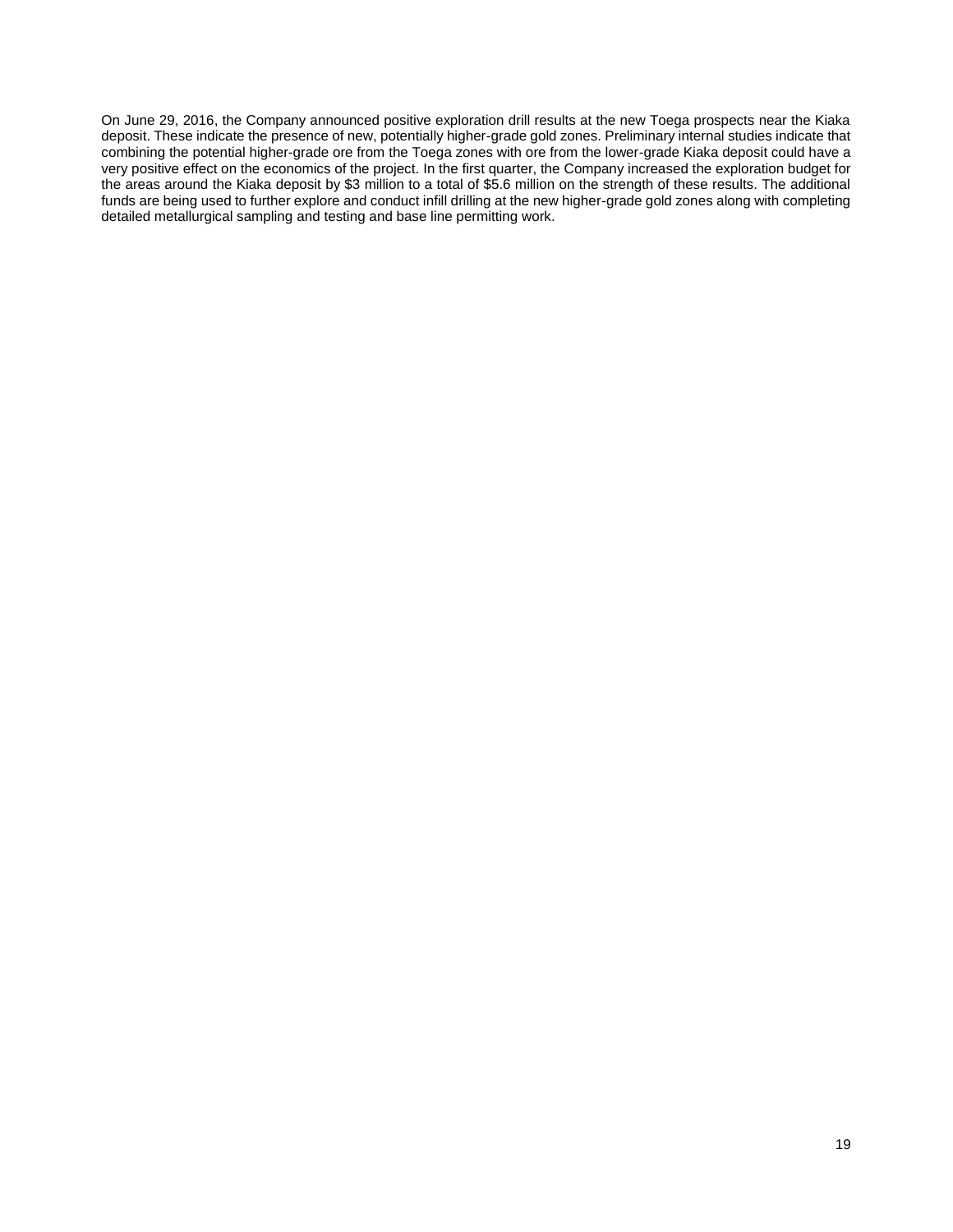On June 29, 2016, the Company announced positive exploration drill results at the new Toega prospects near the Kiaka deposit. These indicate the presence of new, potentially higher-grade gold zones. Preliminary internal studies indicate that combining the potential higher-grade ore from the Toega zones with ore from the lower-grade Kiaka deposit could have a very positive effect on the economics of the project. In the first quarter, the Company increased the exploration budget for the areas around the Kiaka deposit by $3 million to a total of $5.6 million on the strength of these results. The additional funds are being used to further explore and conduct infill drilling at the new higher-grade gold zones along with completing detailed metallurgical sampling and testing and base line permitting work.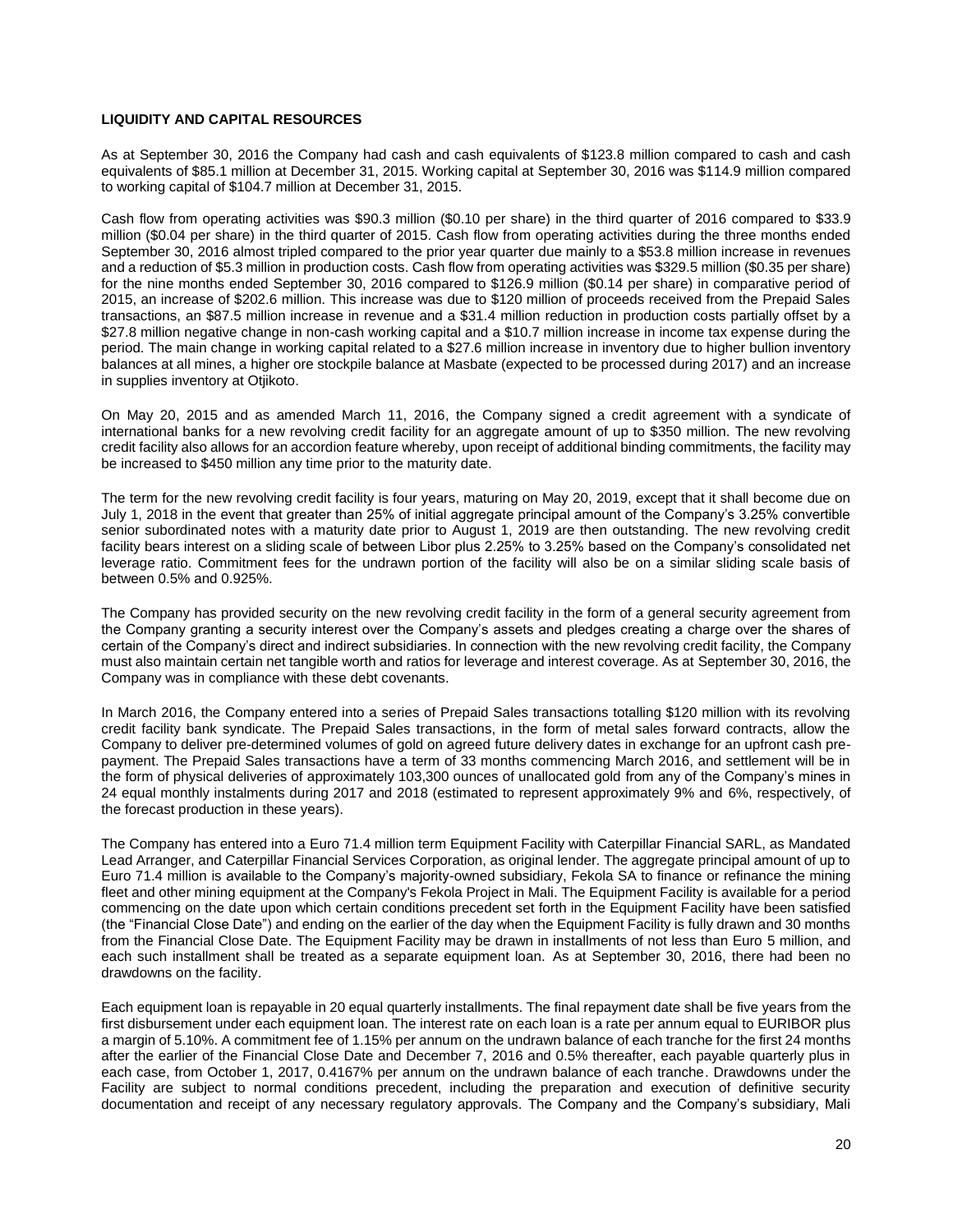**LIQUIDITY AND CAPITAL RESOURCES**

As at September 30, 2016 the Company had cash and cash equivalents of $123.8 million compared to cash and cash equivalents of $85.1 million at December 31, 2015. Working capital at September 30, 2016 was $114.9 million compared to working capital of $104.7 million at December 31, 2015.

Cash flow from operating activities was $90.3 million ($0.10 per share) in the third quarter of 2016 compared to $33.9 million ($0.04 per share) in the third quarter of 2015. Cash flow from operating activities during the three months ended September 30, 2016 almost tripled compared to the prior year quarter due mainly to a $53.8 million increase in revenues and a reduction of $5.3 million in production costs. Cash flow from operating activities was $329.5 million ($0.35 per share) for the nine months ended September 30, 2016 compared to $126.9 million ($0.14 per share) in comparative period of 2015, an increase of $202.6 million. This increase was due to $120 million of proceeds received from the Prepaid Sales transactions, an $87.5 million increase in revenue and a $31.4 million reduction in production costs partially offset by a $27.8 million negative change in non-cash working capital and a $10.7 million increase in income tax expense during the period. The main change in working capital related to a $27.6 million increase in inventory due to higher bullion inventory balances at all mines, a higher ore stockpile balance at Masbate (expected to be processed during 2017) and an increase in supplies inventory at Otjikoto.

On May 20, 2015 and as amended March 11, 2016, the Company signed a credit agreement with a syndicate of international banks for a new revolving credit facility for an aggregate amount of up to $350 million. The new revolving credit facility also allows for an accordion feature whereby, upon receipt of additional binding commitments, the facility may be increased to $450 million any time prior to the maturity date.

The term for the new revolving credit facility is four years, maturing on May 20, 2019, except that it shall become due on July 1, 2018 in the event that greater than 25% of initial aggregate principal amount of the Company's 3.25% convertible senior subordinated notes with a maturity date prior to August 1, 2019 are then outstanding. The new revolving credit facility bears interest on a sliding scale of between Libor plus 2.25% to 3.25% based on the Company's consolidated net leverage ratio. Commitment fees for the undrawn portion of the facility will also be on a similar sliding scale basis of between 0.5% and 0.925%.

The Company has provided security on the new revolving credit facility in the form of a general security agreement from the Company granting a security interest over the Company's assets and pledges creating a charge over the shares of certain of the Company's direct and indirect subsidiaries. In connection with the new revolving credit facility, the Company must also maintain certain net tangible worth and ratios for leverage and interest coverage. As at September 30, 2016, the Company was in compliance with these debt covenants.

In March 2016, the Company entered into a series of Prepaid Sales transactions totalling $120 million with its revolving credit facility bank syndicate. The Prepaid Sales transactions, in the form of metal sales forward contracts, allow the Company to deliver pre-determined volumes of gold on agreed future delivery dates in exchange for an upfront cash pre-payment. The Prepaid Sales transactions have a term of 33 months commencing March 2016, and settlement will be in the form of physical deliveries of approximately 103,300 ounces of unallocated gold from any of the Company's mines in 24 equal monthly instalments during 2017 and 2018 (estimated to represent approximately 9% and 6%, respectively, of the forecast production in these years).

The Company has entered into a Euro 71.4 million term Equipment Facility with Caterpillar Financial SARL, as Mandated Lead Arranger, and Caterpillar Financial Services Corporation, as original lender. The aggregate principal amount of up to Euro 71.4 million is available to the Company's majority-owned subsidiary, Fekola SA to finance or refinance the mining fleet and other mining equipment at the Company's Fekola Project in Mali. The Equipment Facility is available for a period commencing on the date upon which certain conditions precedent set forth in the Equipment Facility have been satisfied (the "Financial Close Date") and ending on the earlier of the day when the Equipment Facility is fully drawn and 30 months from the Financial Close Date. The Equipment Facility may be drawn in installments of not less than Euro 5 million, and each such installment shall be treated as a separate equipment loan. As at September 30, 2016, there had been no drawdowns on the facility.

Each equipment loan is repayable in 20 equal quarterly installments. The final repayment date shall be five years from the first disbursement under each equipment loan. The interest rate on each loan is a rate per annum equal to EURIBOR plus a margin of 5.10%. A commitment fee of 1.15% per annum on the undrawn balance of each tranche for the first 24 months after the earlier of the Financial Close Date and December 7, 2016 and 0.5% thereafter, each payable quarterly plus in each case, from October 1, 2017, 0.4167% per annum on the undrawn balance of each tranche. Drawdowns under the Facility are subject to normal conditions precedent, including the preparation and execution of definitive security documentation and receipt of any necessary regulatory approvals. The Company and the Company's subsidiary, Mali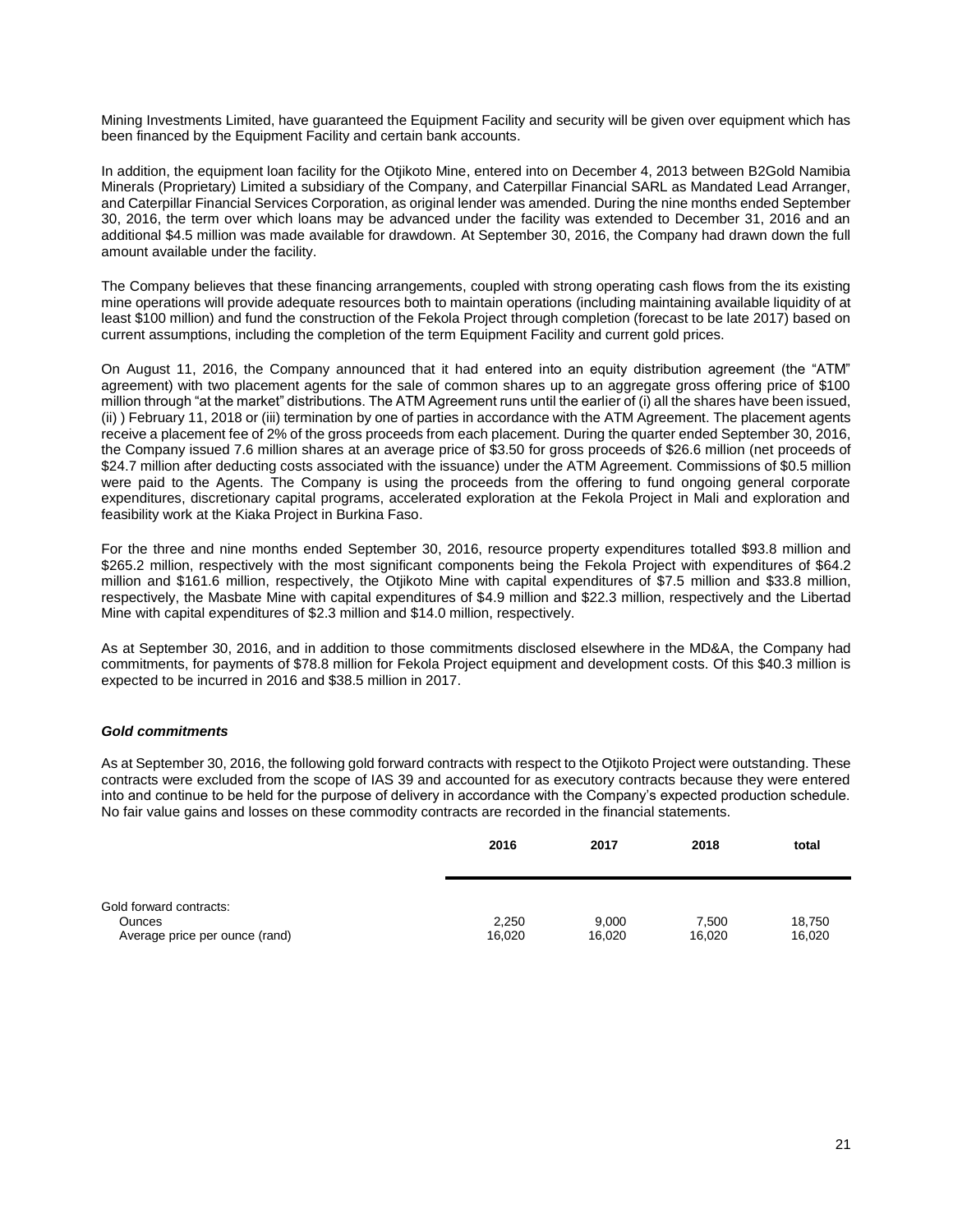Mining Investments Limited, have guaranteed the Equipment Facility and security will be given over equipment which has been financed by the Equipment Facility and certain bank accounts.

In addition, the equipment loan facility for the Otjikoto Mine, entered into on December 4, 2013 between B2Gold Namibia Minerals (Proprietary) Limited a subsidiary of the Company, and Caterpillar Financial SARL as Mandated Lead Arranger, and Caterpillar Financial Services Corporation, as original lender was amended. During the nine months ended September 30, 2016, the term over which loans may be advanced under the facility was extended to December 31, 2016 and an additional $4.5 million was made available for drawdown. At September 30, 2016, the Company had drawn down the full amount available under the facility.

The Company believes that these financing arrangements, coupled with strong operating cash flows from the its existing mine operations will provide adequate resources both to maintain operations (including maintaining available liquidity of at least $100 million) and fund the construction of the Fekola Project through completion (forecast to be late 2017) based on current assumptions, including the completion of the term Equipment Facility and current gold prices.

On August 11, 2016, the Company announced that it had entered into an equity distribution agreement (the "ATM" agreement) with two placement agents for the sale of common shares up to an aggregate gross offering price of $100 million through "at the market" distributions. The ATM Agreement runs until the earlier of (i) all the shares have been issued, (ii) ) February 11, 2018 or (iii) termination by one of parties in accordance with the ATM Agreement. The placement agents receive a placement fee of 2% of the gross proceeds from each placement. During the quarter ended September 30, 2016, the Company issued 7.6 million shares at an average price of $3.50 for gross proceeds of $26.6 million (net proceeds of $24.7 million after deducting costs associated with the issuance) under the ATM Agreement. Commissions of $0.5 million were paid to the Agents. The Company is using the proceeds from the offering to fund ongoing general corporate expenditures, discretionary capital programs, accelerated exploration at the Fekola Project in Mali and exploration and feasibility work at the Kiaka Project in Burkina Faso.

For the three and nine months ended September 30, 2016, resource property expenditures totalled $93.8 million and $265.2 million, respectively with the most significant components being the Fekola Project with expenditures of $64.2 million and $161.6 million, respectively, the Otjikoto Mine with capital expenditures of $7.5 million and $33.8 million, respectively, the Masbate Mine with capital expenditures of $4.9 million and $22.3 million, respectively and the Libertad Mine with capital expenditures of $2.3 million and $14.0 million, respectively.

As at September 30, 2016, and in addition to those commitments disclosed elsewhere in the MD&A, the Company had commitments, for payments of $78.8 million for Fekola Project equipment and development costs. Of this $40.3 million is expected to be incurred in 2016 and $38.5 million in 2017.

### *Gold commitments*

As at September 30, 2016, the following gold forward contracts with respect to the Otjikoto Project were outstanding. These contracts were excluded from the scope of IAS 39 and accounted for as executory contracts because they were entered into and continue to be held for the purpose of delivery in accordance with the Company's expected production schedule. No fair value gains and losses on these commodity contracts are recorded in the financial statements.

| | 2016 | 2017 | 2018 | total |
|---|---|---|---|---|
| Gold forward contracts: | | | | |
| Ounces | 2,250 | 9,000 | 7,500 | 18,750 |
| Average price per ounce (rand) | 16,020 | 16,020 | 16,020 | 16,020 |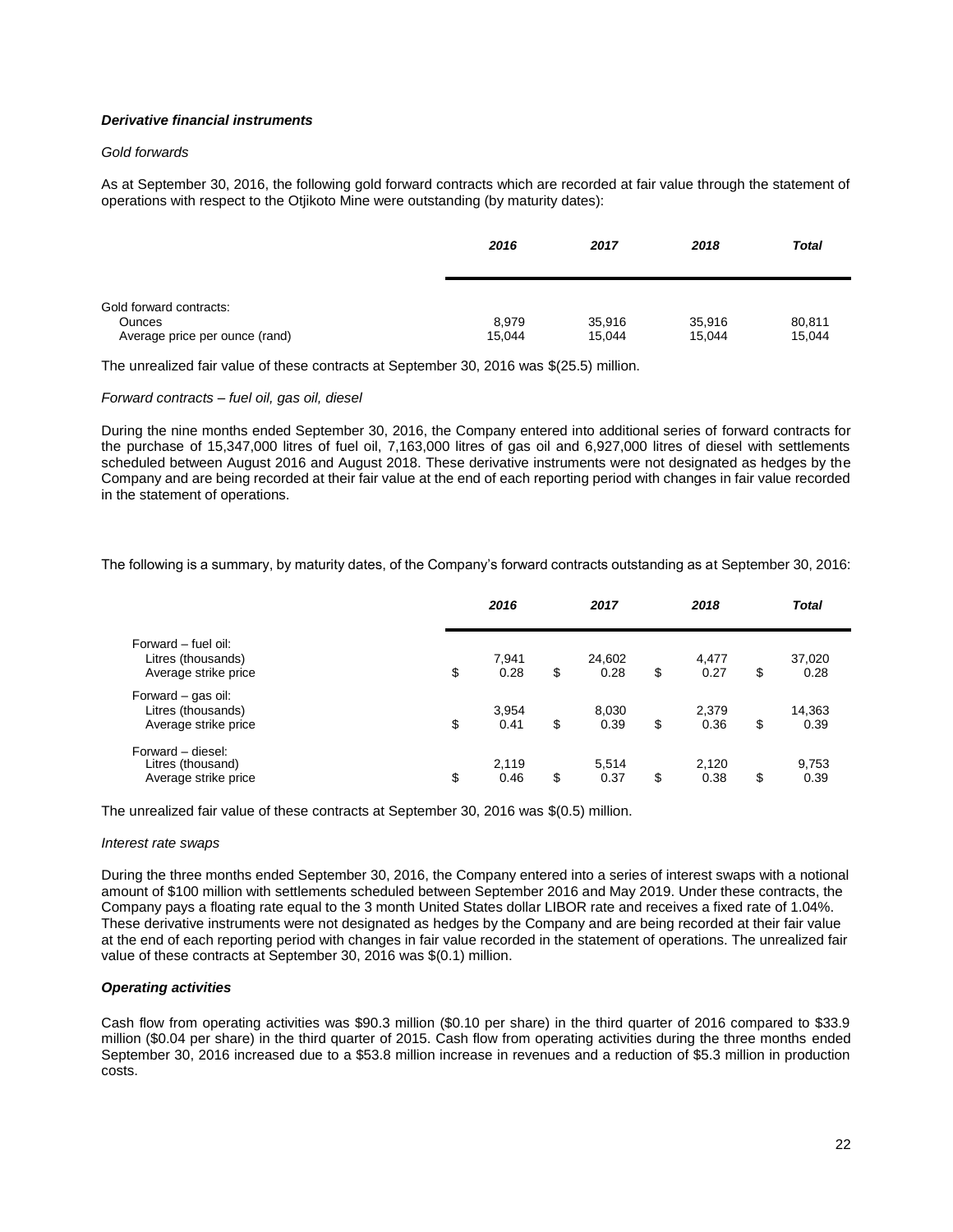***Derivative financial instruments***

*Gold forwards*

As at September 30, 2016, the following gold forward contracts which are recorded at fair value through the statement of operations with respect to the Otjikoto Mine were outstanding (by maturity dates):

| | ***2016*** | ***2017*** | ***2018*** | ***Total*** |
|---|---|---|---|---|
| Gold forward contracts: | | | | |
| Ounces | 8,979 | 35,916 | 35,916 | 80,811 |
| Average price per ounce (rand) | 15,044 | 15,044 | 15,044 | 15,044 |

The unrealized fair value of these contracts at September 30, 2016 was $(25.5) million.

*Forward contracts – fuel oil, gas oil, diesel*

During the nine months ended September 30, 2016, the Company entered into additional series of forward contracts for the purchase of 15,347,000 litres of fuel oil, 7,163,000 litres of gas oil and 6,927,000 litres of diesel with settlements scheduled between August 2016 and August 2018. These derivative instruments were not designated as hedges by the Company and are being recorded at their fair value at the end of each reporting period with changes in fair value recorded in the statement of operations.

The following is a summary, by maturity dates, of the Company's forward contracts outstanding as at September 30, 2016:

| | ***2016*** | ***2017*** | ***2018*** | ***Total*** |
|---|---|---|---|---|
| Forward – fuel oil: | | | | |
| Litres (thousands) | 7,941 | 24,602 | 4,477 | 37,020 |
| Average strike price | $ 0.28 | $ 0.28 | $ 0.27 | $ 0.28 |
| Forward – gas oil: | | | | |
| Litres (thousands) | 3,954 | 8,030 | 2,379 | 14,363 |
| Average strike price | $ 0.41 | $ 0.39 | $ 0.36 | $ 0.39 |
| Forward – diesel: | | | | |
| Litres (thousand) | 2,119 | 5,514 | 2,120 | 9,753 |
| Average strike price | $ 0.46 | $ 0.37 | $ 0.38 | $ 0.39 |

The unrealized fair value of these contracts at September 30, 2016 was $(0.5) million.

*Interest rate swaps*

During the three months ended September 30, 2016, the Company entered into a series of interest swaps with a notional amount of $100 million with settlements scheduled between September 2016 and May 2019. Under these contracts, the Company pays a floating rate equal to the 3 month United States dollar LIBOR rate and receives a fixed rate of 1.04%. These derivative instruments were not designated as hedges by the Company and are being recorded at their fair value at the end of each reporting period with changes in fair value recorded in the statement of operations. The unrealized fair value of these contracts at September 30, 2016 was $(0.1) million.

***Operating activities***

Cash flow from operating activities was $90.3 million ($0.10 per share) in the third quarter of 2016 compared to $33.9 million ($0.04 per share) in the third quarter of 2015. Cash flow from operating activities during the three months ended September 30, 2016 increased due to a $53.8 million increase in revenues and a reduction of $5.3 million in production costs.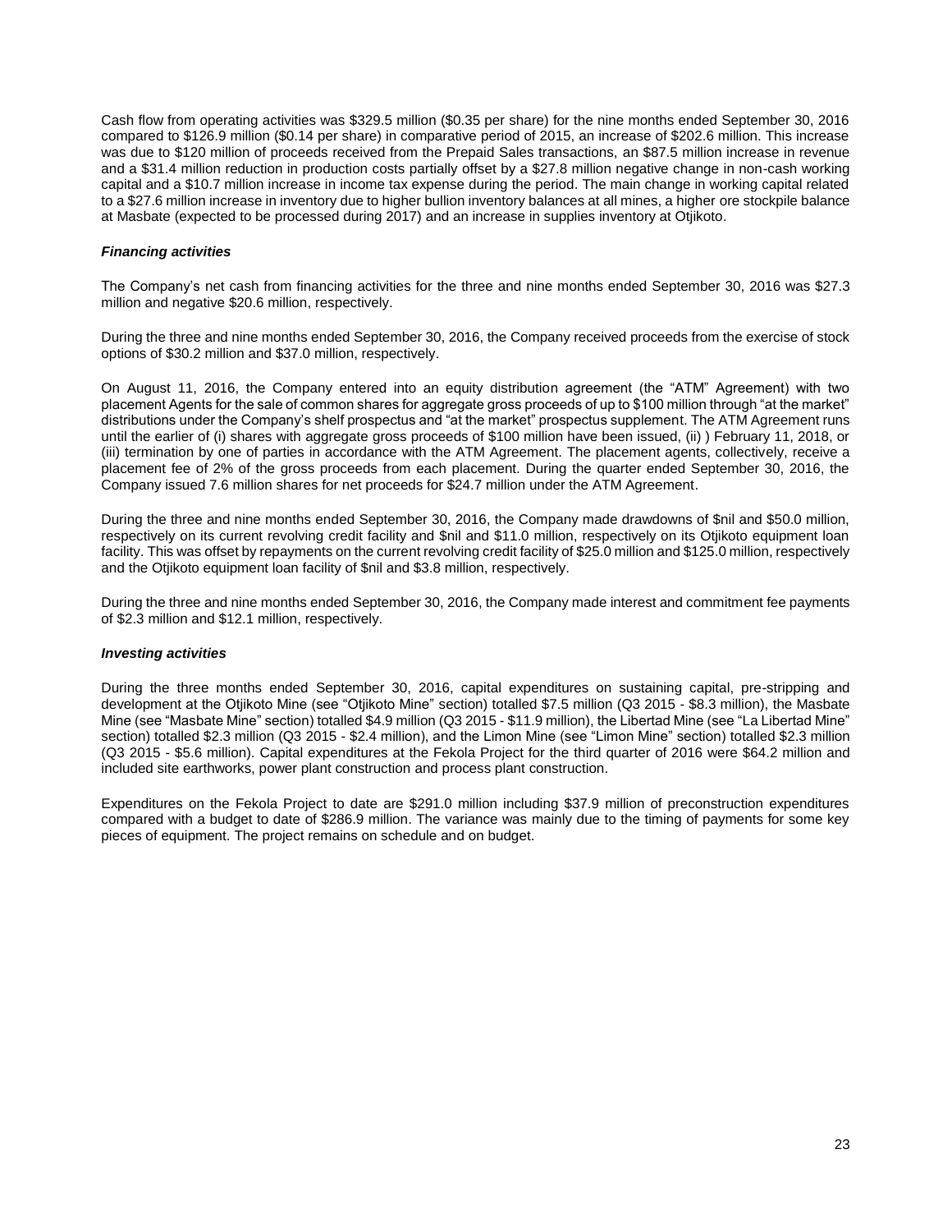Cash flow from operating activities was $329.5 million ($0.35 per share) for the nine months ended September 30, 2016 compared to $126.9 million ($0.14 per share) in comparative period of 2015, an increase of $202.6 million. This increase was due to $120 million of proceeds received from the Prepaid Sales transactions, an $87.5 million increase in revenue and a $31.4 million reduction in production costs partially offset by a $27.8 million negative change in non-cash working capital and a $10.7 million increase in income tax expense during the period. The main change in working capital related to a $27.6 million increase in inventory due to higher bullion inventory balances at all mines, a higher ore stockpile balance at Masbate (expected to be processed during 2017) and an increase in supplies inventory at Otjikoto.

***Financing activities***

The Company's net cash from financing activities for the three and nine months ended September 30, 2016 was $27.3 million and negative $20.6 million, respectively.

During the three and nine months ended September 30, 2016, the Company received proceeds from the exercise of stock options of $30.2 million and $37.0 million, respectively.

On August 11, 2016, the Company entered into an equity distribution agreement (the "ATM" Agreement) with two placement Agents for the sale of common shares for aggregate gross proceeds of up to $100 million through "at the market" distributions under the Company's shelf prospectus and "at the market" prospectus supplement. The ATM Agreement runs until the earlier of (i) shares with aggregate gross proceeds of $100 million have been issued, (ii) ) February 11, 2018, or (iii) termination by one of parties in accordance with the ATM Agreement. The placement agents, collectively, receive a placement fee of 2% of the gross proceeds from each placement. During the quarter ended September 30, 2016, the Company issued 7.6 million shares for net proceeds for $24.7 million under the ATM Agreement.

During the three and nine months ended September 30, 2016, the Company made drawdowns of $nil and $50.0 million, respectively on its current revolving credit facility and $nil and $11.0 million, respectively on its Otjikoto equipment loan facility. This was offset by repayments on the current revolving credit facility of $25.0 million and $125.0 million, respectively and the Otjikoto equipment loan facility of $nil and $3.8 million, respectively.

During the three and nine months ended September 30, 2016, the Company made interest and commitment fee payments of $2.3 million and $12.1 million, respectively.

***Investing activities***

During the three months ended September 30, 2016, capital expenditures on sustaining capital, pre-stripping and development at the Otjikoto Mine (see "Otjikoto Mine" section) totalled $7.5 million (Q3 2015 - $8.3 million), the Masbate Mine (see "Masbate Mine" section) totalled $4.9 million (Q3 2015 - $11.9 million), the Libertad Mine (see "La Libertad Mine" section) totalled $2.3 million (Q3 2015 - $2.4 million), and the Limon Mine (see "Limon Mine" section) totalled $2.3 million (Q3 2015 - $5.6 million). Capital expenditures at the Fekola Project for the third quarter of 2016 were $64.2 million and included site earthworks, power plant construction and process plant construction.

Expenditures on the Fekola Project to date are $291.0 million including $37.9 million of preconstruction expenditures compared with a budget to date of $286.9 million. The variance was mainly due to the timing of payments for some key pieces of equipment. The project remains on schedule and on budget.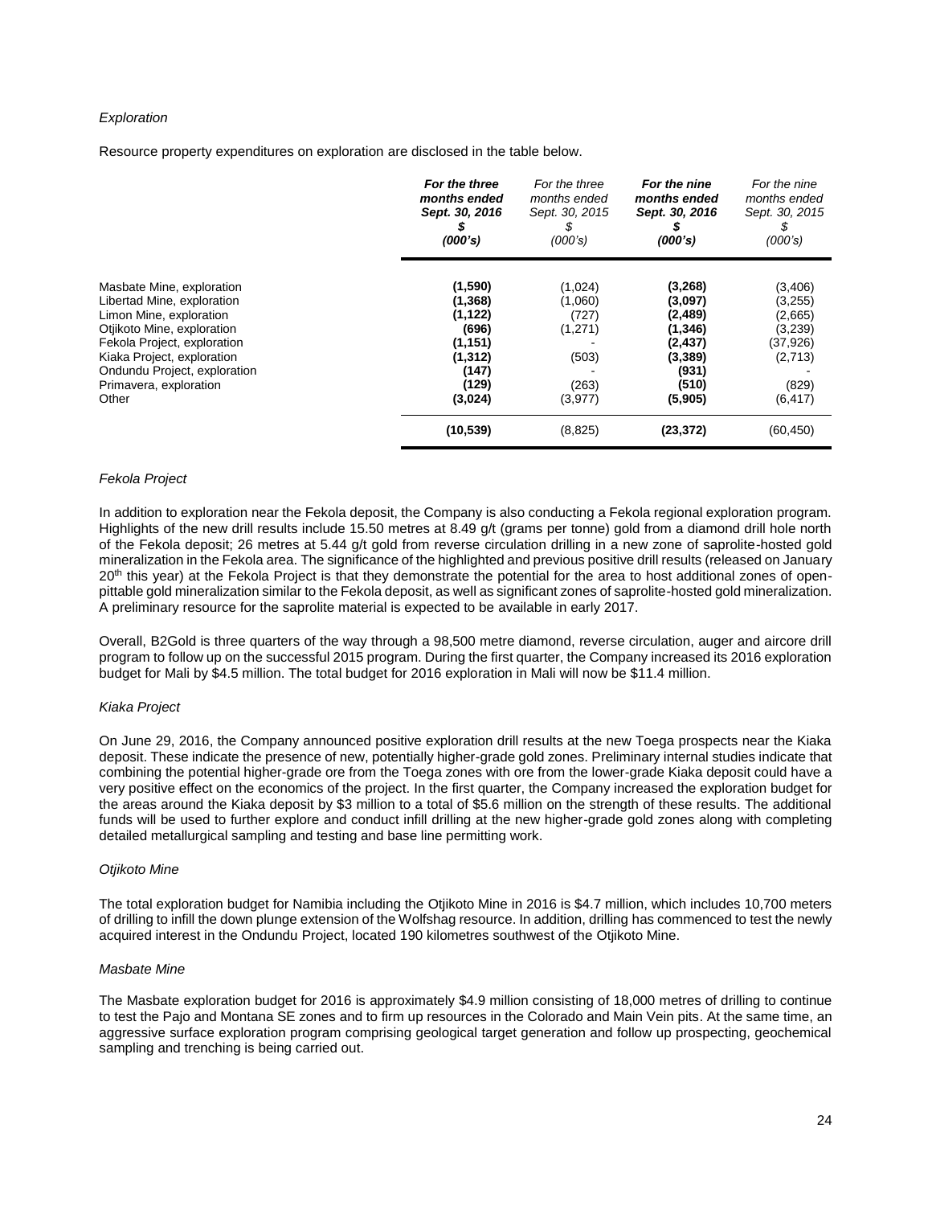*Exploration*

Resource property expenditures on exploration are disclosed in the table below.

| | ***For the three months ended Sept. 30, 2016 $ (000's)*** | *For the three months ended Sept. 30, 2015 $ (000's)* | ***For the nine months ended Sept. 30, 2016 $ (000's)*** | *For the nine months ended Sept. 30, 2015 $ (000's)* |
|---|---|---|---|---|
| Masbate Mine, exploration | **(1,590)** | (1,024) | **(3,268)** | (3,406) |
| Libertad Mine, exploration | **(1,368)** | (1,060) | **(3,097)** | (3,255) |
| Limon Mine, exploration | **(1,122)** | (727) | **(2,489)** | (2,665) |
| Otjikoto Mine, exploration | **(696)** | (1,271) | **(1,346)** | (3,239) |
| Fekola Project, exploration | **(1,151)** | - | **(2,437)** | (37,926) |
| Kiaka Project, exploration | **(1,312)** | (503) | **(3,389)** | (2,713) |
| Ondundu Project, exploration | **(147)** | - | **(931)** | - |
| Primavera, exploration | **(129)** | (263) | **(510)** | (829) |
| Other | **(3,024)** | (3,977) | **(5,905)** | (6,417) |
| | **(10,539)** | (8,825) | **(23,372)** | (60,450) |

*Fekola Project*

In addition to exploration near the Fekola deposit, the Company is also conducting a Fekola regional exploration program. Highlights of the new drill results include 15.50 metres at 8.49 g/t (grams per tonne) gold from a diamond drill hole north of the Fekola deposit; 26 metres at 5.44 g/t gold from reverse circulation drilling in a new zone of saprolite-hosted gold mineralization in the Fekola area. The significance of the highlighted and previous positive drill results (released on January 20th this year) at the Fekola Project is that they demonstrate the potential for the area to host additional zones of open-pittable gold mineralization similar to the Fekola deposit, as well as significant zones of saprolite-hosted gold mineralization. A preliminary resource for the saprolite material is expected to be available in early 2017.

Overall, B2Gold is three quarters of the way through a 98,500 metre diamond, reverse circulation, auger and aircore drill program to follow up on the successful 2015 program. During the first quarter, the Company increased its 2016 exploration budget for Mali by $4.5 million. The total budget for 2016 exploration in Mali will now be $11.4 million.

*Kiaka Project*

On June 29, 2016, the Company announced positive exploration drill results at the new Toega prospects near the Kiaka deposit. These indicate the presence of new, potentially higher-grade gold zones. Preliminary internal studies indicate that combining the potential higher-grade ore from the Toega zones with ore from the lower-grade Kiaka deposit could have a very positive effect on the economics of the project. In the first quarter, the Company increased the exploration budget for the areas around the Kiaka deposit by $3 million to a total of $5.6 million on the strength of these results. The additional funds will be used to further explore and conduct infill drilling at the new higher-grade gold zones along with completing detailed metallurgical sampling and testing and base line permitting work.

*Otjikoto Mine*

The total exploration budget for Namibia including the Otjikoto Mine in 2016 is $4.7 million, which includes 10,700 meters of drilling to infill the down plunge extension of the Wolfshag resource. In addition, drilling has commenced to test the newly acquired interest in the Ondundu Project, located 190 kilometres southwest of the Otjikoto Mine.

*Masbate Mine*

The Masbate exploration budget for 2016 is approximately $4.9 million consisting of 18,000 metres of drilling to continue to test the Pajo and Montana SE zones and to firm up resources in the Colorado and Main Vein pits. At the same time, an aggressive surface exploration program comprising geological target generation and follow up prospecting, geochemical sampling and trenching is being carried out.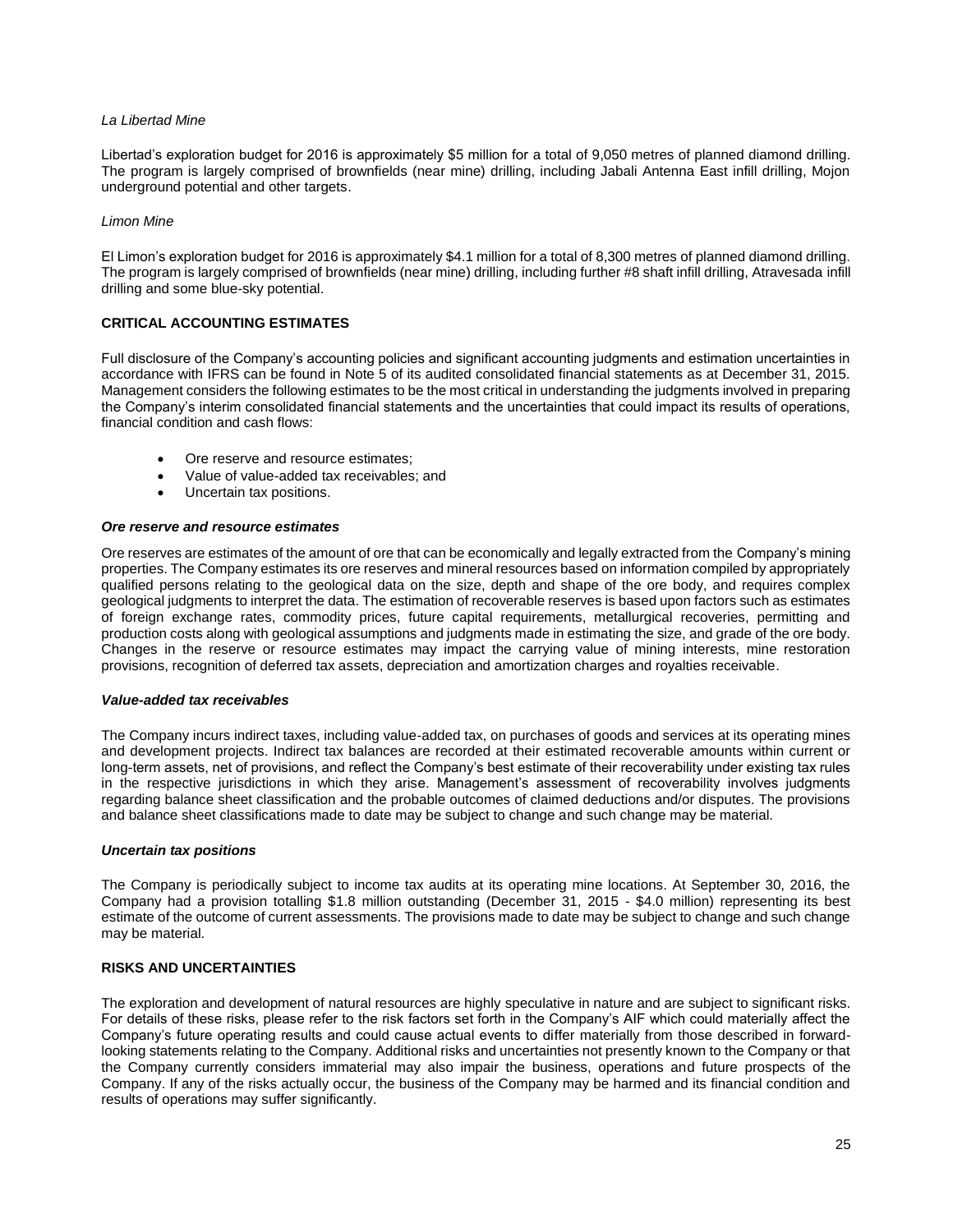*La Libertad Mine*

Libertad's exploration budget for 2016 is approximately $5 million for a total of 9,050 metres of planned diamond drilling. The program is largely comprised of brownfields (near mine) drilling, including Jabali Antenna East infill drilling, Mojon underground potential and other targets.

*Limon Mine*

El Limon's exploration budget for 2016 is approximately $4.1 million for a total of 8,300 metres of planned diamond drilling. The program is largely comprised of brownfields (near mine) drilling, including further #8 shaft infill drilling, Atravesada infill drilling and some blue-sky potential.

## CRITICAL ACCOUNTING ESTIMATES

Full disclosure of the Company's accounting policies and significant accounting judgments and estimation uncertainties in accordance with IFRS can be found in Note 5 of its audited consolidated financial statements as at December 31, 2015. Management considers the following estimates to be the most critical in understanding the judgments involved in preparing the Company's interim consolidated financial statements and the uncertainties that could impact its results of operations, financial condition and cash flows:

- Ore reserve and resource estimates;
- Value of value-added tax receivables; and
- Uncertain tax positions.

### *Ore reserve and resource estimates*

Ore reserves are estimates of the amount of ore that can be economically and legally extracted from the Company's mining properties. The Company estimates its ore reserves and mineral resources based on information compiled by appropriately qualified persons relating to the geological data on the size, depth and shape of the ore body, and requires complex geological judgments to interpret the data. The estimation of recoverable reserves is based upon factors such as estimates of foreign exchange rates, commodity prices, future capital requirements, metallurgical recoveries, permitting and production costs along with geological assumptions and judgments made in estimating the size, and grade of the ore body. Changes in the reserve or resource estimates may impact the carrying value of mining interests, mine restoration provisions, recognition of deferred tax assets, depreciation and amortization charges and royalties receivable.

### *Value-added tax receivables*

The Company incurs indirect taxes, including value-added tax, on purchases of goods and services at its operating mines and development projects. Indirect tax balances are recorded at their estimated recoverable amounts within current or long-term assets, net of provisions, and reflect the Company's best estimate of their recoverability under existing tax rules in the respective jurisdictions in which they arise. Management's assessment of recoverability involves judgments regarding balance sheet classification and the probable outcomes of claimed deductions and/or disputes. The provisions and balance sheet classifications made to date may be subject to change and such change may be material.

### *Uncertain tax positions*

The Company is periodically subject to income tax audits at its operating mine locations. At September 30, 2016, the Company had a provision totalling $1.8 million outstanding (December 31, 2015 - $4.0 million) representing its best estimate of the outcome of current assessments. The provisions made to date may be subject to change and such change may be material.

## RISKS AND UNCERTAINTIES

The exploration and development of natural resources are highly speculative in nature and are subject to significant risks. For details of these risks, please refer to the risk factors set forth in the Company's AIF which could materially affect the Company's future operating results and could cause actual events to differ materially from those described in forward-looking statements relating to the Company. Additional risks and uncertainties not presently known to the Company or that the Company currently considers immaterial may also impair the business, operations and future prospects of the Company. If any of the risks actually occur, the business of the Company may be harmed and its financial condition and results of operations may suffer significantly.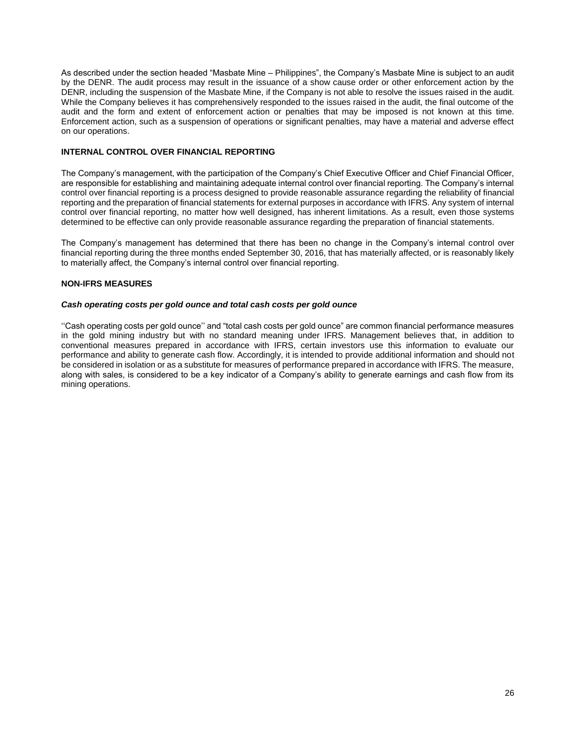As described under the section headed "Masbate Mine – Philippines", the Company's Masbate Mine is subject to an audit by the DENR. The audit process may result in the issuance of a show cause order or other enforcement action by the DENR, including the suspension of the Masbate Mine, if the Company is not able to resolve the issues raised in the audit. While the Company believes it has comprehensively responded to the issues raised in the audit, the final outcome of the audit and the form and extent of enforcement action or penalties that may be imposed is not known at this time. Enforcement action, such as a suspension of operations or significant penalties, may have a material and adverse effect on our operations.

**INTERNAL CONTROL OVER FINANCIAL REPORTING**

The Company's management, with the participation of the Company's Chief Executive Officer and Chief Financial Officer, are responsible for establishing and maintaining adequate internal control over financial reporting. The Company's internal control over financial reporting is a process designed to provide reasonable assurance regarding the reliability of financial reporting and the preparation of financial statements for external purposes in accordance with IFRS. Any system of internal control over financial reporting, no matter how well designed, has inherent limitations. As a result, even those systems determined to be effective can only provide reasonable assurance regarding the preparation of financial statements.

The Company's management has determined that there has been no change in the Company's internal control over financial reporting during the three months ended September 30, 2016, that has materially affected, or is reasonably likely to materially affect, the Company's internal control over financial reporting.

**NON-IFRS MEASURES**

***Cash operating costs per gold ounce and total cash costs per gold ounce***

''Cash operating costs per gold ounce'' and "total cash costs per gold ounce" are common financial performance measures in the gold mining industry but with no standard meaning under IFRS. Management believes that, in addition to conventional measures prepared in accordance with IFRS, certain investors use this information to evaluate our performance and ability to generate cash flow. Accordingly, it is intended to provide additional information and should not be considered in isolation or as a substitute for measures of performance prepared in accordance with IFRS. The measure, along with sales, is considered to be a key indicator of a Company's ability to generate earnings and cash flow from its mining operations.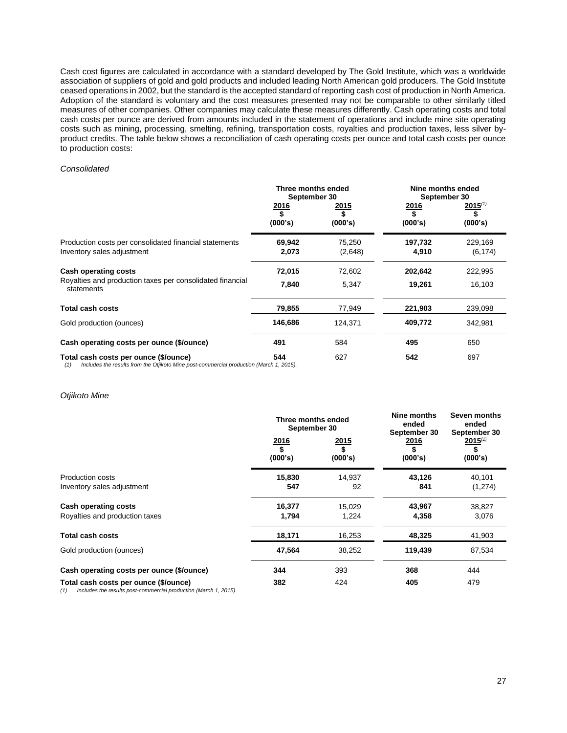Cash cost figures are calculated in accordance with a standard developed by The Gold Institute, which was a worldwide association of suppliers of gold and gold products and included leading North American gold producers. The Gold Institute ceased operations in 2002, but the standard is the accepted standard of reporting cash cost of production in North America. Adoption of the standard is voluntary and the cost measures presented may not be comparable to other similarly titled measures of other companies. Other companies may calculate these measures differently. Cash operating costs and total cash costs per ounce are derived from amounts included in the statement of operations and include mine site operating costs such as mining, processing, smelting, refining, transportation costs, royalties and production taxes, less silver by-product credits. The table below shows a reconciliation of cash operating costs per ounce and total cash costs per ounce to production costs:

*Consolidated*

| | Three months ended September 30 | | Nine months ended September 30 | |
|---|---|---|---|---|
| | 2016<br>$<br>(000's) | 2015<br>$<br>(000's) | 2016<br>$<br>(000's) | 2015[(1)]<br>$<br>(000's) |
| Production costs per consolidated financial statements | **69,942** | 75,250 | **197,732** | 229,169 |
| Inventory sales adjustment | **2,073** | (2,648) | **4,910** | (6,174) |
| **Cash operating costs** | **72,015** | 72,602 | **202,642** | 222,995 |
| Royalties and production taxes per consolidated financial statements | **7,840** | 5,347 | **19,261** | 16,103 |
| **Total cash costs** | **79,855** | 77,949 | **221,903** | 239,098 |
| Gold production (ounces) | **146,686** | 124,371 | **409,772** | 342,981 |
| **Cash operating costs per ounce ($/ounce)** | **491** | 584 | **495** | 650 |
| **Total cash costs per ounce ($/ounce)** | **544** | 627 | **542** | 697 |

*(1) Includes the results from the Otjikoto Mine post-commercial production (March 1, 2015).*

*Otjikoto Mine*

| | Three months ended September 30 | | Nine months ended September 30 | Seven months ended September 30 |
|---|---|---|---|---|
| | 2016<br>$<br>(000's) | 2015<br>$<br>(000's) | 2016<br>$<br>(000's) | 2015[(1)]<br>$<br>(000's) |
| Production costs | **15,830** | 14,937 | **43,126** | 40,101 |
| Inventory sales adjustment | **547** | 92 | **841** | (1,274) |
| **Cash operating costs** | **16,377** | 15,029 | **43,967** | 38,827 |
| Royalties and production taxes | **1,794** | 1,224 | **4,358** | 3,076 |
| **Total cash costs** | **18,171** | 16,253 | **48,325** | 41,903 |
| Gold production (ounces) | **47,564** | 38,252 | **119,439** | 87,534 |
| **Cash operating costs per ounce ($/ounce)** | **344** | 393 | **368** | 444 |
| **Total cash costs per ounce ($/ounce)** | **382** | 424 | **405** | 479 |

*(1) Includes the results post-commercial production (March 1, 2015).*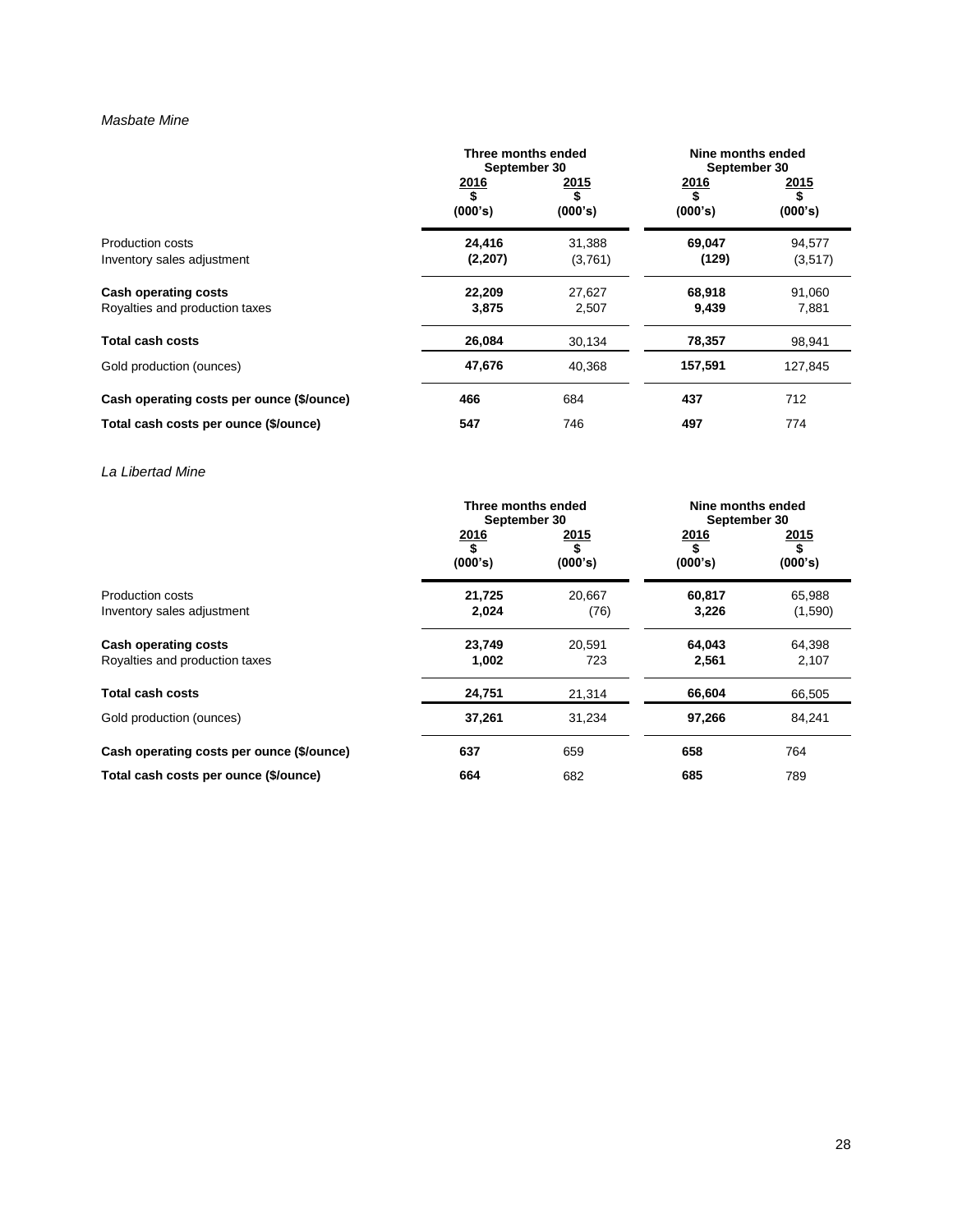*Masbate Mine*

| | Three months ended September 30 | | Nine months ended September 30 | |
|---|---|---|---|---|
| | 2016<br>$<br>(000's) | 2015<br>$<br>(000's) | 2016<br>$<br>(000's) | 2015<br>$<br>(000's) |
| Production costs | **24,416** | 31,388 | **69,047** | 94,577 |
| Inventory sales adjustment | **(2,207)** | (3,761) | **(129)** | (3,517) |
| **Cash operating costs** | **22,209** | 27,627 | **68,918** | 91,060 |
| Royalties and production taxes | **3,875** | 2,507 | **9,439** | 7,881 |
| **Total cash costs** | **26,084** | 30,134 | **78,357** | 98,941 |
| Gold production (ounces) | **47,676** | 40,368 | **157,591** | 127,845 |
| **Cash operating costs per ounce ($/ounce)** | **466** | 684 | **437** | 712 |
| **Total cash costs per ounce ($/ounce)** | **547** | 746 | **497** | 774 |

*La Libertad Mine*

| | Three months ended September 30 | | Nine months ended September 30 | |
|---|---|---|---|---|
| | 2016<br>$<br>(000's) | 2015<br>$<br>(000's) | 2016<br>$<br>(000's) | 2015<br>$<br>(000's) |
| Production costs | **21,725** | 20,667 | **60,817** | 65,988 |
| Inventory sales adjustment | **2,024** | (76) | **3,226** | (1,590) |
| **Cash operating costs** | **23,749** | 20,591 | **64,043** | 64,398 |
| Royalties and production taxes | **1,002** | 723 | **2,561** | 2,107 |
| **Total cash costs** | **24,751** | 21,314 | **66,604** | 66,505 |
| Gold production (ounces) | **37,261** | 31,234 | **97,266** | 84,241 |
| **Cash operating costs per ounce ($/ounce)** | **637** | 659 | **658** | 764 |
| **Total cash costs per ounce ($/ounce)** | **664** | 682 | **685** | 789 |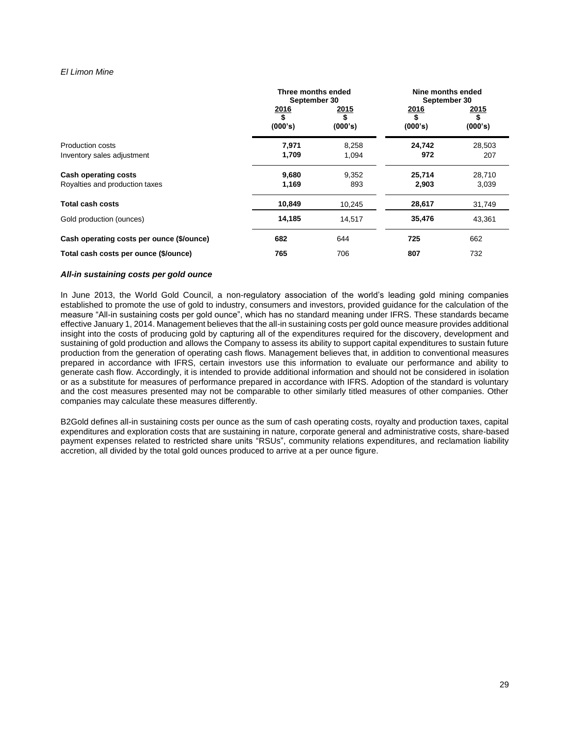*El Limon Mine*

| | Three months ended September 30 | | Nine months ended September 30 | |
|---|---|---|---|---|
| | 2016<br>$<br>(000's) | 2015<br>$<br>(000's) | 2016<br>$<br>(000's) | 2015<br>$<br>(000's) |
| Production costs | **7,971** | 8,258 | **24,742** | 28,503 |
| Inventory sales adjustment | **1,709** | 1,094 | **972** | 207 |
| **Cash operating costs** | **9,680** | 9,352 | **25,714** | 28,710 |
| Royalties and production taxes | **1,169** | 893 | **2,903** | 3,039 |
| **Total cash costs** | **10,849** | 10,245 | **28,617** | 31,749 |
| Gold production (ounces) | **14,185** | 14,517 | **35,476** | 43,361 |
| **Cash operating costs per ounce ($/ounce)** | **682** | 644 | **725** | 662 |
| **Total cash costs per ounce ($/ounce)** | **765** | 706 | **807** | 732 |

***All-in sustaining costs per gold ounce***

In June 2013, the World Gold Council, a non-regulatory association of the world's leading gold mining companies established to promote the use of gold to industry, consumers and investors, provided guidance for the calculation of the measure "All-in sustaining costs per gold ounce", which has no standard meaning under IFRS. These standards became effective January 1, 2014. Management believes that the all-in sustaining costs per gold ounce measure provides additional insight into the costs of producing gold by capturing all of the expenditures required for the discovery, development and sustaining of gold production and allows the Company to assess its ability to support capital expenditures to sustain future production from the generation of operating cash flows. Management believes that, in addition to conventional measures prepared in accordance with IFRS, certain investors use this information to evaluate our performance and ability to generate cash flow. Accordingly, it is intended to provide additional information and should not be considered in isolation or as a substitute for measures of performance prepared in accordance with IFRS. Adoption of the standard is voluntary and the cost measures presented may not be comparable to other similarly titled measures of other companies. Other companies may calculate these measures differently.

B2Gold defines all-in sustaining costs per ounce as the sum of cash operating costs, royalty and production taxes, capital expenditures and exploration costs that are sustaining in nature, corporate general and administrative costs, share-based payment expenses related to restricted share units "RSUs", community relations expenditures, and reclamation liability accretion, all divided by the total gold ounces produced to arrive at a per ounce figure.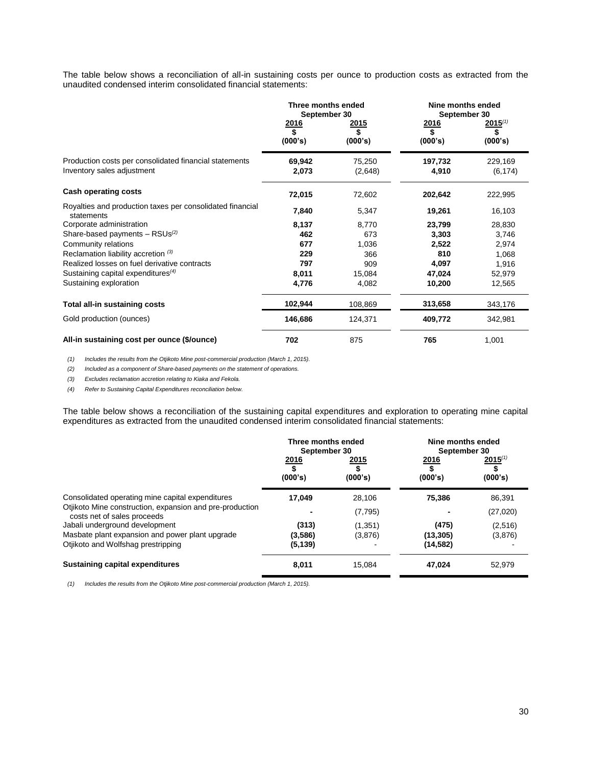The table below shows a reconciliation of all-in sustaining costs per ounce to production costs as extracted from the unaudited condensed interim consolidated financial statements:

| | Three months ended September 30 | | Nine months ended September 30 | |
|---|---|---|---|---|
| | 2016<br>$<br>(000's) | 2015<br>$<br>(000's) | 2016<br>$<br>(000's) | 2015[(1)]<br>$<br>(000's) |
| Production costs per consolidated financial statements | **69,942** | 75,250 | **197,732** | 229,169 |
| Inventory sales adjustment | **2,073** | (2,648) | **4,910** | (6,174) |
| **Cash operating costs** | **72,015** | 72,602 | **202,642** | 222,995 |
| Royalties and production taxes per consolidated financial statements | **7,840** | 5,347 | **19,261** | 16,103 |
| Corporate administration | **8,137** | 8,770 | **23,799** | 28,830 |
| Share-based payments – RSUs[(2)] | **462** | 673 | **3,303** | 3,746 |
| Community relations | **677** | 1,036 | **2,522** | 2,974 |
| Reclamation liability accretion [(3)] | **229** | 366 | **810** | 1,068 |
| Realized losses on fuel derivative contracts | **797** | 909 | **4,097** | 1,916 |
| Sustaining capital expenditures[(4)] | **8,011** | 15,084 | **47,024** | 52,979 |
| Sustaining exploration | **4,776** | 4,082 | **10,200** | 12,565 |
| **Total all-in sustaining costs** | **102,944** | 108,869 | **313,658** | 343,176 |
| Gold production (ounces) | **146,686** | 124,371 | **409,772** | 342,981 |
| **All-in sustaining cost per ounce ($/ounce)** | **702** | 875 | **765** | 1,001 |

*(1) Includes the results from the Otjikoto Mine post-commercial production (March 1, 2015).*

*(2) Included as a component of Share-based payments on the statement of operations.*

*(3) Excludes reclamation accretion relating to Kiaka and Fekola.*

*(4) Refer to Sustaining Capital Expenditures reconciliation below.*

The table below shows a reconciliation of the sustaining capital expenditures and exploration to operating mine capital expenditures as extracted from the unaudited condensed interim consolidated financial statements:

| | Three months ended September 30 | | Nine months ended September 30 | |
|---|---|---|---|---|
| | 2016<br>$<br>(000's) | 2015<br>$<br>(000's) | 2016<br>$<br>(000's) | 2015[(1)]<br>$<br>(000's) |
| Consolidated operating mine capital expenditures | **17,049** | 28,106 | **75,386** | 86,391 |
| Otjikoto Mine construction, expansion and pre-production costs net of sales proceeds | **-** | (7,795) | **-** | (27,020) |
| Jabali underground development | **(313)** | (1,351) | **(475)** | (2,516) |
| Masbate plant expansion and power plant upgrade | **(3,586)** | (3,876) | **(13,305)** | (3,876) |
| Otjikoto and Wolfshag prestripping | **(5,139)** | - | **(14,582)** | - |
| **Sustaining capital expenditures** | **8,011** | 15,084 | **47,024** | 52,979 |

*(1) Includes the results from the Otjikoto Mine post-commercial production (March 1, 2015).*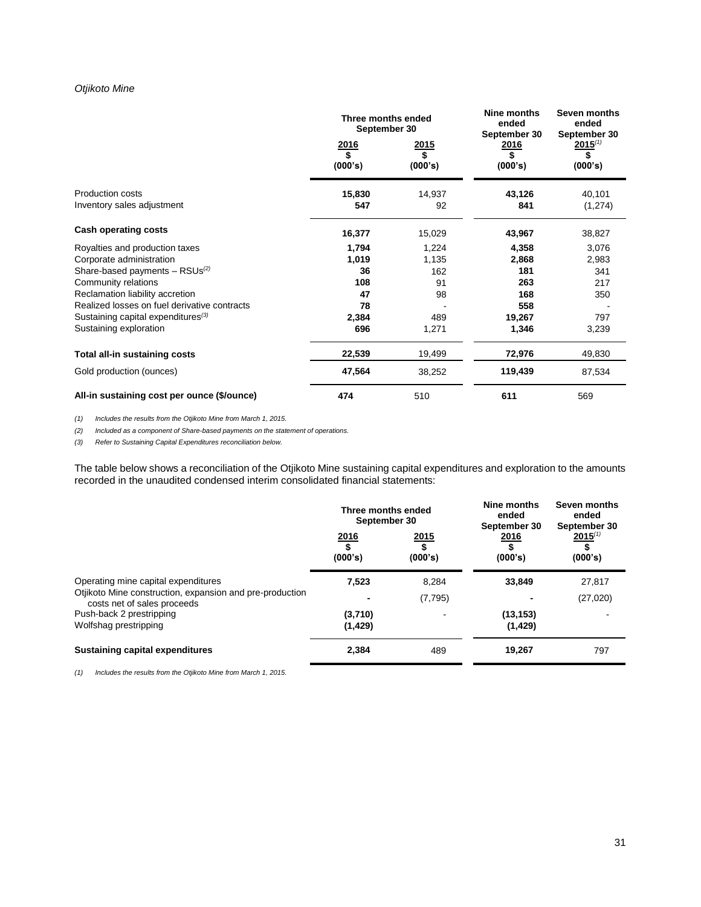*Otjikoto Mine*

| | Three months ended September 30 | | Nine months ended September 30 | Seven months ended September 30 |
|---|---|---|---|---|
| | 2016 $ (000's) | 2015 $ (000's) | 2016 $ (000's) | 2015[(1)] $ (000's) |
| Production costs | **15,830** | 14,937 | **43,126** | 40,101 |
| Inventory sales adjustment | **547** | 92 | **841** | (1,274) |
| **Cash operating costs** | **16,377** | 15,029 | **43,967** | 38,827 |
| Royalties and production taxes | **1,794** | 1,224 | **4,358** | 3,076 |
| Corporate administration | **1,019** | 1,135 | **2,868** | 2,983 |
| Share-based payments – RSUs[(2)] | **36** | 162 | **181** | 341 |
| Community relations | **108** | 91 | **263** | 217 |
| Reclamation liability accretion | **47** | 98 | **168** | 350 |
| Realized losses on fuel derivative contracts | **78** | - | **558** | - |
| Sustaining capital expenditures[(3)] | **2,384** | 489 | **19,267** | 797 |
| Sustaining exploration | **696** | 1,271 | **1,346** | 3,239 |
| **Total all-in sustaining costs** | **22,539** | 19,499 | **72,976** | 49,830 |
| Gold production (ounces) | **47,564** | 38,252 | **119,439** | 87,534 |
| **All-in sustaining cost per ounce ($/ounce)** | **474** | 510 | **611** | 569 |

*(1) Includes the results from the Otjikoto Mine from March 1, 2015.*

*(2) Included as a component of Share-based payments on the statement of operations.*

*(3) Refer to Sustaining Capital Expenditures reconciliation below.*

The table below shows a reconciliation of the Otjikoto Mine sustaining capital expenditures and exploration to the amounts recorded in the unaudited condensed interim consolidated financial statements:

| | Three months ended September 30 | | Nine months ended September 30 | Seven months ended September 30 |
|---|---|---|---|---|
| | 2016 $ (000's) | 2015 $ (000's) | 2016 $ (000's) | 2015[(1)] $ (000's) |
| Operating mine capital expenditures | **7,523** | 8,284 | **33,849** | 27,817 |
| Otjikoto Mine construction, expansion and pre-production costs net of sales proceeds | **-** | (7,795) | **-** | (27,020) |
| Push-back 2 prestripping | **(3,710)** | - | **(13,153)** | - |
| Wolfshag prestripping | **(1,429)** | | **(1,429)** | |
| **Sustaining capital expenditures** | **2,384** | 489 | **19,267** | 797 |

*(1) Includes the results from the Otjikoto Mine from March 1, 2015.*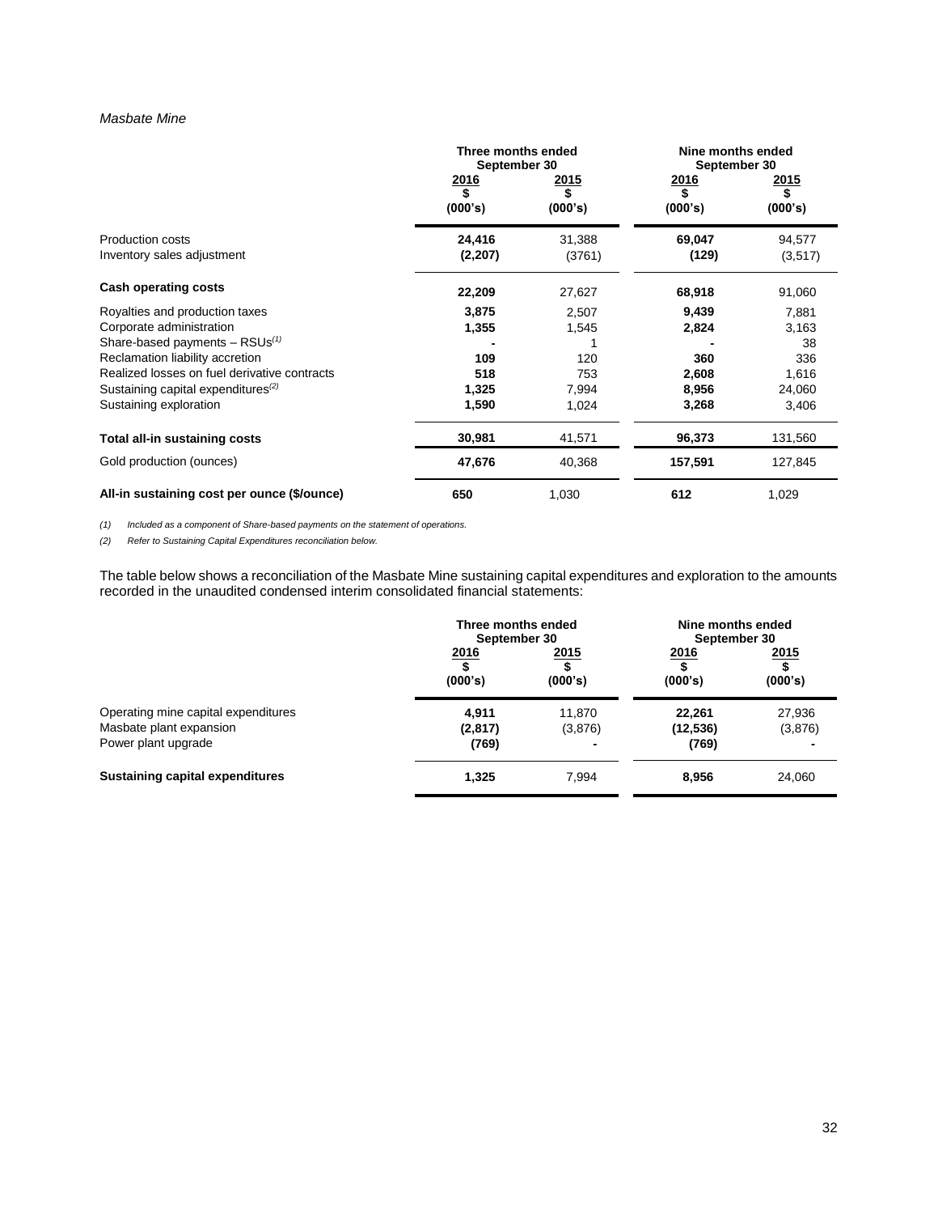*Masbate Mine*

| | Three months ended September 30 | | Nine months ended September 30 | |
|---|---|---|---|---|
| | 2016 $ (000's) | 2015 $ (000's) | 2016 $ (000's) | 2015 $ (000's) |
| Production costs | **24,416** | 31,388 | **69,047** | 94,577 |
| Inventory sales adjustment | **(2,207)** | (3761) | **(129)** | (3,517) |
| **Cash operating costs** | **22,209** | 27,627 | **68,918** | 91,060 |
| Royalties and production taxes | **3,875** | 2,507 | **9,439** | 7,881 |
| Corporate administration | **1,355** | 1,545 | **2,824** | 3,163 |
| Share-based payments – RSUs(1) | **-** | 1 | **-** | 38 |
| Reclamation liability accretion | **109** | 120 | **360** | 336 |
| Realized losses on fuel derivative contracts | **518** | 753 | **2,608** | 1,616 |
| Sustaining capital expenditures(2) | **1,325** | 7,994 | **8,956** | 24,060 |
| Sustaining exploration | **1,590** | 1,024 | **3,268** | 3,406 |
| **Total all-in sustaining costs** | **30,981** | 41,571 | **96,373** | 131,560 |
| Gold production (ounces) | **47,676** | 40,368 | **157,591** | 127,845 |
| **All-in sustaining cost per ounce ($/ounce)** | **650** | 1,030 | **612** | 1,029 |

*(1) Included as a component of Share-based payments on the statement of operations.*

*(2) Refer to Sustaining Capital Expenditures reconciliation below.*

The table below shows a reconciliation of the Masbate Mine sustaining capital expenditures and exploration to the amounts recorded in the unaudited condensed interim consolidated financial statements:

| | Three months ended September 30 | | Nine months ended September 30 | |
|---|---|---|---|---|
| | 2016 $ (000's) | 2015 $ (000's) | 2016 $ (000's) | 2015 $ (000's) |
| Operating mine capital expenditures | **4,911** | 11,870 | **22,261** | 27,936 |
| Masbate plant expansion | **(2,817)** | (3,876) | **(12,536)** | (3,876) |
| Power plant upgrade | **(769)** | - | **(769)** | - |
| **Sustaining capital expenditures** | **1,325** | 7,994 | **8,956** | 24,060 |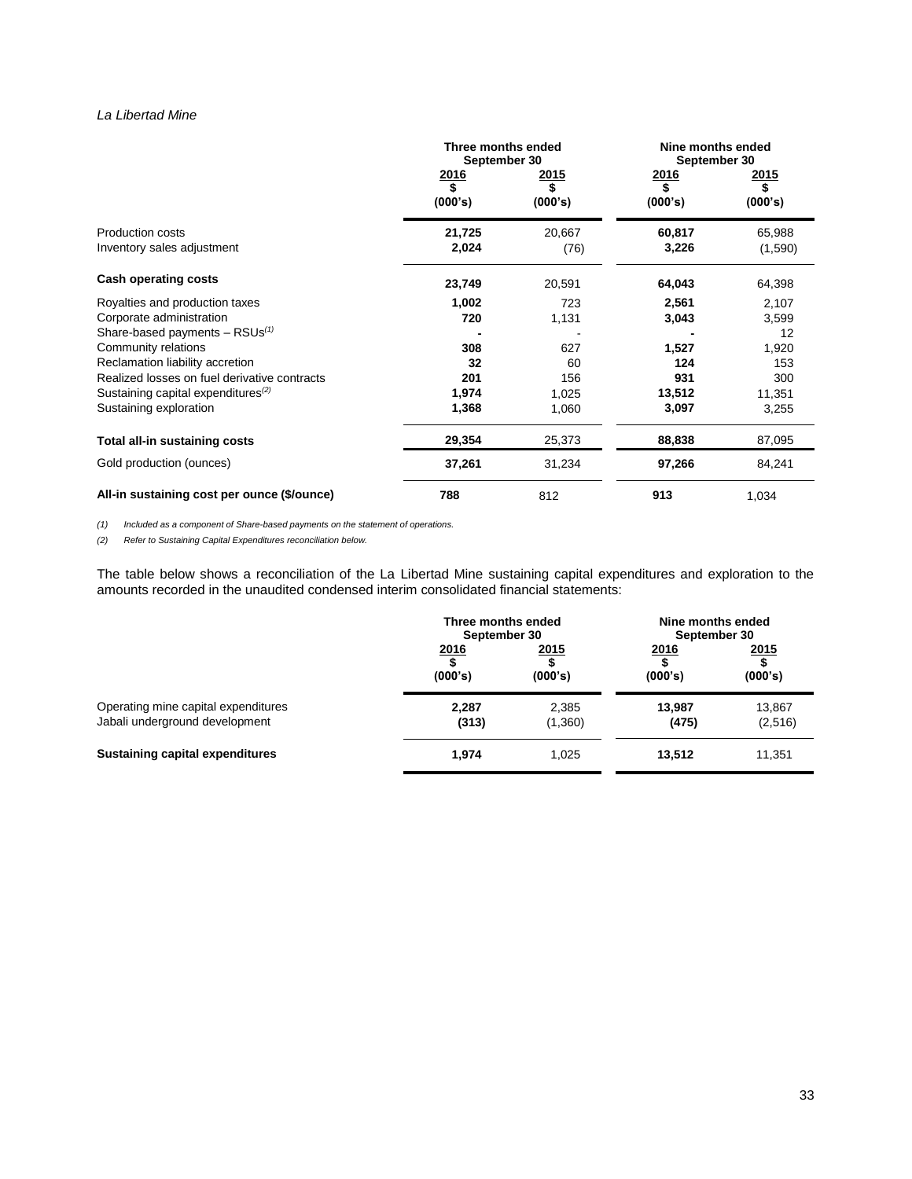*La Libertad Mine*

| | Three months ended September 30 | | Nine months ended September 30 | |
|---|---|---|---|---|
| | 2016 $ (000's) | 2015 $ (000's) | 2016 $ (000's) | 2015 $ (000's) |
| Production costs | **21,725** | 20,667 | **60,817** | 65,988 |
| Inventory sales adjustment | **2,024** | (76) | **3,226** | (1,590) |
| **Cash operating costs** | **23,749** | 20,591 | **64,043** | 64,398 |
| Royalties and production taxes | **1,002** | 723 | **2,561** | 2,107 |
| Corporate administration | **720** | 1,131 | **3,043** | 3,599 |
| Share-based payments – RSUs[(1)] | **-** | - | **-** | 12 |
| Community relations | **308** | 627 | **1,527** | 1,920 |
| Reclamation liability accretion | **32** | 60 | **124** | 153 |
| Realized losses on fuel derivative contracts | **201** | 156 | **931** | 300 |
| Sustaining capital expenditures[(2)] | **1,974** | 1,025 | **13,512** | 11,351 |
| Sustaining exploration | **1,368** | 1,060 | **3,097** | 3,255 |
| **Total all-in sustaining costs** | **29,354** | 25,373 | **88,838** | 87,095 |
| Gold production (ounces) | **37,261** | 31,234 | **97,266** | 84,241 |
| **All-in sustaining cost per ounce ($/ounce)** | **788** | 812 | **913** | 1,034 |

*(1) Included as a component of Share-based payments on the statement of operations.*

*(2) Refer to Sustaining Capital Expenditures reconciliation below.*

The table below shows a reconciliation of the La Libertad Mine sustaining capital expenditures and exploration to the amounts recorded in the unaudited condensed interim consolidated financial statements:

| | Three months ended September 30 | | Nine months ended September 30 | |
|---|---|---|---|---|
| | 2016 $ (000's) | 2015 $ (000's) | 2016 $ (000's) | 2015 $ (000's) |
| Operating mine capital expenditures | **2,287** | 2,385 | **13,987** | 13,867 |
| Jabali underground development | **(313)** | (1,360) | **(475)** | (2,516) |
| **Sustaining capital expenditures** | **1,974** | 1,025 | **13,512** | 11,351 |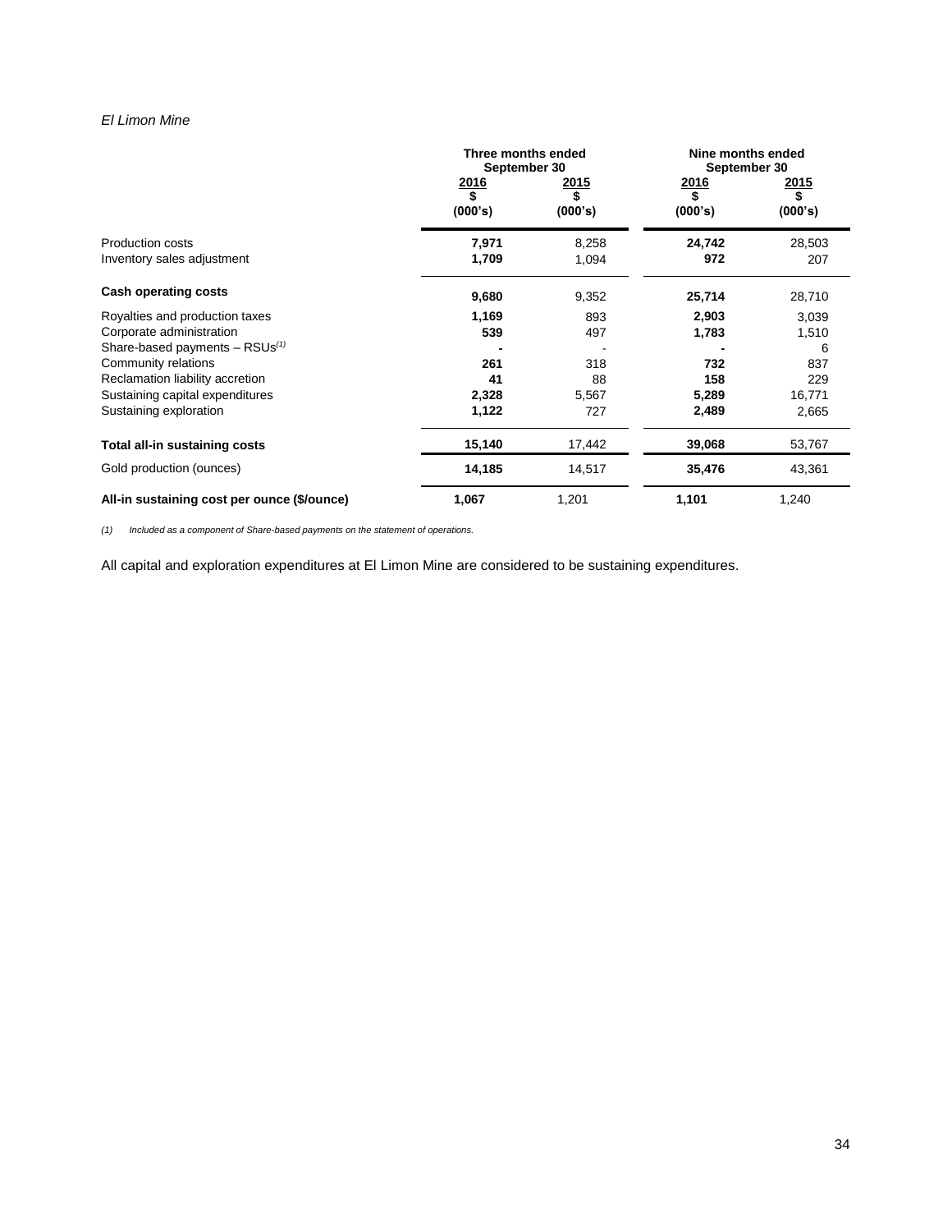*El Limon Mine*

| | Three months ended September 30 | | Nine months ended September 30 | |
|---|---|---|---|---|
| | **2016 \$ (000's)** | **2015 \$ (000's)** | **2016 \$ (000's)** | **2015 \$ (000's)** |
| Production costs | **7,971** | 8,258 | **24,742** | 28,503 |
| Inventory sales adjustment | **1,709** | 1,094 | **972** | 207 |
| **Cash operating costs** | **9,680** | 9,352 | **25,714** | 28,710 |
| Royalties and production taxes | **1,169** | 893 | **2,903** | 3,039 |
| Corporate administration | **539** | 497 | **1,783** | 1,510 |
| Share-based payments – RSUs[(1)] | **-** | - | **-** | 6 |
| Community relations | **261** | 318 | **732** | 837 |
| Reclamation liability accretion | **41** | 88 | **158** | 229 |
| Sustaining capital expenditures | **2,328** | 5,567 | **5,289** | 16,771 |
| Sustaining exploration | **1,122** | 727 | **2,489** | 2,665 |
| **Total all-in sustaining costs** | **15,140** | 17,442 | **39,068** | 53,767 |
| Gold production (ounces) | **14,185** | 14,517 | **35,476** | 43,361 |
| **All-in sustaining cost per ounce (\$/ounce)** | **1,067** | 1,201 | **1,101** | 1,240 |

*(1) Included as a component of Share-based payments on the statement of operations.*

All capital and exploration expenditures at El Limon Mine are considered to be sustaining expenditures.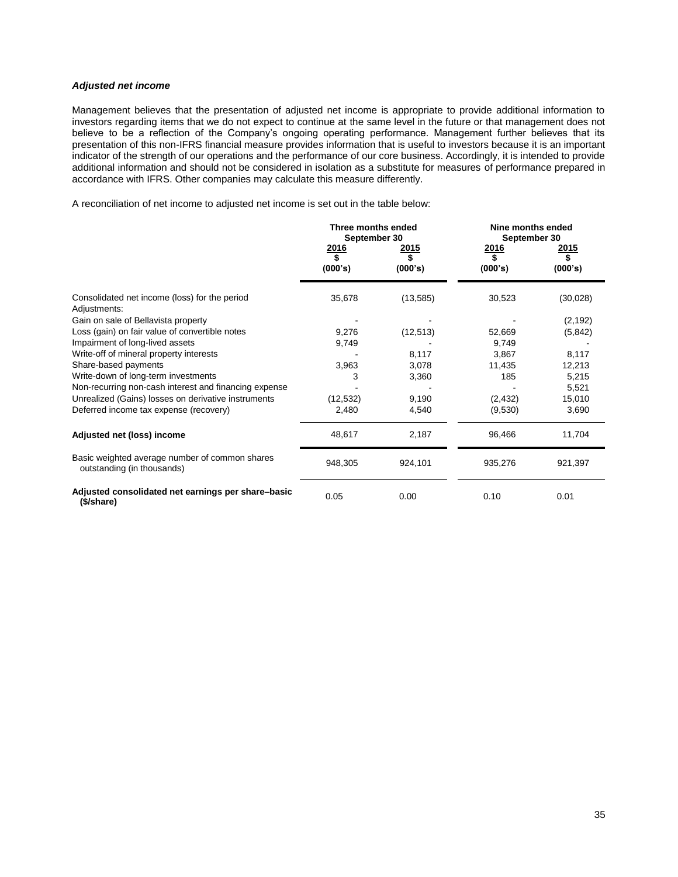***Adjusted net income***

Management believes that the presentation of adjusted net income is appropriate to provide additional information to investors regarding items that we do not expect to continue at the same level in the future or that management does not believe to be a reflection of the Company's ongoing operating performance. Management further believes that its presentation of this non-IFRS financial measure provides information that is useful to investors because it is an important indicator of the strength of our operations and the performance of our core business. Accordingly, it is intended to provide additional information and should not be considered in isolation as a substitute for measures of performance prepared in accordance with IFRS. Other companies may calculate this measure differently.

A reconciliation of net income to adjusted net income is set out in the table below:

| | **Three months ended September 30** | | **Nine months ended September 30** | |
|---|---|---|---|---|
| | **2016 $ (000's)** | **2015 $ (000's)** | **2016 $ (000's)** | **2015 $ (000's)** |
| Consolidated net income (loss) for the period | 35,678 | (13,585) | 30,523 | (30,028) |
| Adjustments: | | | | |
| Gain on sale of Bellavista property | - | - | - | (2,192) |
| Loss (gain) on fair value of convertible notes | 9,276 | (12,513) | 52,669 | (5,842) |
| Impairment of long-lived assets | 9,749 | - | 9,749 | - |
| Write-off of mineral property interests | - | 8,117 | 3,867 | 8,117 |
| Share-based payments | 3,963 | 3,078 | 11,435 | 12,213 |
| Write-down of long-term investments | 3 | 3,360 | 185 | 5,215 |
| Non-recurring non-cash interest and financing expense | - | - | - | 5,521 |
| Unrealized (Gains) losses on derivative instruments | (12,532) | 9,190 | (2,432) | 15,010 |
| Deferred income tax expense (recovery) | 2,480 | 4,540 | (9,530) | 3,690 |
| **Adjusted net (loss) income** | 48,617 | 2,187 | 96,466 | 11,704 |
| Basic weighted average number of common shares outstanding (in thousands) | 948,305 | 924,101 | 935,276 | 921,397 |
| **Adjusted consolidated net earnings per share–basic ($/share)** | 0.05 | 0.00 | 0.10 | 0.01 |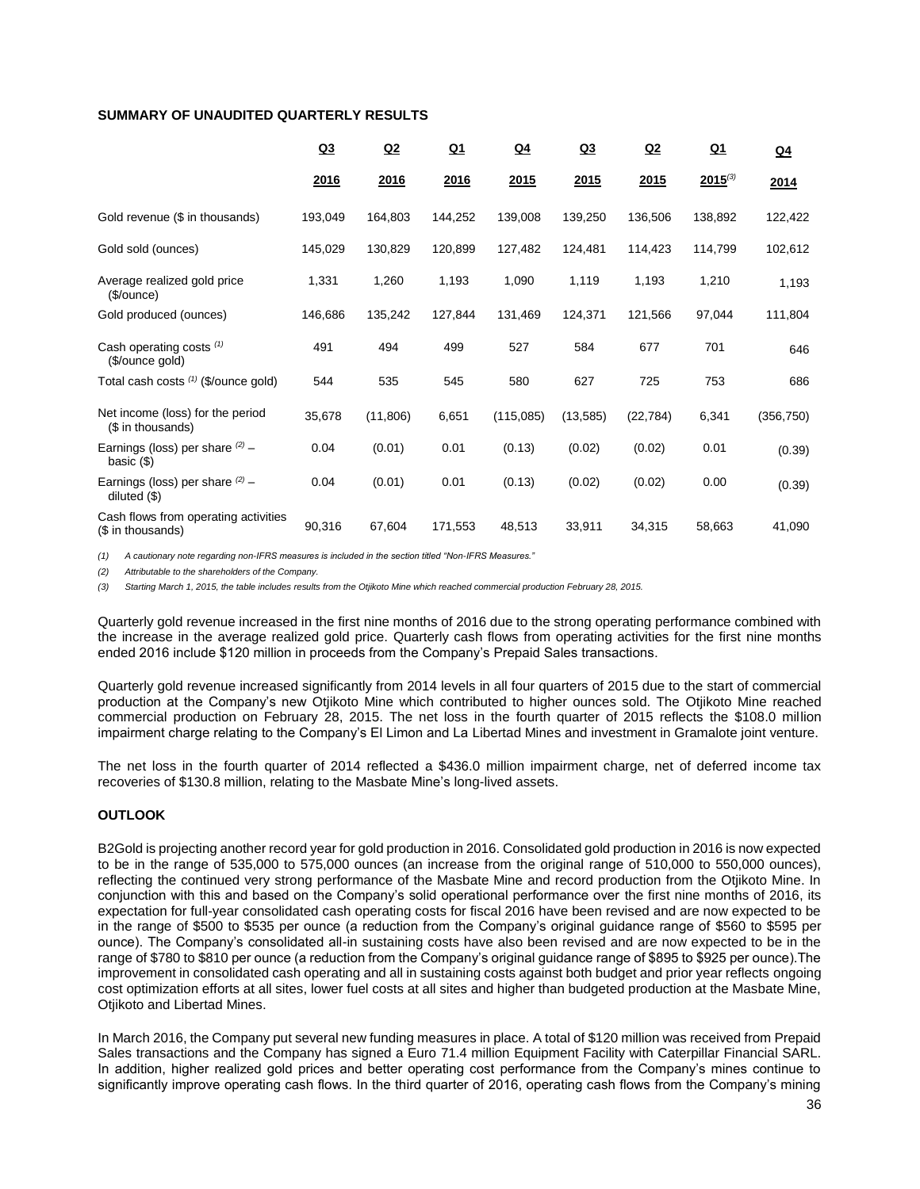**SUMMARY OF UNAUDITED QUARTERLY RESULTS**

| | Q3 2016 | Q2 2016 | Q1 2016 | Q4 2015 | Q3 2015 | Q2 2015 | Q1 2015[(3)] | Q4 2014 |
|---|---|---|---|---|---|---|---|---|
| Gold revenue ($ in thousands) | 193,049 | 164,803 | 144,252 | 139,008 | 139,250 | 136,506 | 138,892 | 122,422 |
| Gold sold (ounces) | 145,029 | 130,829 | 120,899 | 127,482 | 124,481 | 114,423 | 114,799 | 102,612 |
| Average realized gold price ($/ounce) | 1,331 | 1,260 | 1,193 | 1,090 | 1,119 | 1,193 | 1,210 | 1,193 |
| Gold produced (ounces) | 146,686 | 135,242 | 127,844 | 131,469 | 124,371 | 121,566 | 97,044 | 111,804 |
| Cash operating costs [(1)] ($/ounce gold) | 491 | 494 | 499 | 527 | 584 | 677 | 701 | 646 |
| Total cash costs [(1)] ($/ounce gold) | 544 | 535 | 545 | 580 | 627 | 725 | 753 | 686 |
| Net income (loss) for the period ($ in thousands) | 35,678 | (11,806) | 6,651 | (115,085) | (13,585) | (22,784) | 6,341 | (356,750) |
| Earnings (loss) per share [(2)] – basic ($) | 0.04 | (0.01) | 0.01 | (0.13) | (0.02) | (0.02) | 0.01 | (0.39) |
| Earnings (loss) per share [(2)] – diluted ($) | 0.04 | (0.01) | 0.01 | (0.13) | (0.02) | (0.02) | 0.00 | (0.39) |
| Cash flows from operating activities ($ in thousands) | 90,316 | 67,604 | 171,553 | 48,513 | 33,911 | 34,315 | 58,663 | 41,090 |

*(1) A cautionary note regarding non-IFRS measures is included in the section titled "Non-IFRS Measures."*

*(2) Attributable to the shareholders of the Company.*

*(3) Starting March 1, 2015, the table includes results from the Otjikoto Mine which reached commercial production February 28, 2015.*

Quarterly gold revenue increased in the first nine months of 2016 due to the strong operating performance combined with the increase in the average realized gold price. Quarterly cash flows from operating activities for the first nine months ended 2016 include $120 million in proceeds from the Company's Prepaid Sales transactions.

Quarterly gold revenue increased significantly from 2014 levels in all four quarters of 2015 due to the start of commercial production at the Company's new Otjikoto Mine which contributed to higher ounces sold. The Otjikoto Mine reached commercial production on February 28, 2015. The net loss in the fourth quarter of 2015 reflects the $108.0 million impairment charge relating to the Company's El Limon and La Libertad Mines and investment in Gramalote joint venture.

The net loss in the fourth quarter of 2014 reflected a $436.0 million impairment charge, net of deferred income tax recoveries of $130.8 million, relating to the Masbate Mine's long-lived assets.

**OUTLOOK**

B2Gold is projecting another record year for gold production in 2016. Consolidated gold production in 2016 is now expected to be in the range of 535,000 to 575,000 ounces (an increase from the original range of 510,000 to 550,000 ounces), reflecting the continued very strong performance of the Masbate Mine and record production from the Otjikoto Mine. In conjunction with this and based on the Company's solid operational performance over the first nine months of 2016, its expectation for full-year consolidated cash operating costs for fiscal 2016 have been revised and are now expected to be in the range of $500 to $535 per ounce (a reduction from the Company's original guidance range of $560 to $595 per ounce). The Company's consolidated all-in sustaining costs have also been revised and are now expected to be in the range of $780 to $810 per ounce (a reduction from the Company's original guidance range of $895 to $925 per ounce).The improvement in consolidated cash operating and all in sustaining costs against both budget and prior year reflects ongoing cost optimization efforts at all sites, lower fuel costs at all sites and higher than budgeted production at the Masbate Mine, Otjikoto and Libertad Mines.

In March 2016, the Company put several new funding measures in place. A total of $120 million was received from Prepaid Sales transactions and the Company has signed a Euro 71.4 million Equipment Facility with Caterpillar Financial SARL. In addition, higher realized gold prices and better operating cost performance from the Company's mines continue to significantly improve operating cash flows. In the third quarter of 2016, operating cash flows from the Company's mining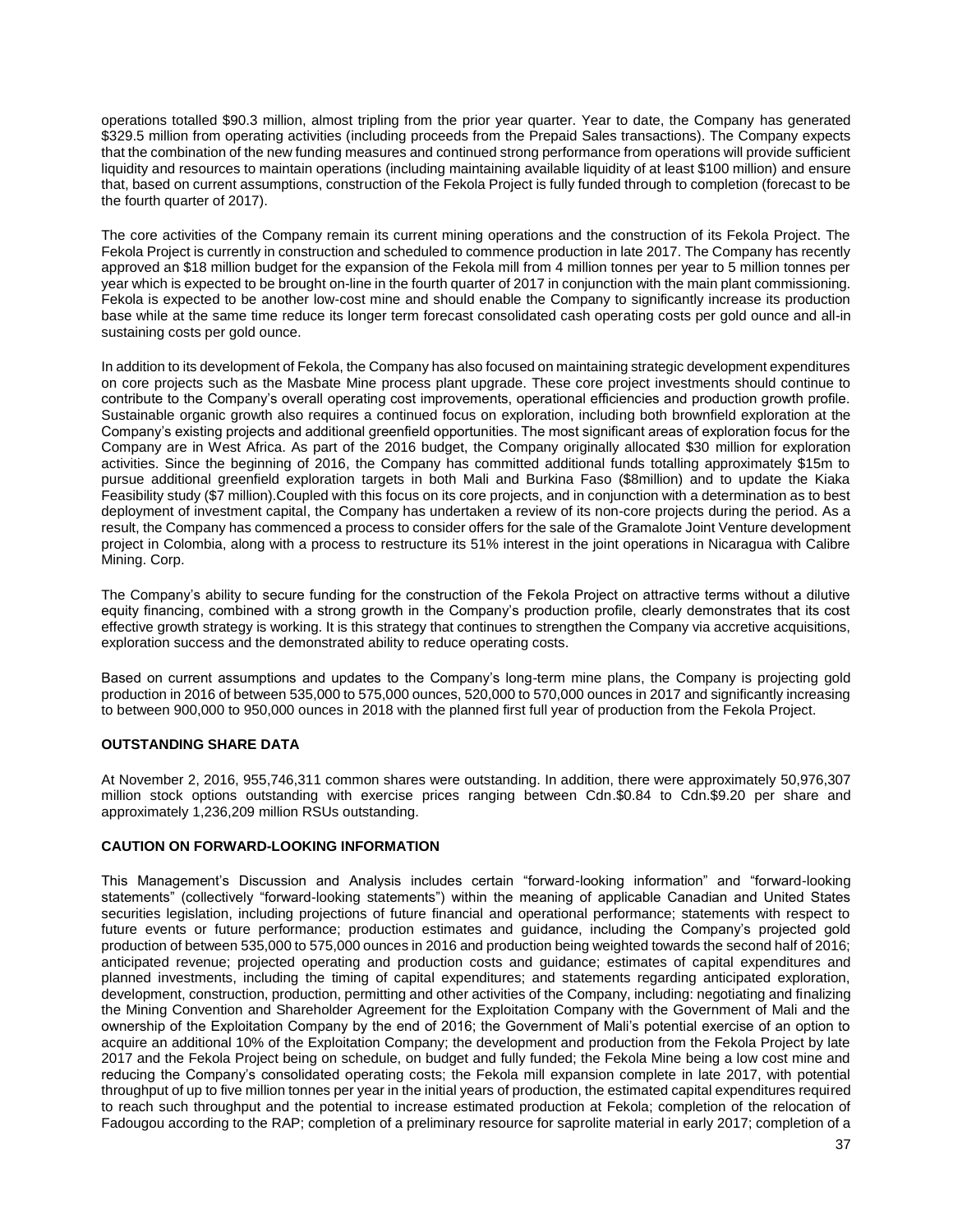operations totalled $90.3 million, almost tripling from the prior year quarter. Year to date, the Company has generated $329.5 million from operating activities (including proceeds from the Prepaid Sales transactions). The Company expects that the combination of the new funding measures and continued strong performance from operations will provide sufficient liquidity and resources to maintain operations (including maintaining available liquidity of at least $100 million) and ensure that, based on current assumptions, construction of the Fekola Project is fully funded through to completion (forecast to be the fourth quarter of 2017).

The core activities of the Company remain its current mining operations and the construction of its Fekola Project. The Fekola Project is currently in construction and scheduled to commence production in late 2017. The Company has recently approved an $18 million budget for the expansion of the Fekola mill from 4 million tonnes per year to 5 million tonnes per year which is expected to be brought on-line in the fourth quarter of 2017 in conjunction with the main plant commissioning. Fekola is expected to be another low-cost mine and should enable the Company to significantly increase its production base while at the same time reduce its longer term forecast consolidated cash operating costs per gold ounce and all-in sustaining costs per gold ounce.

In addition to its development of Fekola, the Company has also focused on maintaining strategic development expenditures on core projects such as the Masbate Mine process plant upgrade. These core project investments should continue to contribute to the Company's overall operating cost improvements, operational efficiencies and production growth profile. Sustainable organic growth also requires a continued focus on exploration, including both brownfield exploration at the Company's existing projects and additional greenfield opportunities. The most significant areas of exploration focus for the Company are in West Africa. As part of the 2016 budget, the Company originally allocated $30 million for exploration activities. Since the beginning of 2016, the Company has committed additional funds totalling approximately $15m to pursue additional greenfield exploration targets in both Mali and Burkina Faso ($8million) and to update the Kiaka Feasibility study ($7 million).Coupled with this focus on its core projects, and in conjunction with a determination as to best deployment of investment capital, the Company has undertaken a review of its non-core projects during the period. As a result, the Company has commenced a process to consider offers for the sale of the Gramalote Joint Venture development project in Colombia, along with a process to restructure its 51% interest in the joint operations in Nicaragua with Calibre Mining. Corp.

The Company's ability to secure funding for the construction of the Fekola Project on attractive terms without a dilutive equity financing, combined with a strong growth in the Company's production profile, clearly demonstrates that its cost effective growth strategy is working. It is this strategy that continues to strengthen the Company via accretive acquisitions, exploration success and the demonstrated ability to reduce operating costs.

Based on current assumptions and updates to the Company's long-term mine plans, the Company is projecting gold production in 2016 of between 535,000 to 575,000 ounces, 520,000 to 570,000 ounces in 2017 and significantly increasing to between 900,000 to 950,000 ounces in 2018 with the planned first full year of production from the Fekola Project.

## OUTSTANDING SHARE DATA

At November 2, 2016, 955,746,311 common shares were outstanding. In addition, there were approximately 50,976,307 million stock options outstanding with exercise prices ranging between Cdn.$0.84 to Cdn.$9.20 per share and approximately 1,236,209 million RSUs outstanding.

## CAUTION ON FORWARD-LOOKING INFORMATION

This Management's Discussion and Analysis includes certain "forward-looking information" and "forward-looking statements" (collectively "forward-looking statements") within the meaning of applicable Canadian and United States securities legislation, including projections of future financial and operational performance; statements with respect to future events or future performance; production estimates and guidance, including the Company's projected gold production of between 535,000 to 575,000 ounces in 2016 and production being weighted towards the second half of 2016; anticipated revenue; projected operating and production costs and guidance; estimates of capital expenditures and planned investments, including the timing of capital expenditures; and statements regarding anticipated exploration, development, construction, production, permitting and other activities of the Company, including: negotiating and finalizing the Mining Convention and Shareholder Agreement for the Exploitation Company with the Government of Mali and the ownership of the Exploitation Company by the end of 2016; the Government of Mali's potential exercise of an option to acquire an additional 10% of the Exploitation Company; the development and production from the Fekola Project by late 2017 and the Fekola Project being on schedule, on budget and fully funded; the Fekola Mine being a low cost mine and reducing the Company's consolidated operating costs; the Fekola mill expansion complete in late 2017, with potential throughput of up to five million tonnes per year in the initial years of production, the estimated capital expenditures required to reach such throughput and the potential to increase estimated production at Fekola; completion of the relocation of Fadougou according to the RAP; completion of a preliminary resource for saprolite material in early 2017; completion of a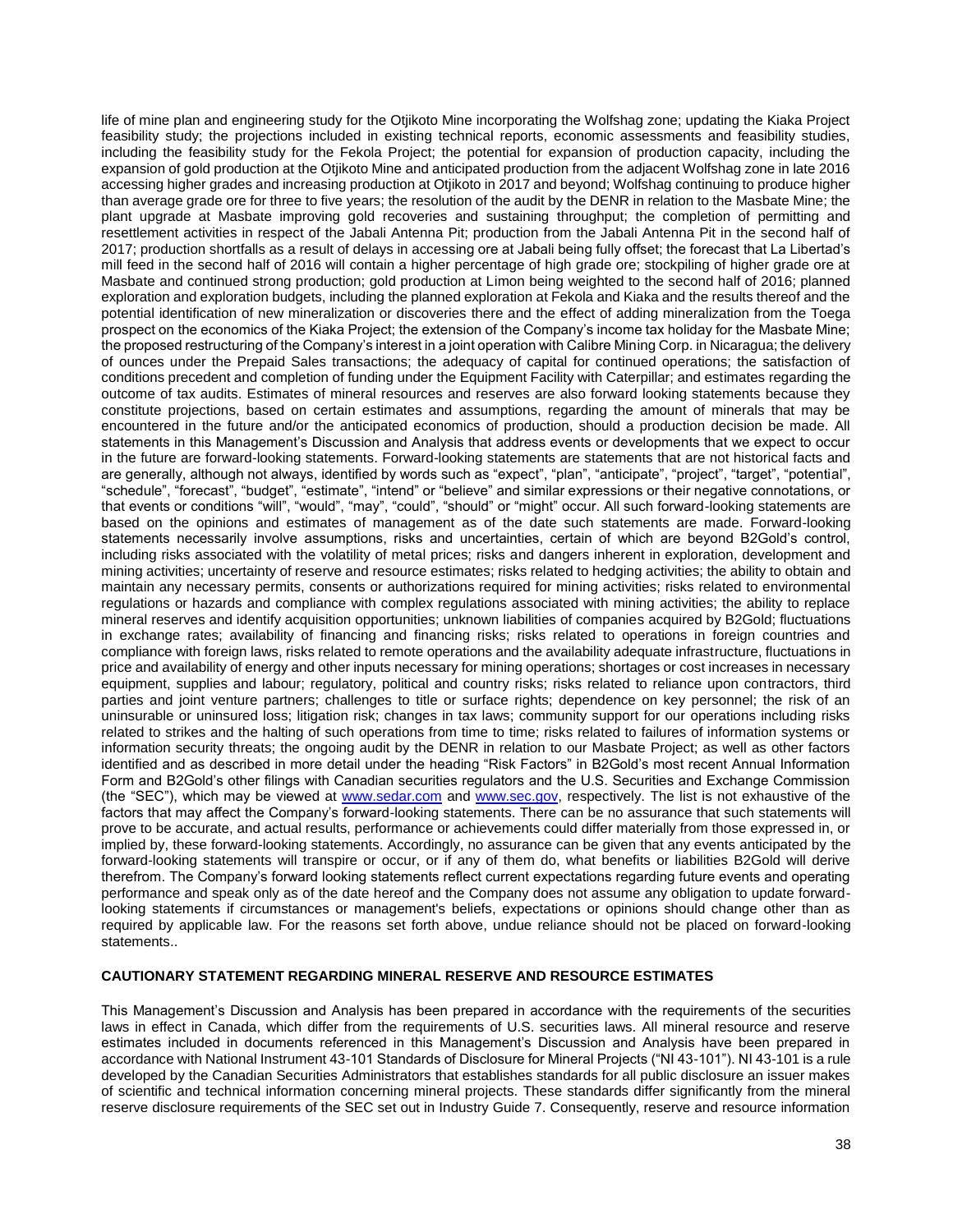life of mine plan and engineering study for the Otjikoto Mine incorporating the Wolfshag zone; updating the Kiaka Project feasibility study; the projections included in existing technical reports, economic assessments and feasibility studies, including the feasibility study for the Fekola Project; the potential for expansion of production capacity, including the expansion of gold production at the Otjikoto Mine and anticipated production from the adjacent Wolfshag zone in late 2016 accessing higher grades and increasing production at Otjikoto in 2017 and beyond; Wolfshag continuing to produce higher than average grade ore for three to five years; the resolution of the audit by the DENR in relation to the Masbate Mine; the plant upgrade at Masbate improving gold recoveries and sustaining throughput; the completion of permitting and resettlement activities in respect of the Jabali Antenna Pit; production from the Jabali Antenna Pit in the second half of 2017; production shortfalls as a result of delays in accessing ore at Jabali being fully offset; the forecast that La Libertad's mill feed in the second half of 2016 will contain a higher percentage of high grade ore; stockpiling of higher grade ore at Masbate and continued strong production; gold production at Limon being weighted to the second half of 2016; planned exploration and exploration budgets, including the planned exploration at Fekola and Kiaka and the results thereof and the potential identification of new mineralization or discoveries there and the effect of adding mineralization from the Toega prospect on the economics of the Kiaka Project; the extension of the Company's income tax holiday for the Masbate Mine; the proposed restructuring of the Company's interest in a joint operation with Calibre Mining Corp. in Nicaragua; the delivery of ounces under the Prepaid Sales transactions; the adequacy of capital for continued operations; the satisfaction of conditions precedent and completion of funding under the Equipment Facility with Caterpillar; and estimates regarding the outcome of tax audits. Estimates of mineral resources and reserves are also forward looking statements because they constitute projections, based on certain estimates and assumptions, regarding the amount of minerals that may be encountered in the future and/or the anticipated economics of production, should a production decision be made. All statements in this Management's Discussion and Analysis that address events or developments that we expect to occur in the future are forward-looking statements. Forward-looking statements are statements that are not historical facts and are generally, although not always, identified by words such as "expect", "plan", "anticipate", "project", "target", "potential", "schedule", "forecast", "budget", "estimate", "intend" or "believe" and similar expressions or their negative connotations, or that events or conditions "will", "would", "may", "could", "should" or "might" occur. All such forward-looking statements are based on the opinions and estimates of management as of the date such statements are made. Forward-looking statements necessarily involve assumptions, risks and uncertainties, certain of which are beyond B2Gold's control, including risks associated with the volatility of metal prices; risks and dangers inherent in exploration, development and mining activities; uncertainty of reserve and resource estimates; risks related to hedging activities; the ability to obtain and maintain any necessary permits, consents or authorizations required for mining activities; risks related to environmental regulations or hazards and compliance with complex regulations associated with mining activities; the ability to replace mineral reserves and identify acquisition opportunities; unknown liabilities of companies acquired by B2Gold; fluctuations in exchange rates; availability of financing and financing risks; risks related to operations in foreign countries and compliance with foreign laws, risks related to remote operations and the availability adequate infrastructure, fluctuations in price and availability of energy and other inputs necessary for mining operations; shortages or cost increases in necessary equipment, supplies and labour; regulatory, political and country risks; risks related to reliance upon contractors, third parties and joint venture partners; challenges to title or surface rights; dependence on key personnel; the risk of an uninsurable or uninsured loss; litigation risk; changes in tax laws; community support for our operations including risks related to strikes and the halting of such operations from time to time; risks related to failures of information systems or information security threats; the ongoing audit by the DENR in relation to our Masbate Project; as well as other factors identified and as described in more detail under the heading "Risk Factors" in B2Gold's most recent Annual Information Form and B2Gold's other filings with Canadian securities regulators and the U.S. Securities and Exchange Commission (the "SEC"), which may be viewed at www.sedar.com and www.sec.gov, respectively. The list is not exhaustive of the factors that may affect the Company's forward-looking statements. There can be no assurance that such statements will prove to be accurate, and actual results, performance or achievements could differ materially from those expressed in, or implied by, these forward-looking statements. Accordingly, no assurance can be given that any events anticipated by the forward-looking statements will transpire or occur, or if any of them do, what benefits or liabilities B2Gold will derive therefrom. The Company's forward looking statements reflect current expectations regarding future events and operating performance and speak only as of the date hereof and the Company does not assume any obligation to update forward-looking statements if circumstances or management's beliefs, expectations or opinions should change other than as required by applicable law. For the reasons set forth above, undue reliance should not be placed on forward-looking statements..

## CAUTIONARY STATEMENT REGARDING MINERAL RESERVE AND RESOURCE ESTIMATES

This Management's Discussion and Analysis has been prepared in accordance with the requirements of the securities laws in effect in Canada, which differ from the requirements of U.S. securities laws. All mineral resource and reserve estimates included in documents referenced in this Management's Discussion and Analysis have been prepared in accordance with National Instrument 43-101 Standards of Disclosure for Mineral Projects ("NI 43-101"). NI 43-101 is a rule developed by the Canadian Securities Administrators that establishes standards for all public disclosure an issuer makes of scientific and technical information concerning mineral projects. These standards differ significantly from the mineral reserve disclosure requirements of the SEC set out in Industry Guide 7. Consequently, reserve and resource information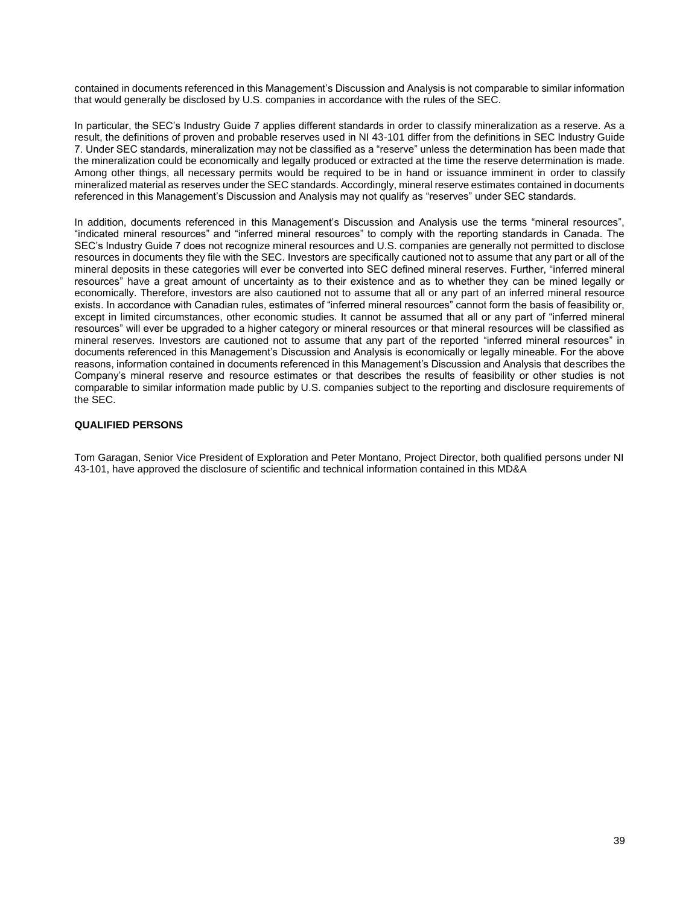contained in documents referenced in this Management's Discussion and Analysis is not comparable to similar information that would generally be disclosed by U.S. companies in accordance with the rules of the SEC.

In particular, the SEC's Industry Guide 7 applies different standards in order to classify mineralization as a reserve. As a result, the definitions of proven and probable reserves used in NI 43-101 differ from the definitions in SEC Industry Guide 7. Under SEC standards, mineralization may not be classified as a "reserve" unless the determination has been made that the mineralization could be economically and legally produced or extracted at the time the reserve determination is made. Among other things, all necessary permits would be required to be in hand or issuance imminent in order to classify mineralized material as reserves under the SEC standards. Accordingly, mineral reserve estimates contained in documents referenced in this Management's Discussion and Analysis may not qualify as "reserves" under SEC standards.

In addition, documents referenced in this Management's Discussion and Analysis use the terms "mineral resources", "indicated mineral resources" and "inferred mineral resources" to comply with the reporting standards in Canada. The SEC's Industry Guide 7 does not recognize mineral resources and U.S. companies are generally not permitted to disclose resources in documents they file with the SEC. Investors are specifically cautioned not to assume that any part or all of the mineral deposits in these categories will ever be converted into SEC defined mineral reserves. Further, "inferred mineral resources" have a great amount of uncertainty as to their existence and as to whether they can be mined legally or economically. Therefore, investors are also cautioned not to assume that all or any part of an inferred mineral resource exists. In accordance with Canadian rules, estimates of "inferred mineral resources" cannot form the basis of feasibility or, except in limited circumstances, other economic studies. It cannot be assumed that all or any part of "inferred mineral resources" will ever be upgraded to a higher category or mineral resources or that mineral resources will be classified as mineral reserves. Investors are cautioned not to assume that any part of the reported "inferred mineral resources" in documents referenced in this Management's Discussion and Analysis is economically or legally mineable. For the above reasons, information contained in documents referenced in this Management's Discussion and Analysis that describes the Company's mineral reserve and resource estimates or that describes the results of feasibility or other studies is not comparable to similar information made public by U.S. companies subject to the reporting and disclosure requirements of the SEC.

**QUALIFIED PERSONS**

Tom Garagan, Senior Vice President of Exploration and Peter Montano, Project Director, both qualified persons under NI 43-101, have approved the disclosure of scientific and technical information contained in this MD&A